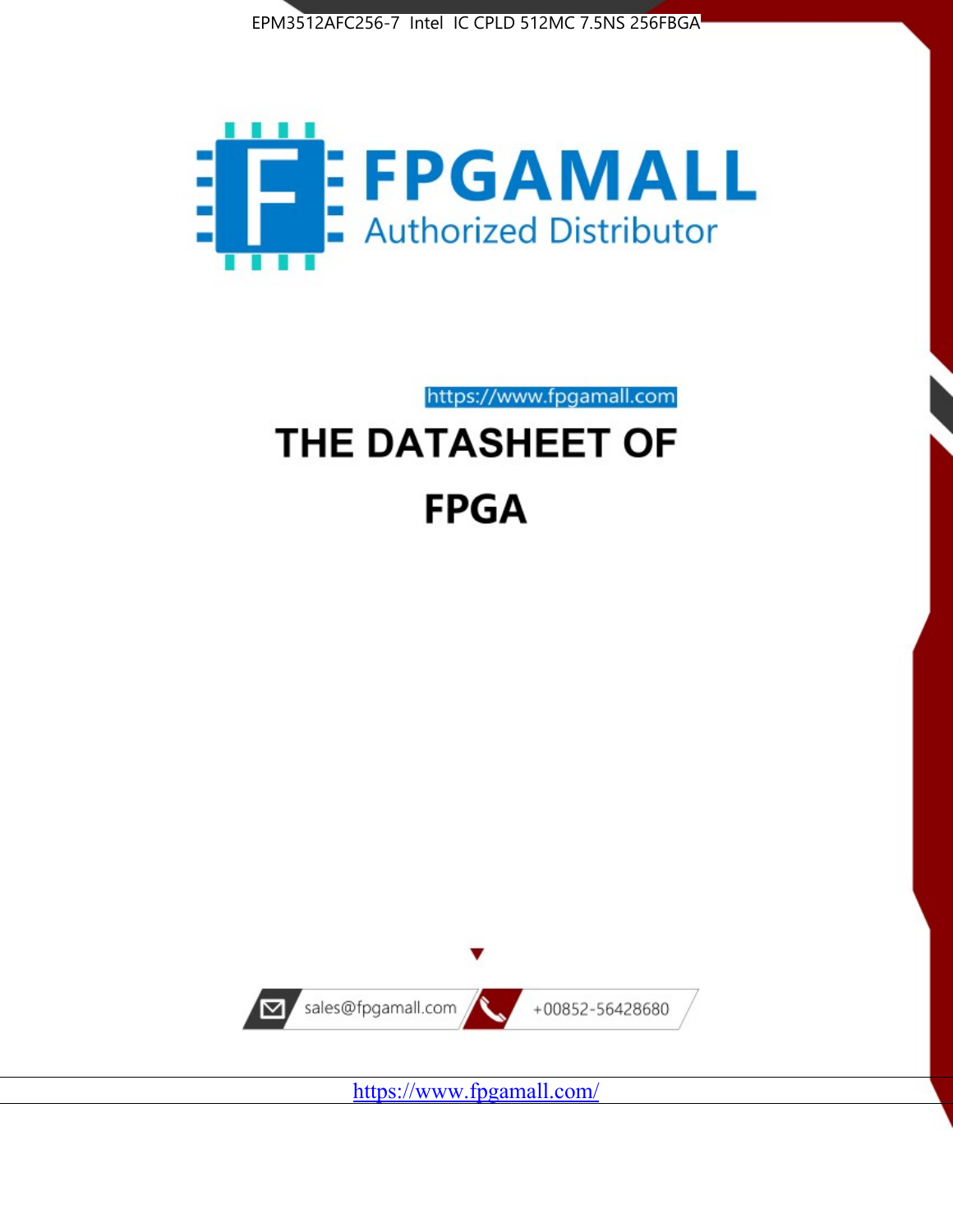FPGAMALL
Authorized Distributor

https://www.fpgamall.com

# THE DATASHEET OF

# FPGA

sales@fpgamall.com

+00852-56428680

https://www.fpgamall.com/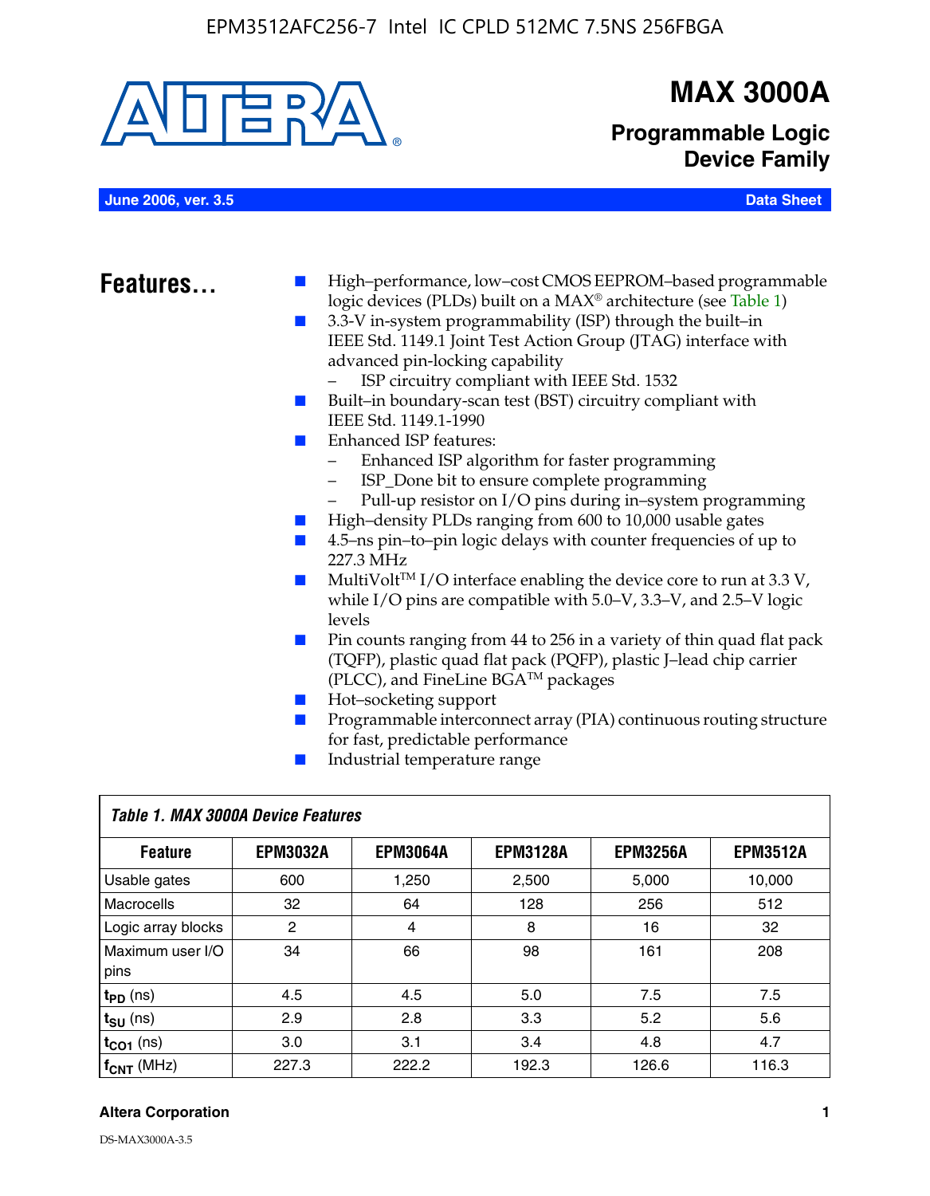# MAX 3000A

## Programmable Logic Device Family

**June 2006, ver. 3.5** **Data Sheet**

## Features...

- High–performance, low–cost CMOS EEPROM–based programmable logic devices (PLDs) built on a MAX® architecture (see Table 1)
- 3.3-V in-system programmability (ISP) through the built–in IEEE Std. 1149.1 Joint Test Action Group (JTAG) interface with advanced pin-locking capability
  - ISP circuitry compliant with IEEE Std. 1532
- Built–in boundary-scan test (BST) circuitry compliant with IEEE Std. 1149.1-1990
- Enhanced ISP features:
  - Enhanced ISP algorithm for faster programming
  - ISP_Done bit to ensure complete programming
  - Pull-up resistor on I/O pins during in–system programming
- High–density PLDs ranging from 600 to 10,000 usable gates
- 4.5–ns pin–to–pin logic delays with counter frequencies of up to 227.3 MHz
- MultiVolt™ I/O interface enabling the device core to run at 3.3 V, while I/O pins are compatible with 5.0–V, 3.3–V, and 2.5–V logic levels
- Pin counts ranging from 44 to 256 in a variety of thin quad flat pack (TQFP), plastic quad flat pack (PQFP), plastic J–lead chip carrier (PLCC), and FineLine BGA™ packages
- Hot–socketing support
- Programmable interconnect array (PIA) continuous routing structure for fast, predictable performance
- Industrial temperature range

*Table 1. MAX 3000A Device Features*

| Feature | EPM3032A | EPM3064A | EPM3128A | EPM3256A | EPM3512A |
|---|---|---|---|---|---|
| Usable gates | 600 | 1,250 | 2,500 | 5,000 | 10,000 |
| Macrocells | 32 | 64 | 128 | 256 | 512 |
| Logic array blocks | 2 | 4 | 8 | 16 | 32 |
| Maximum user I/O pins | 34 | 66 | 98 | 161 | 208 |
| $t_{PD}$ (ns) | 4.5 | 4.5 | 5.0 | 7.5 | 7.5 |
| $t_{SU}$ (ns) | 2.9 | 2.8 | 3.3 | 5.2 | 5.6 |
| $t_{CO1}$ (ns) | 3.0 | 3.1 | 3.4 | 4.8 | 4.7 |
| $f_{CNT}$ (MHz) | 227.3 | 222.2 | 192.3 | 126.6 | 116.3 |

DS-MAX3000A-3.5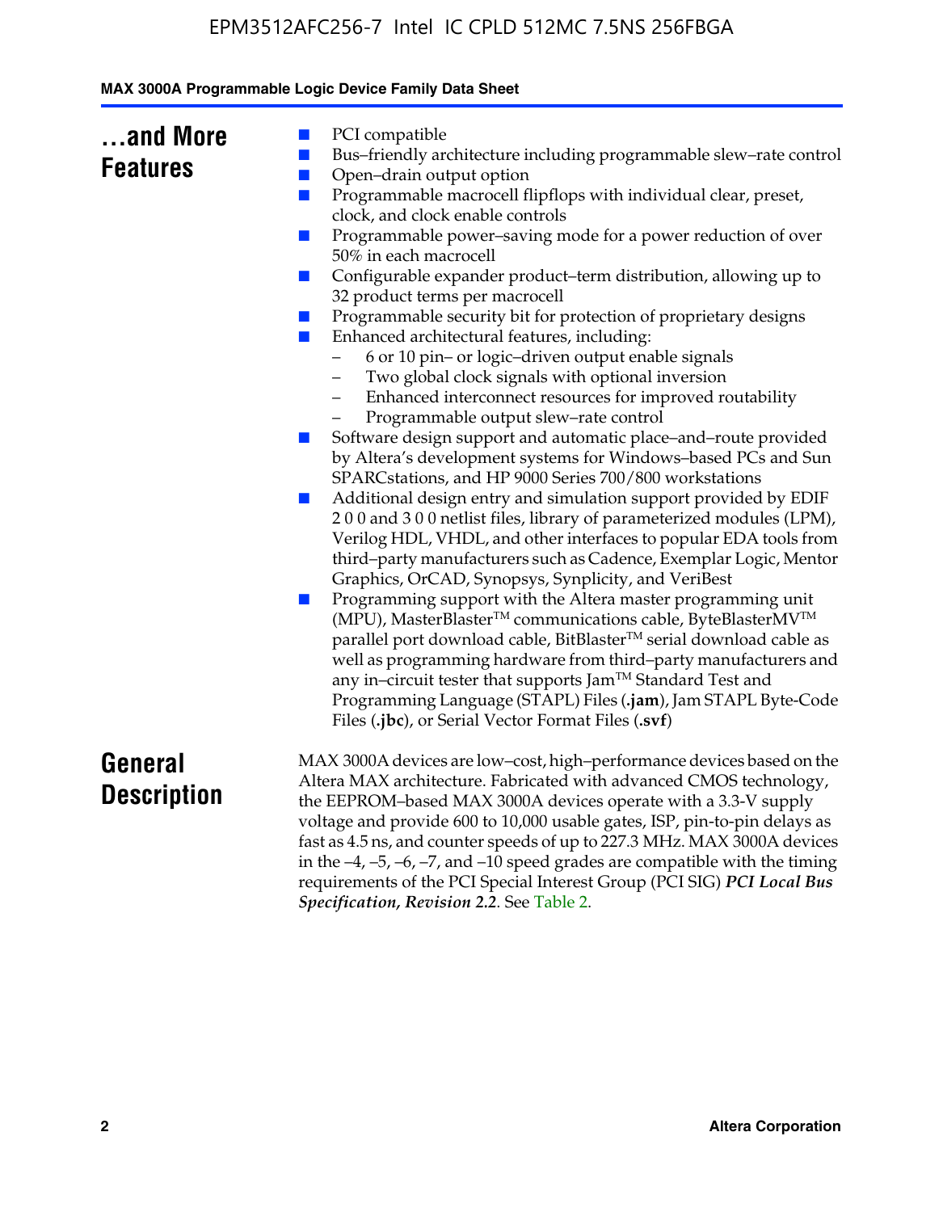## ...and More Features

- PCI compatible
- Bus–friendly architecture including programmable slew–rate control
- Open–drain output option
- Programmable macrocell flipflops with individual clear, preset, clock, and clock enable controls
- Programmable power–saving mode for a power reduction of over 50% in each macrocell
- Configurable expander product–term distribution, allowing up to 32 product terms per macrocell
- Programmable security bit for protection of proprietary designs
- Enhanced architectural features, including:
  - 6 or 10 pin– or logic–driven output enable signals
  - Two global clock signals with optional inversion
  - Enhanced interconnect resources for improved routability
  - Programmable output slew–rate control
- Software design support and automatic place–and–route provided by Altera's development systems for Windows–based PCs and Sun SPARCstations, and HP 9000 Series 700/800 workstations
- Additional design entry and simulation support provided by EDIF 2 0 0 and 3 0 0 netlist files, library of parameterized modules (LPM), Verilog HDL, VHDL, and other interfaces to popular EDA tools from third–party manufacturers such as Cadence, Exemplar Logic, Mentor Graphics, OrCAD, Synopsys, Synplicity, and VeriBest
- Programming support with the Altera master programming unit (MPU), MasterBlaster™ communications cable, ByteBlasterMV™ parallel port download cable, BitBlaster™ serial download cable as well as programming hardware from third–party manufacturers and any in–circuit tester that supports Jam™ Standard Test and Programming Language (STAPL) Files (**.jam**), Jam STAPL Byte-Code Files (**.jbc**), or Serial Vector Format Files (**.svf**)

## General Description

MAX 3000A devices are low–cost, high–performance devices based on the Altera MAX architecture. Fabricated with advanced CMOS technology, the EEPROM–based MAX 3000A devices operate with a 3.3-V supply voltage and provide 600 to 10,000 usable gates, ISP, pin-to-pin delays as fast as 4.5 ns, and counter speeds of up to 227.3 MHz. MAX 3000A devices in the –4, –5, –6, –7, and –10 speed grades are compatible with the timing requirements of the PCI Special Interest Group (PCI SIG) ***PCI Local Bus Specification, Revision 2.2***. See Table 2.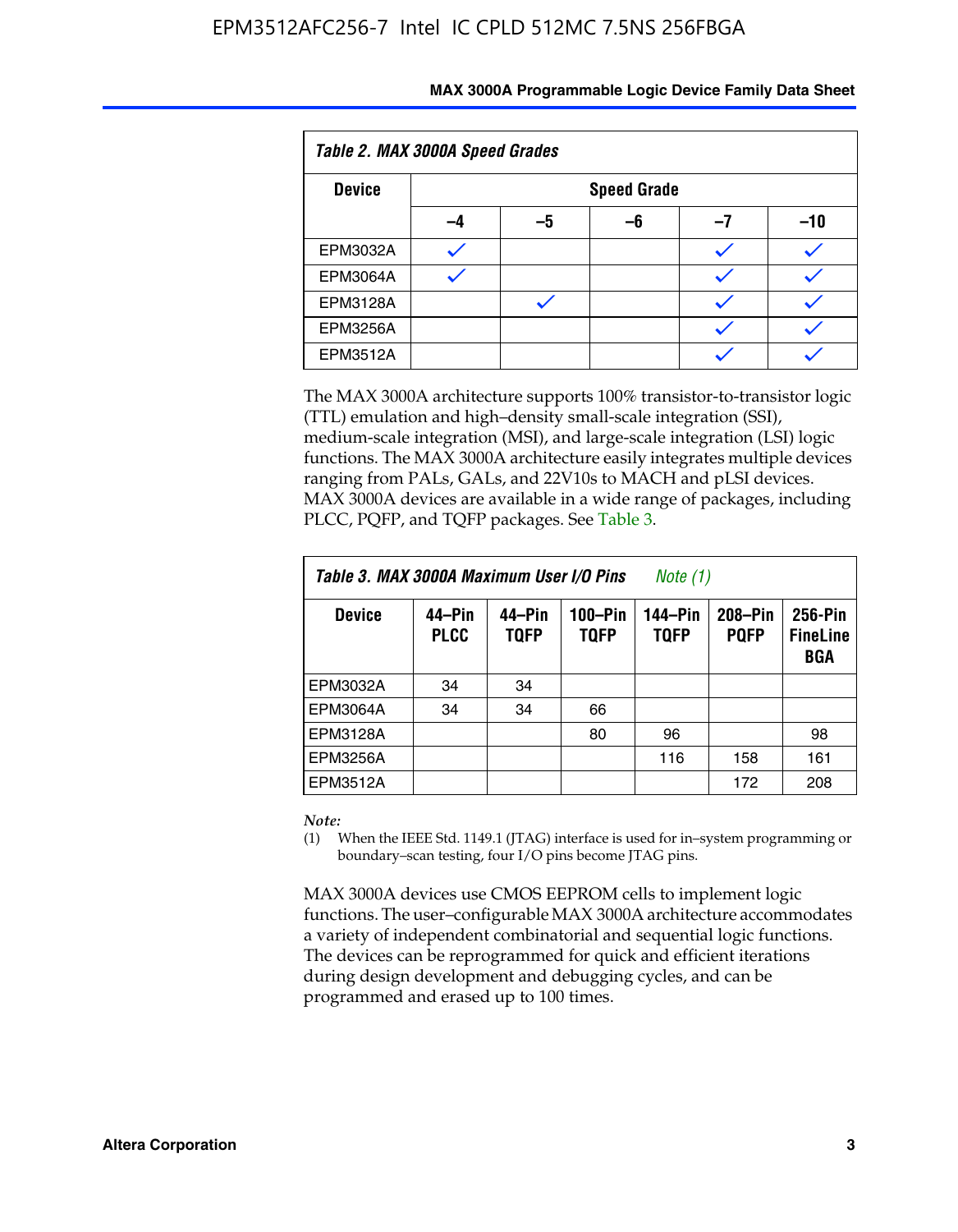*Table 2. MAX 3000A Speed Grades*

| Device | Speed Grade | | | | |
|---|---|---|---|---|---|
| | –4 | –5 | –6 | –7 | –10 |
| EPM3032A | ✓ | | | ✓ | ✓ |
| EPM3064A | ✓ | | | ✓ | ✓ |
| EPM3128A | | ✓ | | ✓ | ✓ |
| EPM3256A | | | | ✓ | ✓ |
| EPM3512A | | | | ✓ | ✓ |

The MAX 3000A architecture supports 100% transistor-to-transistor logic (TTL) emulation and high–density small-scale integration (SSI), medium-scale integration (MSI), and large-scale integration (LSI) logic functions. The MAX 3000A architecture easily integrates multiple devices ranging from PALs, GALs, and 22V10s to MACH and pLSI devices. MAX 3000A devices are available in a wide range of packages, including PLCC, PQFP, and TQFP packages. See Table 3.

*Table 3. MAX 3000A Maximum User I/O Pins* *Note (1)*

| Device | 44–Pin PLCC | 44–Pin TQFP | 100–Pin TQFP | 144–Pin TQFP | 208–Pin PQFP | 256-Pin FineLine BGA |
|---|---|---|---|---|---|---|
| EPM3032A | 34 | 34 | | | | |
| EPM3064A | 34 | 34 | 66 | | | |
| EPM3128A | | | 80 | 96 | | 98 |
| EPM3256A | | | | 116 | 158 | 161 |
| EPM3512A | | | | | 172 | 208 |

*Note:*

(1) When the IEEE Std. 1149.1 (JTAG) interface is used for in–system programming or boundary–scan testing, four I/O pins become JTAG pins.

MAX 3000A devices use CMOS EEPROM cells to implement logic functions. The user–configurable MAX 3000A architecture accommodates a variety of independent combinatorial and sequential logic functions. The devices can be reprogrammed for quick and efficient iterations during design development and debugging cycles, and can be programmed and erased up to 100 times.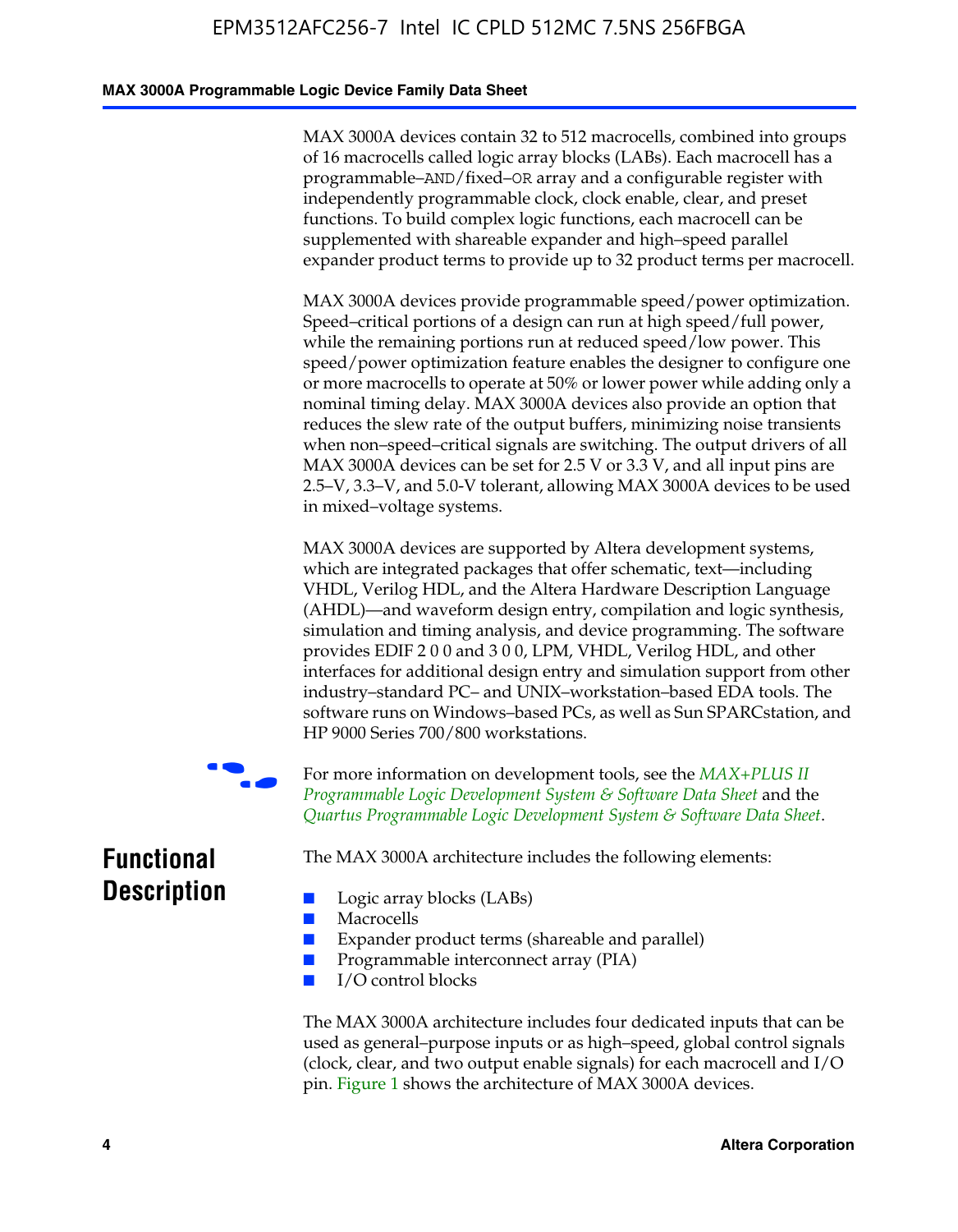MAX 3000A devices contain 32 to 512 macrocells, combined into groups of 16 macrocells called logic array blocks (LABs). Each macrocell has a programmable–AND/fixed–OR array and a configurable register with independently programmable clock, clock enable, clear, and preset functions. To build complex logic functions, each macrocell can be supplemented with shareable expander and high–speed parallel expander product terms to provide up to 32 product terms per macrocell.

MAX 3000A devices provide programmable speed/power optimization. Speed–critical portions of a design can run at high speed/full power, while the remaining portions run at reduced speed/low power. This speed/power optimization feature enables the designer to configure one or more macrocells to operate at 50% or lower power while adding only a nominal timing delay. MAX 3000A devices also provide an option that reduces the slew rate of the output buffers, minimizing noise transients when non–speed–critical signals are switching. The output drivers of all MAX 3000A devices can be set for 2.5 V or 3.3 V, and all input pins are 2.5–V, 3.3–V, and 5.0-V tolerant, allowing MAX 3000A devices to be used in mixed–voltage systems.

MAX 3000A devices are supported by Altera development systems, which are integrated packages that offer schematic, text—including VHDL, Verilog HDL, and the Altera Hardware Description Language (AHDL)—and waveform design entry, compilation and logic synthesis, simulation and timing analysis, and device programming. The software provides EDIF 2 0 0 and 3 0 0, LPM, VHDL, Verilog HDL, and other interfaces for additional design entry and simulation support from other industry–standard PC– and UNIX–workstation–based EDA tools. The software runs on Windows–based PCs, as well as Sun SPARCstation, and HP 9000 Series 700/800 workstations.

For more information on development tools, see the *MAX+PLUS II Programmable Logic Development System & Software Data Sheet* and the *Quartus Programmable Logic Development System & Software Data Sheet*.

## Functional Description

The MAX 3000A architecture includes the following elements:

- Logic array blocks (LABs)
- Macrocells
- Expander product terms (shareable and parallel)
- Programmable interconnect array (PIA)
- I/O control blocks

The MAX 3000A architecture includes four dedicated inputs that can be used as general–purpose inputs or as high–speed, global control signals (clock, clear, and two output enable signals) for each macrocell and I/O pin. Figure 1 shows the architecture of MAX 3000A devices.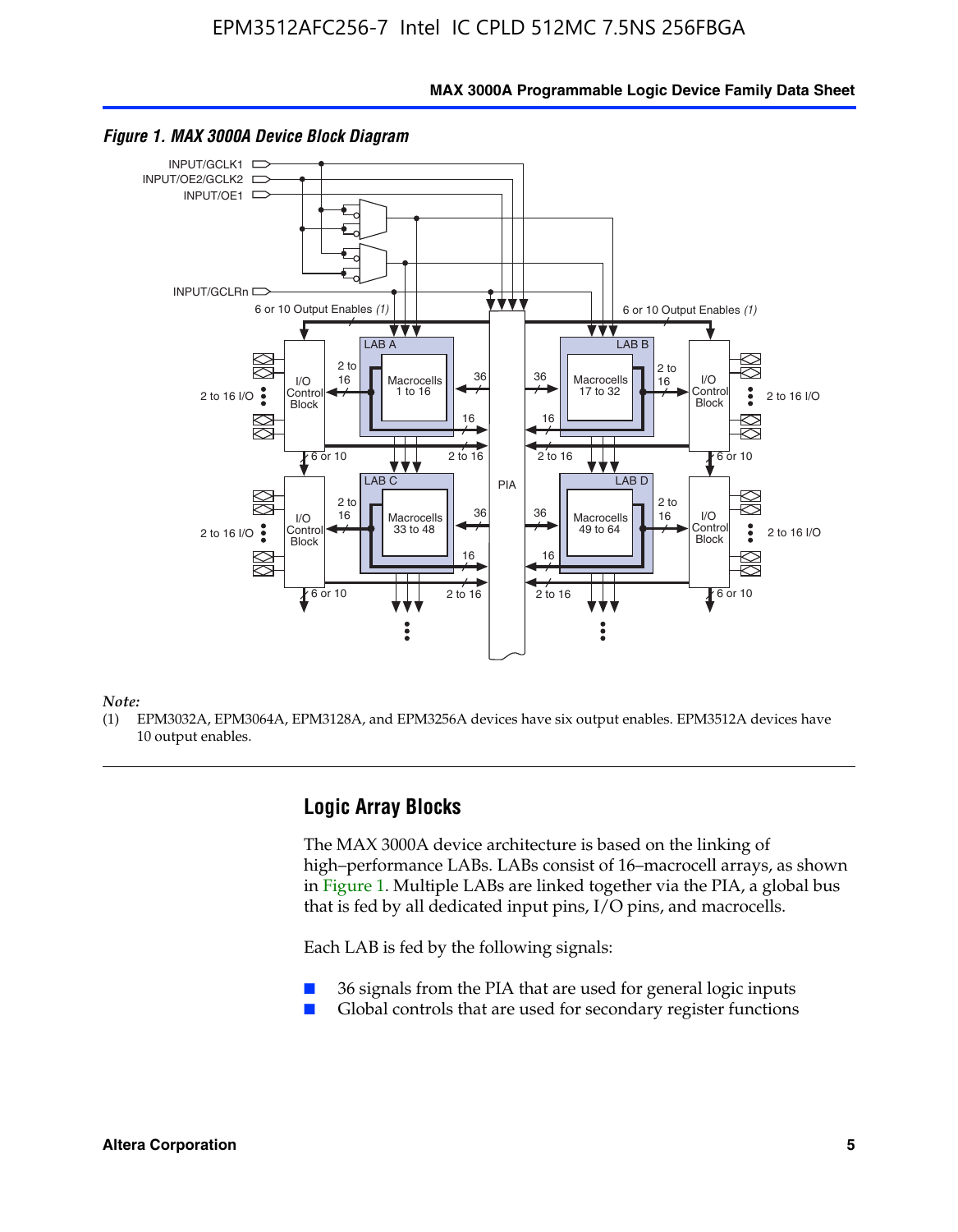*Figure 1. MAX 3000A Device Block Diagram*

*Note:*

(1) EPM3032A, EPM3064A, EPM3128A, and EPM3256A devices have six output enables. EPM3512A devices have 10 output enables.

## Logic Array Blocks

The MAX 3000A device architecture is based on the linking of high–performance LABs. LABs consist of 16–macrocell arrays, as shown in Figure 1. Multiple LABs are linked together via the PIA, a global bus that is fed by all dedicated input pins, I/O pins, and macrocells.

Each LAB is fed by the following signals:

- 36 signals from the PIA that are used for general logic inputs
- Global controls that are used for secondary register functions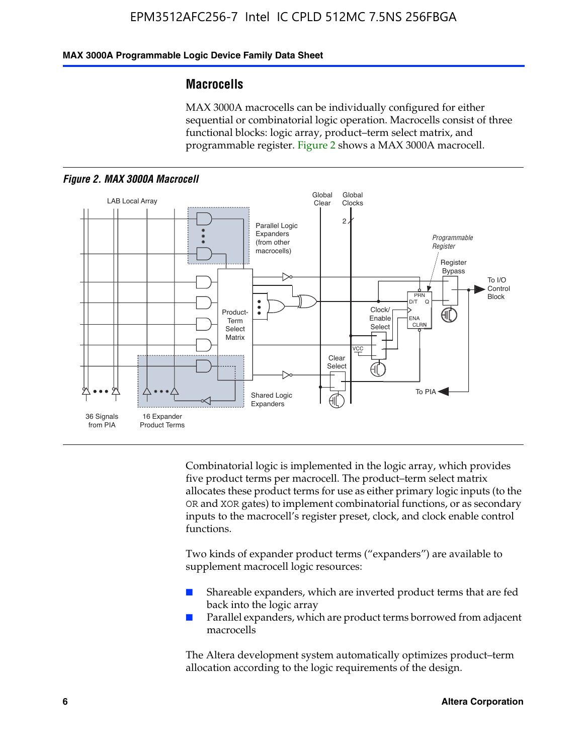## Macrocells

MAX 3000A macrocells can be individually configured for either sequential or combinatorial logic operation. Macrocells consist of three functional blocks: logic array, product–term select matrix, and programmable register. Figure 2 shows a MAX 3000A macrocell.

*Figure 2. MAX 3000A Macrocell*

Combinatorial logic is implemented in the logic array, which provides five product terms per macrocell. The product–term select matrix allocates these product terms for use as either primary logic inputs (to the OR and XOR gates) to implement combinatorial functions, or as secondary inputs to the macrocell's register preset, clock, and clock enable control functions.

Two kinds of expander product terms ("expanders") are available to supplement macrocell logic resources:

- Shareable expanders, which are inverted product terms that are fed back into the logic array
- Parallel expanders, which are product terms borrowed from adjacent macrocells

The Altera development system automatically optimizes product–term allocation according to the logic requirements of the design.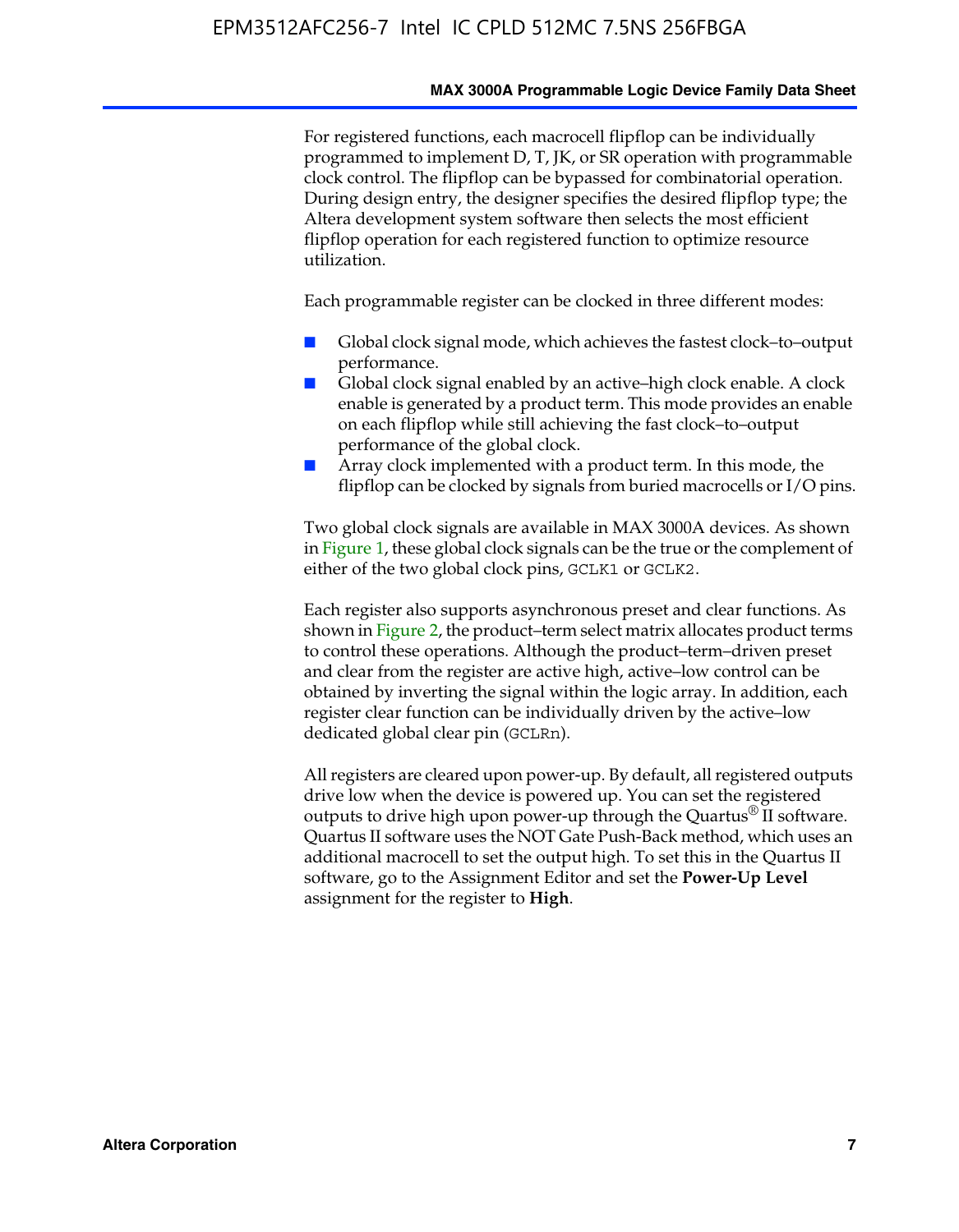For registered functions, each macrocell flipflop can be individually programmed to implement D, T, JK, or SR operation with programmable clock control. The flipflop can be bypassed for combinatorial operation. During design entry, the designer specifies the desired flipflop type; the Altera development system software then selects the most efficient flipflop operation for each registered function to optimize resource utilization.

Each programmable register can be clocked in three different modes:

- Global clock signal mode, which achieves the fastest clock–to–output performance.
- Global clock signal enabled by an active–high clock enable. A clock enable is generated by a product term. This mode provides an enable on each flipflop while still achieving the fast clock–to–output performance of the global clock.
- Array clock implemented with a product term. In this mode, the flipflop can be clocked by signals from buried macrocells or I/O pins.

Two global clock signals are available in MAX 3000A devices. As shown in Figure 1, these global clock signals can be the true or the complement of either of the two global clock pins, `GCLK1` or `GCLK2`.

Each register also supports asynchronous preset and clear functions. As shown in Figure 2, the product–term select matrix allocates product terms to control these operations. Although the product–term–driven preset and clear from the register are active high, active–low control can be obtained by inverting the signal within the logic array. In addition, each register clear function can be individually driven by the active–low dedicated global clear pin (`GCLRn`).

All registers are cleared upon power-up. By default, all registered outputs drive low when the device is powered up. You can set the registered outputs to drive high upon power-up through the Quartus® II software. Quartus II software uses the NOT Gate Push-Back method, which uses an additional macrocell to set the output high. To set this in the Quartus II software, go to the Assignment Editor and set the **Power-Up Level** assignment for the register to **High**.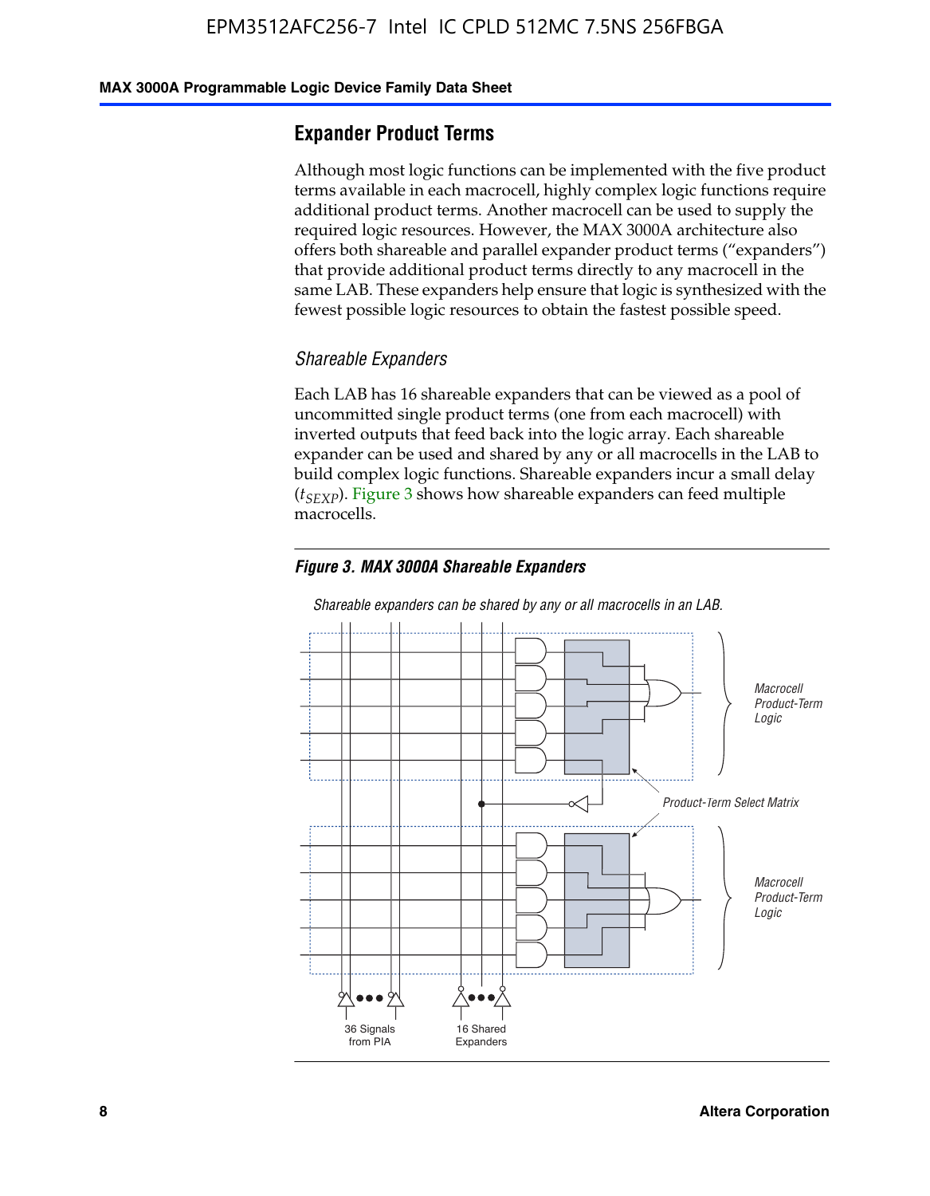## Expander Product Terms

Although most logic functions can be implemented with the five product terms available in each macrocell, highly complex logic functions require additional product terms. Another macrocell can be used to supply the required logic resources. However, the MAX 3000A architecture also offers both shareable and parallel expander product terms ("expanders") that provide additional product terms directly to any macrocell in the same LAB. These expanders help ensure that logic is synthesized with the fewest possible logic resources to obtain the fastest possible speed.

### *Shareable Expanders*

Each LAB has 16 shareable expanders that can be viewed as a pool of uncommitted single product terms (one from each macrocell) with inverted outputs that feed back into the logic array. Each shareable expander can be used and shared by any or all macrocells in the LAB to build complex logic functions. Shareable expanders incur a small delay ($t_{SEXP}$). Figure 3 shows how shareable expanders can feed multiple macrocells.

***Figure 3. MAX 3000A Shareable Expanders***

*Shareable expanders can be shared by any or all macrocells in an LAB.*

Macrocell Product-Term Logic

Product-Term Select Matrix

Macrocell Product-Term Logic

36 Signals from PIA

16 Shared Expanders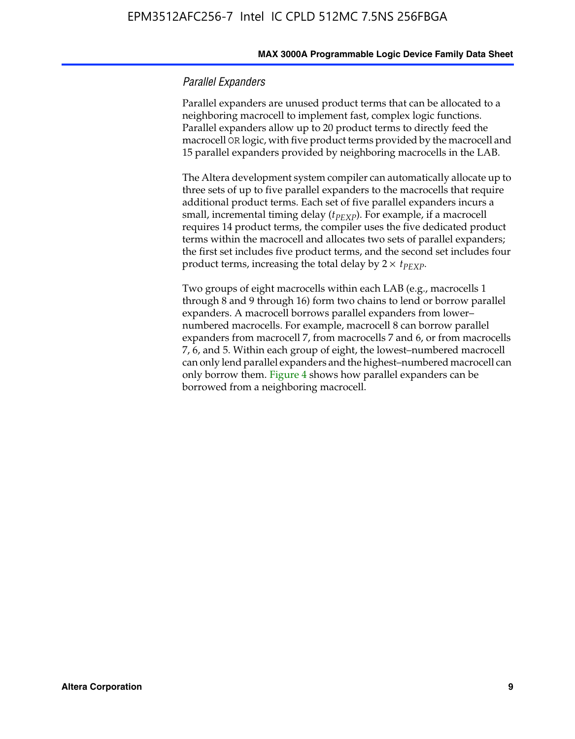### *Parallel Expanders*

Parallel expanders are unused product terms that can be allocated to a neighboring macrocell to implement fast, complex logic functions. Parallel expanders allow up to 20 product terms to directly feed the macrocell `OR` logic, with five product terms provided by the macrocell and 15 parallel expanders provided by neighboring macrocells in the LAB.

The Altera development system compiler can automatically allocate up to three sets of up to five parallel expanders to the macrocells that require additional product terms. Each set of five parallel expanders incurs a small, incremental timing delay ($t_{PEXP}$). For example, if a macrocell requires 14 product terms, the compiler uses the five dedicated product terms within the macrocell and allocates two sets of parallel expanders; the first set includes five product terms, and the second set includes four product terms, increasing the total delay by $2 \times t_{PEXP}$.

Two groups of eight macrocells within each LAB (e.g., macrocells 1 through 8 and 9 through 16) form two chains to lend or borrow parallel expanders. A macrocell borrows parallel expanders from lower–numbered macrocells. For example, macrocell 8 can borrow parallel expanders from macrocell 7, from macrocells 7 and 6, or from macrocells 7, 6, and 5. Within each group of eight, the lowest–numbered macrocell can only lend parallel expanders and the highest–numbered macrocell can only borrow them. Figure 4 shows how parallel expanders can be borrowed from a neighboring macrocell.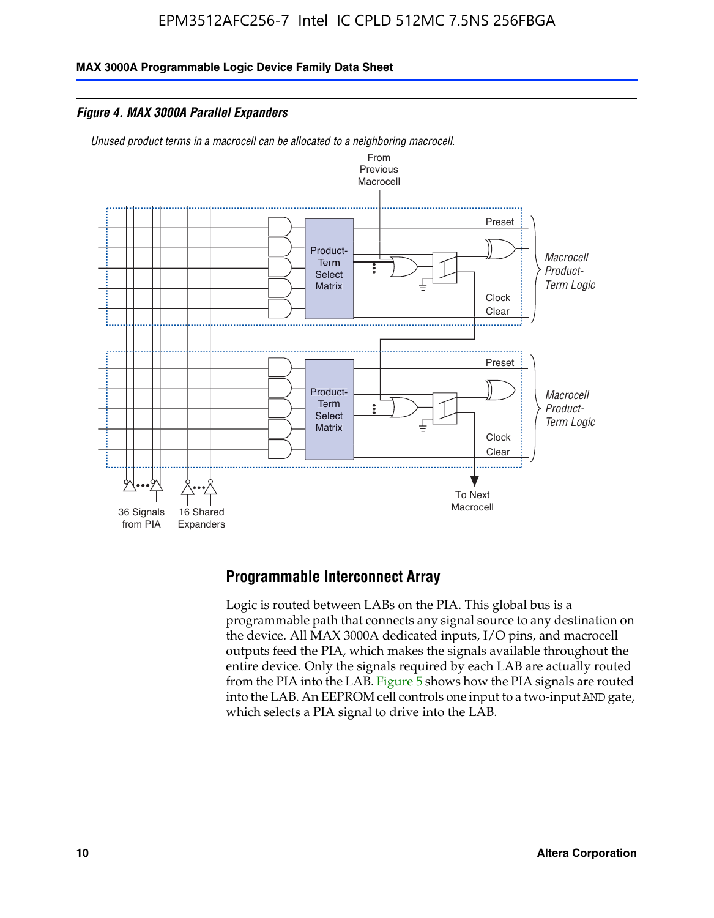*Figure 4. MAX 3000A Parallel Expanders*

*Unused product terms in a macrocell can be allocated to a neighboring macrocell.*

## Programmable Interconnect Array

Logic is routed between LABs on the PIA. This global bus is a programmable path that connects any signal source to any destination on the device. All MAX 3000A dedicated inputs, I/O pins, and macrocell outputs feed the PIA, which makes the signals available throughout the entire device. Only the signals required by each LAB are actually routed from the PIA into the LAB. Figure 5 shows how the PIA signals are routed into the LAB. An EEPROM cell controls one input to a two-input AND gate, which selects a PIA signal to drive into the LAB.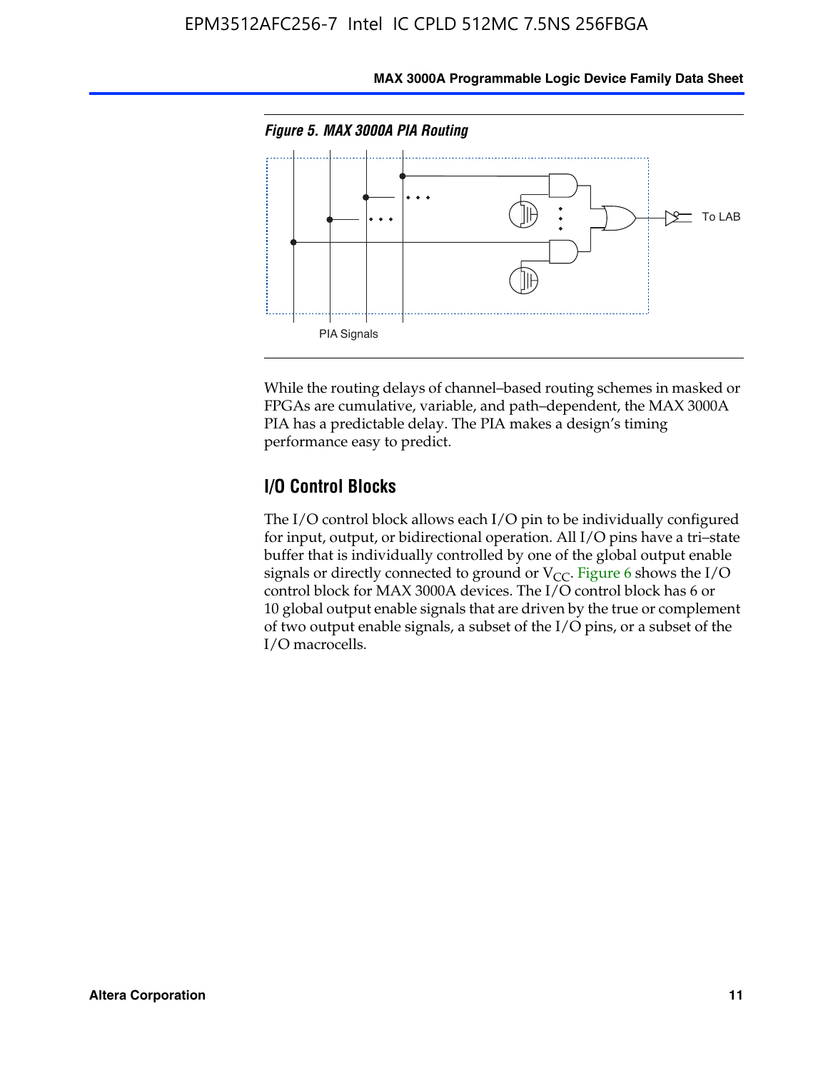*Figure 5. MAX 3000A PIA Routing*

While the routing delays of channel–based routing schemes in masked or FPGAs are cumulative, variable, and path–dependent, the MAX 3000A PIA has a predictable delay. The PIA makes a design's timing performance easy to predict.

## I/O Control Blocks

The I/O control block allows each I/O pin to be individually configured for input, output, or bidirectional operation. All I/O pins have a tri–state buffer that is individually controlled by one of the global output enable signals or directly connected to ground or $V_{CC}$. Figure 6 shows the I/O control block for MAX 3000A devices. The I/O control block has 6 or 10 global output enable signals that are driven by the true or complement of two output enable signals, a subset of the I/O pins, or a subset of the I/O macrocells.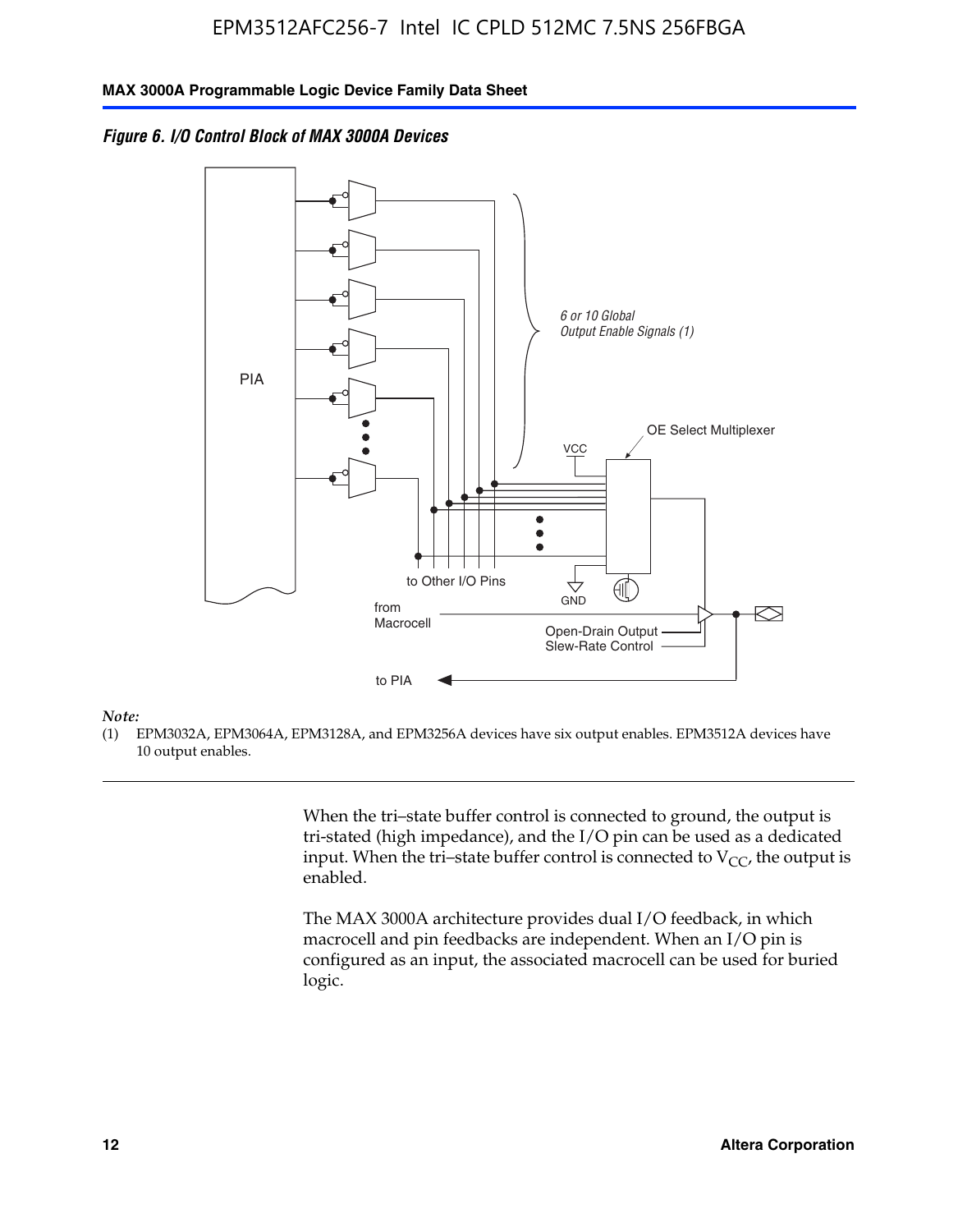*Figure 6. I/O Control Block of MAX 3000A Devices*

PIA

6 or 10 Global Output Enable Signals (1)

OE Select Multiplexer

VCC

GND

to Other I/O Pins

from Macrocell

Open-Drain Output

Slew-Rate Control

to PIA

*Note:*

(1) EPM3032A, EPM3064A, EPM3128A, and EPM3256A devices have six output enables. EPM3512A devices have 10 output enables.

When the tri–state buffer control is connected to ground, the output is tri-stated (high impedance), and the I/O pin can be used as a dedicated input. When the tri–state buffer control is connected to $V_{CC}$, the output is enabled.

The MAX 3000A architecture provides dual I/O feedback, in which macrocell and pin feedbacks are independent. When an I/O pin is configured as an input, the associated macrocell can be used for buried logic.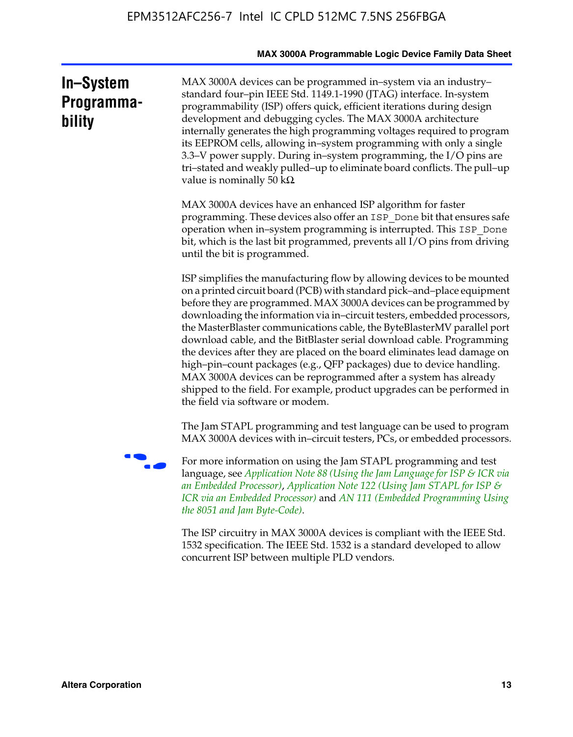# In–System Programmability

MAX 3000A devices can be programmed in–system via an industry–standard four–pin IEEE Std. 1149.1-1990 (JTAG) interface. In-system programmability (ISP) offers quick, efficient iterations during design development and debugging cycles. The MAX 3000A architecture internally generates the high programming voltages required to program its EEPROM cells, allowing in–system programming with only a single 3.3–V power supply. During in–system programming, the I/O pins are tri–stated and weakly pulled–up to eliminate board conflicts. The pull–up value is nominally 50 kΩ

MAX 3000A devices have an enhanced ISP algorithm for faster programming. These devices also offer an `ISP_Done` bit that ensures safe operation when in–system programming is interrupted. This `ISP_Done` bit, which is the last bit programmed, prevents all I/O pins from driving until the bit is programmed.

ISP simplifies the manufacturing flow by allowing devices to be mounted on a printed circuit board (PCB) with standard pick–and–place equipment before they are programmed. MAX 3000A devices can be programmed by downloading the information via in–circuit testers, embedded processors, the MasterBlaster communications cable, the ByteBlasterMV parallel port download cable, and the BitBlaster serial download cable. Programming the devices after they are placed on the board eliminates lead damage on high–pin–count packages (e.g., QFP packages) due to device handling. MAX 3000A devices can be reprogrammed after a system has already shipped to the field. For example, product upgrades can be performed in the field via software or modem.

The Jam STAPL programming and test language can be used to program MAX 3000A devices with in–circuit testers, PCs, or embedded processors.

For more information on using the Jam STAPL programming and test language, see *Application Note 88 (Using the Jam Language for ISP & ICR via an Embedded Processor)*, *Application Note 122 (Using Jam STAPL for ISP & ICR via an Embedded Processor)* and *AN 111 (Embedded Programming Using the 8051 and Jam Byte-Code)*.

The ISP circuitry in MAX 3000A devices is compliant with the IEEE Std. 1532 specification. The IEEE Std. 1532 is a standard developed to allow concurrent ISP between multiple PLD vendors.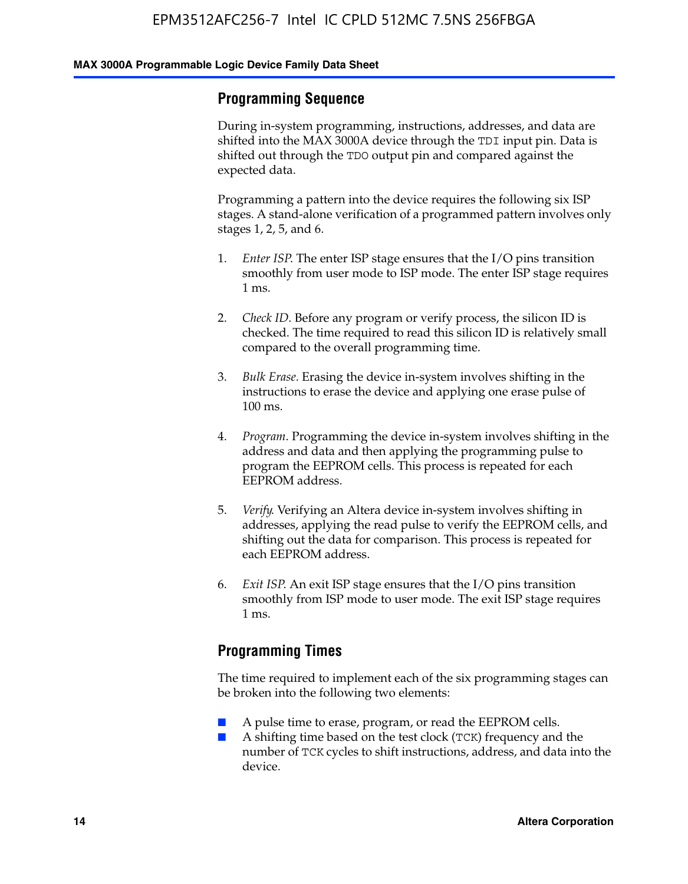## Programming Sequence

During in-system programming, instructions, addresses, and data are shifted into the MAX 3000A device through the TDI input pin. Data is shifted out through the TDO output pin and compared against the expected data.

Programming a pattern into the device requires the following six ISP stages. A stand-alone verification of a programmed pattern involves only stages 1, 2, 5, and 6.

1. *Enter ISP*. The enter ISP stage ensures that the I/O pins transition smoothly from user mode to ISP mode. The enter ISP stage requires 1 ms.
2. *Check ID*. Before any program or verify process, the silicon ID is checked. The time required to read this silicon ID is relatively small compared to the overall programming time.
3. *Bulk Erase*. Erasing the device in-system involves shifting in the instructions to erase the device and applying one erase pulse of 100 ms.
4. *Program*. Programming the device in-system involves shifting in the address and data and then applying the programming pulse to program the EEPROM cells. This process is repeated for each EEPROM address.
5. *Verify*. Verifying an Altera device in-system involves shifting in addresses, applying the read pulse to verify the EEPROM cells, and shifting out the data for comparison. This process is repeated for each EEPROM address.
6. *Exit ISP*. An exit ISP stage ensures that the I/O pins transition smoothly from ISP mode to user mode. The exit ISP stage requires 1 ms.

## Programming Times

The time required to implement each of the six programming stages can be broken into the following two elements:

- A pulse time to erase, program, or read the EEPROM cells.
- A shifting time based on the test clock (TCK) frequency and the number of TCK cycles to shift instructions, address, and data into the device.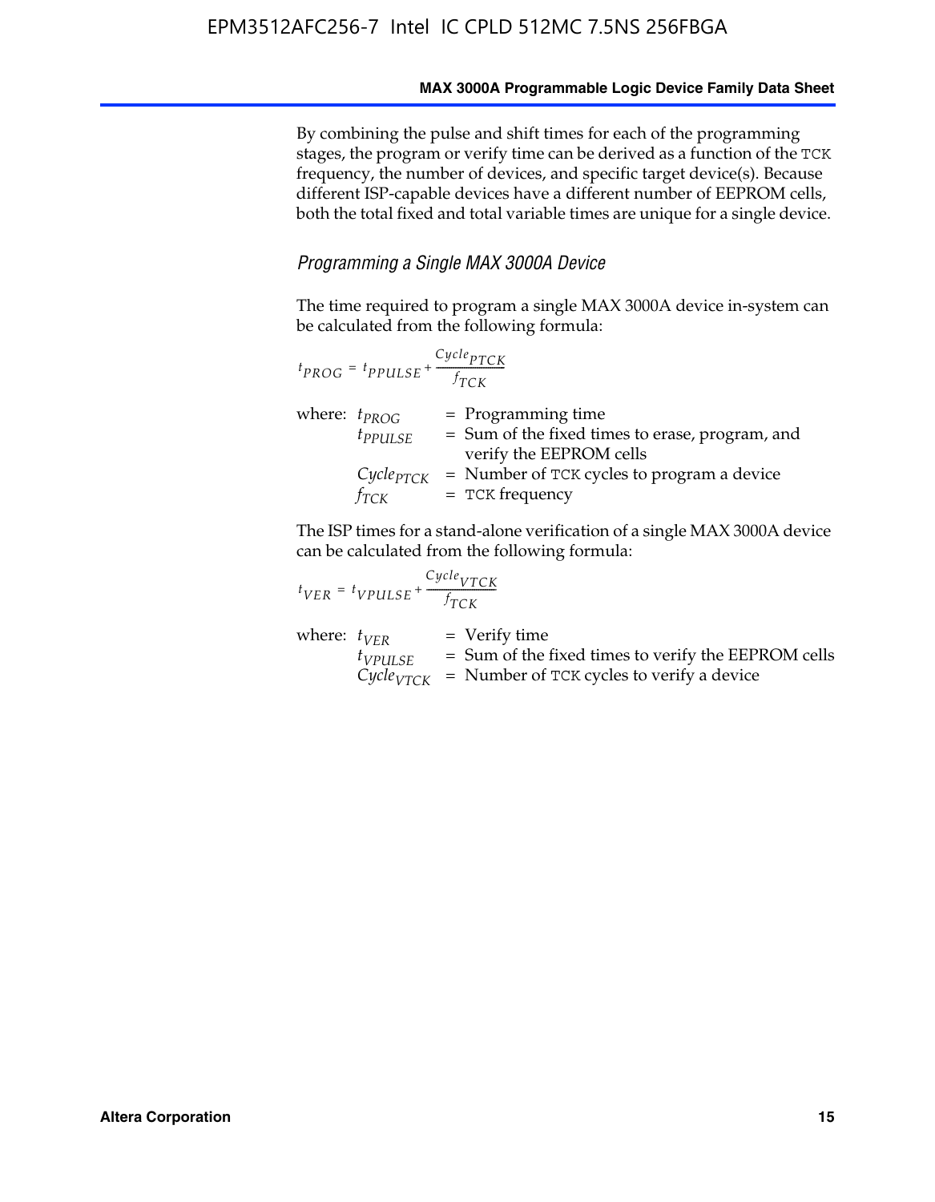By combining the pulse and shift times for each of the programming stages, the program or verify time can be derived as a function of the TCK frequency, the number of devices, and specific target device(s). Because different ISP-capable devices have a different number of EEPROM cells, both the total fixed and total variable times are unique for a single device.

### *Programming a Single MAX 3000A Device*

The time required to program a single MAX 3000A device in-system can be calculated from the following formula:

$$t_{PROG} = t_{PPULSE} + \frac{Cycle_{PTCK}}{f_{TCK}}$$

where: $t_{PROG}$ = Programming time
$t_{PPULSE}$ = Sum of the fixed times to erase, program, and verify the EEPROM cells
$Cycle_{PTCK}$ = Number of TCK cycles to program a device
$f_{TCK}$ = TCK frequency

The ISP times for a stand-alone verification of a single MAX 3000A device can be calculated from the following formula:

$$t_{VER} = t_{VPULSE} + \frac{Cycle_{VTCK}}{f_{TCK}}$$

where: $t_{VER}$ = Verify time
$t_{VPULSE}$ = Sum of the fixed times to verify the EEPROM cells
$Cycle_{VTCK}$ = Number of TCK cycles to verify a device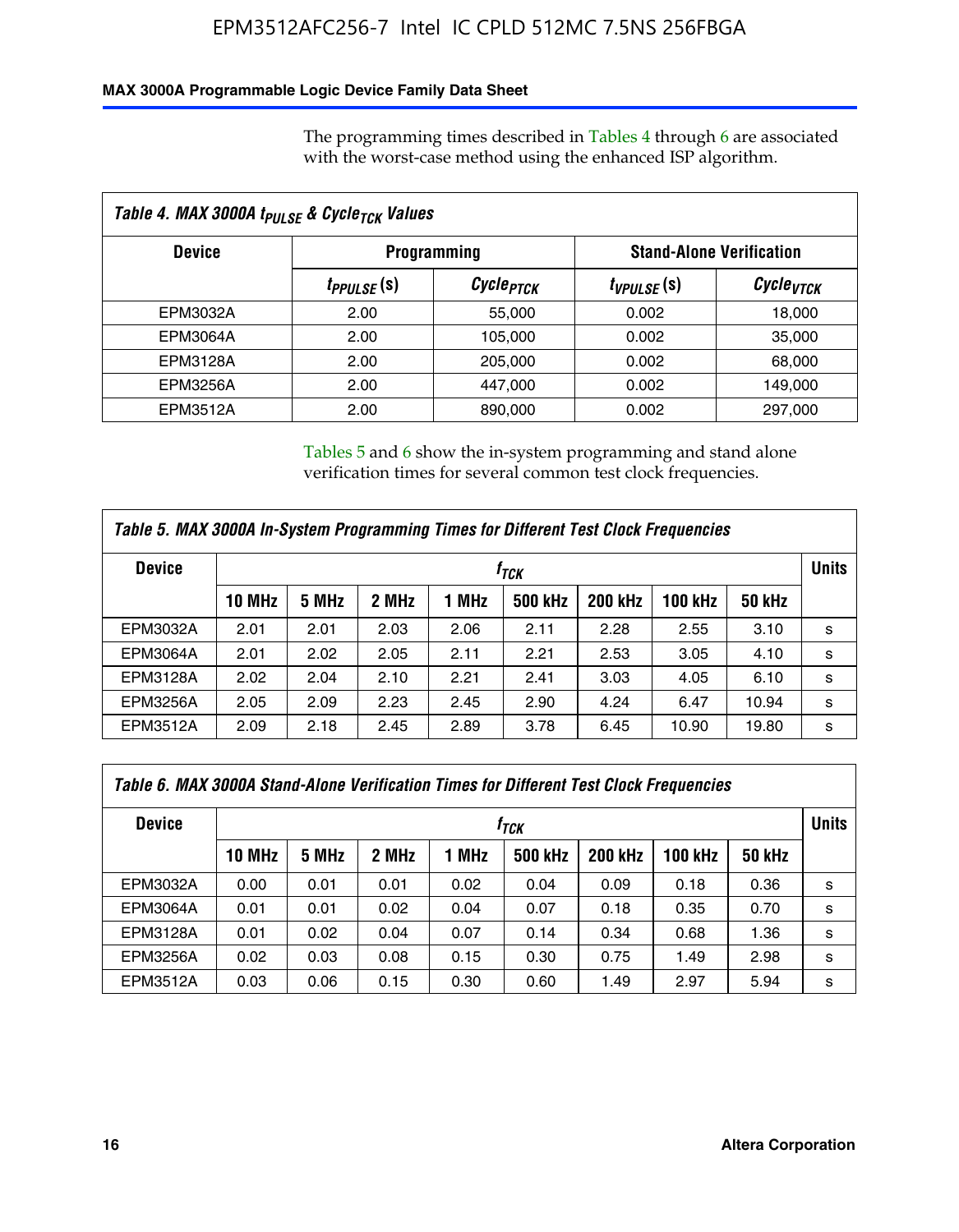The programming times described in Tables 4 through 6 are associated with the worst-case method using the enhanced ISP algorithm.

| Table 4. MAX 3000A $t_{PULSE}$ & $Cycle_{TCK}$ Values | | | | |
|---|---|---|---|---|
| Device | Programming | | Stand-Alone Verification | |
| | $t_{PPULSE}$ (s) | $Cycle_{PTCK}$ | $t_{VPULSE}$ (s) | $Cycle_{VTCK}$ |
| EPM3032A | 2.00 | 55,000 | 0.002 | 18,000 |
| EPM3064A | 2.00 | 105,000 | 0.002 | 35,000 |
| EPM3128A | 2.00 | 205,000 | 0.002 | 68,000 |
| EPM3256A | 2.00 | 447,000 | 0.002 | 149,000 |
| EPM3512A | 2.00 | 890,000 | 0.002 | 297,000 |

Tables 5 and 6 show the in-system programming and stand alone verification times for several common test clock frequencies.

| Table 5. MAX 3000A In-System Programming Times for Different Test Clock Frequencies | | | | | | | | | |
|---|---|---|---|---|---|---|---|---|---|
| Device | $f_{TCK}$ | | | | | | | | Units |
| | 10 MHz | 5 MHz | 2 MHz | 1 MHz | 500 kHz | 200 kHz | 100 kHz | 50 kHz | |
| EPM3032A | 2.01 | 2.01 | 2.03 | 2.06 | 2.11 | 2.28 | 2.55 | 3.10 | s |
| EPM3064A | 2.01 | 2.02 | 2.05 | 2.11 | 2.21 | 2.53 | 3.05 | 4.10 | s |
| EPM3128A | 2.02 | 2.04 | 2.10 | 2.21 | 2.41 | 3.03 | 4.05 | 6.10 | s |
| EPM3256A | 2.05 | 2.09 | 2.23 | 2.45 | 2.90 | 4.24 | 6.47 | 10.94 | s |
| EPM3512A | 2.09 | 2.18 | 2.45 | 2.89 | 3.78 | 6.45 | 10.90 | 19.80 | s |

| Table 6. MAX 3000A Stand-Alone Verification Times for Different Test Clock Frequencies | | | | | | | | | |
|---|---|---|---|---|---|---|---|---|---|
| Device | $f_{TCK}$ | | | | | | | | Units |
| | 10 MHz | 5 MHz | 2 MHz | 1 MHz | 500 kHz | 200 kHz | 100 kHz | 50 kHz | |
| EPM3032A | 0.00 | 0.01 | 0.01 | 0.02 | 0.04 | 0.09 | 0.18 | 0.36 | s |
| EPM3064A | 0.01 | 0.01 | 0.02 | 0.04 | 0.07 | 0.18 | 0.35 | 0.70 | s |
| EPM3128A | 0.01 | 0.02 | 0.04 | 0.07 | 0.14 | 0.34 | 0.68 | 1.36 | s |
| EPM3256A | 0.02 | 0.03 | 0.08 | 0.15 | 0.30 | 0.75 | 1.49 | 2.98 | s |
| EPM3512A | 0.03 | 0.06 | 0.15 | 0.30 | 0.60 | 1.49 | 2.97 | 5.94 | s |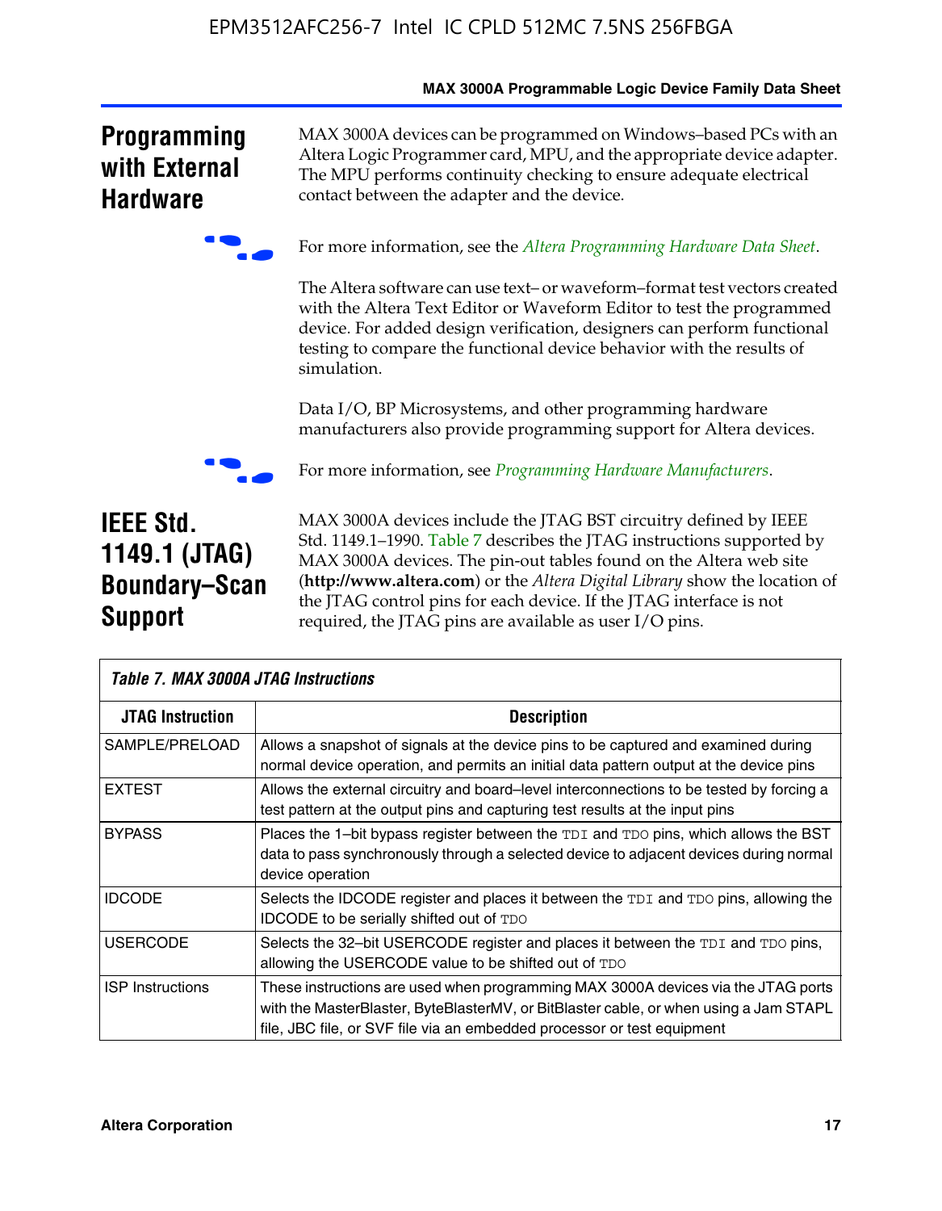## Programming with External Hardware

MAX 3000A devices can be programmed on Windows–based PCs with an Altera Logic Programmer card, MPU, and the appropriate device adapter. The MPU performs continuity checking to ensure adequate electrical contact between the adapter and the device.

For more information, see the *Altera Programming Hardware Data Sheet*.

The Altera software can use text– or waveform–format test vectors created with the Altera Text Editor or Waveform Editor to test the programmed device. For added design verification, designers can perform functional testing to compare the functional device behavior with the results of simulation.

Data I/O, BP Microsystems, and other programming hardware manufacturers also provide programming support for Altera devices.

For more information, see *Programming Hardware Manufacturers*.

## IEEE Std. 1149.1 (JTAG) Boundary–Scan Support

MAX 3000A devices include the JTAG BST circuitry defined by IEEE Std. 1149.1–1990. Table 7 describes the JTAG instructions supported by MAX 3000A devices. The pin-out tables found on the Altera web site (**http://www.altera.com**) or the *Altera Digital Library* show the location of the JTAG control pins for each device. If the JTAG interface is not required, the JTAG pins are available as user I/O pins.

*Table 7. MAX 3000A JTAG Instructions*

| JTAG Instruction | Description |
|---|---|
| SAMPLE/PRELOAD | Allows a snapshot of signals at the device pins to be captured and examined during normal device operation, and permits an initial data pattern output at the device pins |
| EXTEST | Allows the external circuitry and board–level interconnections to be tested by forcing a test pattern at the output pins and capturing test results at the input pins |
| BYPASS | Places the 1–bit bypass register between the TDI and TDO pins, which allows the BST data to pass synchronously through a selected device to adjacent devices during normal device operation |
| IDCODE | Selects the IDCODE register and places it between the TDI and TDO pins, allowing the IDCODE to be serially shifted out of TDO |
| USERCODE | Selects the 32–bit USERCODE register and places it between the TDI and TDO pins, allowing the USERCODE value to be shifted out of TDO |
| ISP Instructions | These instructions are used when programming MAX 3000A devices via the JTAG ports with the MasterBlaster, ByteBlasterMV, or BitBlaster cable, or when using a Jam STAPL file, JBC file, or SVF file via an embedded processor or test equipment |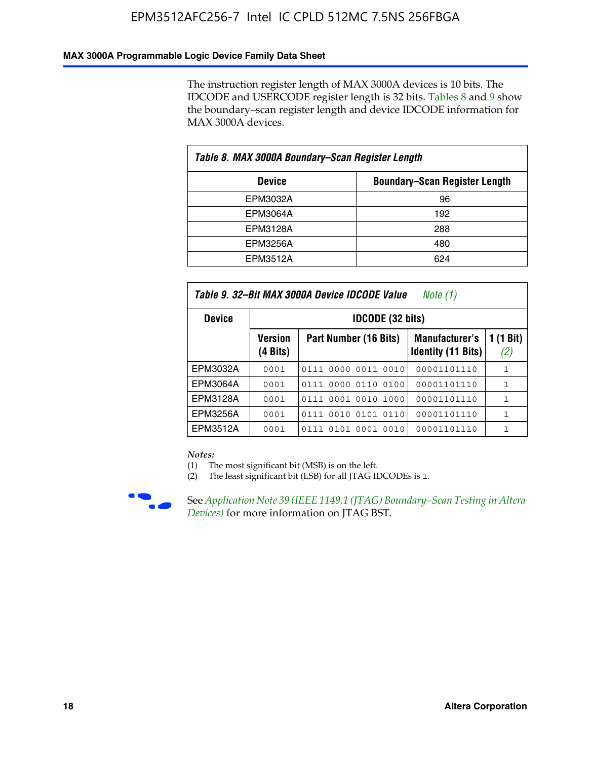The instruction register length of MAX 3000A devices is 10 bits. The IDCODE and USERCODE register length is 32 bits. Tables 8 and 9 show the boundary–scan register length and device IDCODE information for MAX 3000A devices.

*Table 8. MAX 3000A Boundary–Scan Register Length*

| Device | Boundary–Scan Register Length |
|---|---|
| EPM3032A | 96 |
| EPM3064A | 192 |
| EPM3128A | 288 |
| EPM3256A | 480 |
| EPM3512A | 624 |

*Table 9. 32–Bit MAX 3000A Device IDCODE Value* *Note (1)*

| Device | IDCODE (32 bits) | | | |
|---|---|---|---|---|
| | Version (4 Bits) | Part Number (16 Bits) | Manufacturer's Identity (11 Bits) | 1 (1 Bit) *(2)* |
| EPM3032A | 0001 | 0111 0000 0011 0010 | 00001101110 | 1 |
| EPM3064A | 0001 | 0111 0000 0110 0100 | 00001101110 | 1 |
| EPM3128A | 0001 | 0111 0001 0010 1000 | 00001101110 | 1 |
| EPM3256A | 0001 | 0111 0010 0101 0110 | 00001101110 | 1 |
| EPM3512A | 0001 | 0111 0101 0001 0010 | 00001101110 | 1 |

*Notes:*

(1) The most significant bit (MSB) is on the left.

(2) The least significant bit (LSB) for all JTAG IDCODEs is 1.

See *Application Note 39 (IEEE 1149.1 (JTAG) Boundary–Scan Testing in Altera Devices)* for more information on JTAG BST.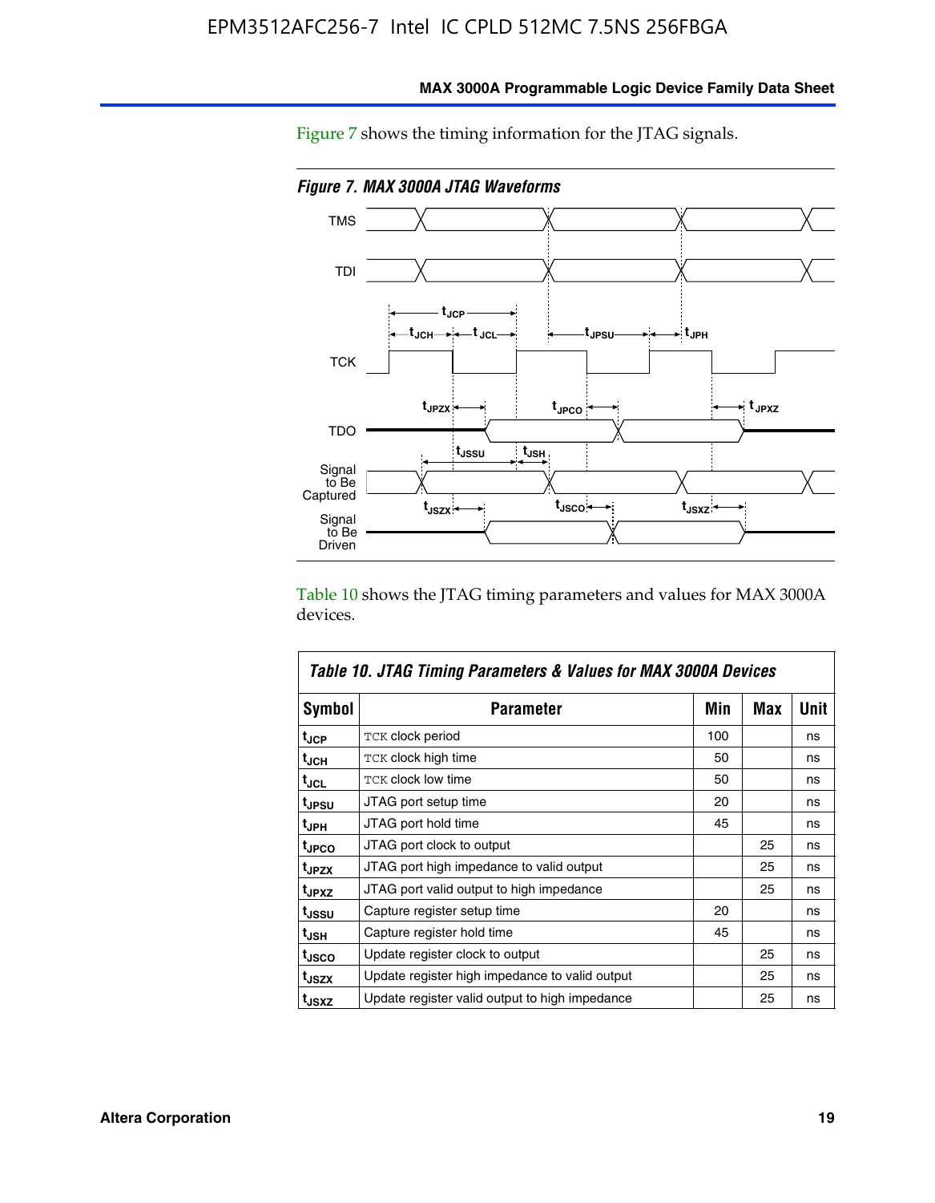Figure 7 shows the timing information for the JTAG signals.

*Figure 7. MAX 3000A JTAG Waveforms*

Table 10 shows the JTAG timing parameters and values for MAX 3000A devices.

**Table 10. JTAG Timing Parameters & Values for MAX 3000A Devices**

| Symbol | Parameter | Min | Max | Unit |
|---|---|---|---|---|
| $t_{JCP}$ | TCK clock period | 100 | | ns |
| $t_{JCH}$ | TCK clock high time | 50 | | ns |
| $t_{JCL}$ | TCK clock low time | 50 | | ns |
| $t_{JPSU}$ | JTAG port setup time | 20 | | ns |
| $t_{JPH}$ | JTAG port hold time | 45 | | ns |
| $t_{JPCO}$ | JTAG port clock to output | | 25 | ns |
| $t_{JPZX}$ | JTAG port high impedance to valid output | | 25 | ns |
| $t_{JPXZ}$ | JTAG port valid output to high impedance | | 25 | ns |
| $t_{JSSU}$ | Capture register setup time | 20 | | ns |
| $t_{JSH}$ | Capture register hold time | 45 | | ns |
| $t_{JSCO}$ | Update register clock to output | | 25 | ns |
| $t_{JSZX}$ | Update register high impedance to valid output | | 25 | ns |
| $t_{JSXZ}$ | Update register valid output to high impedance | | 25 | ns |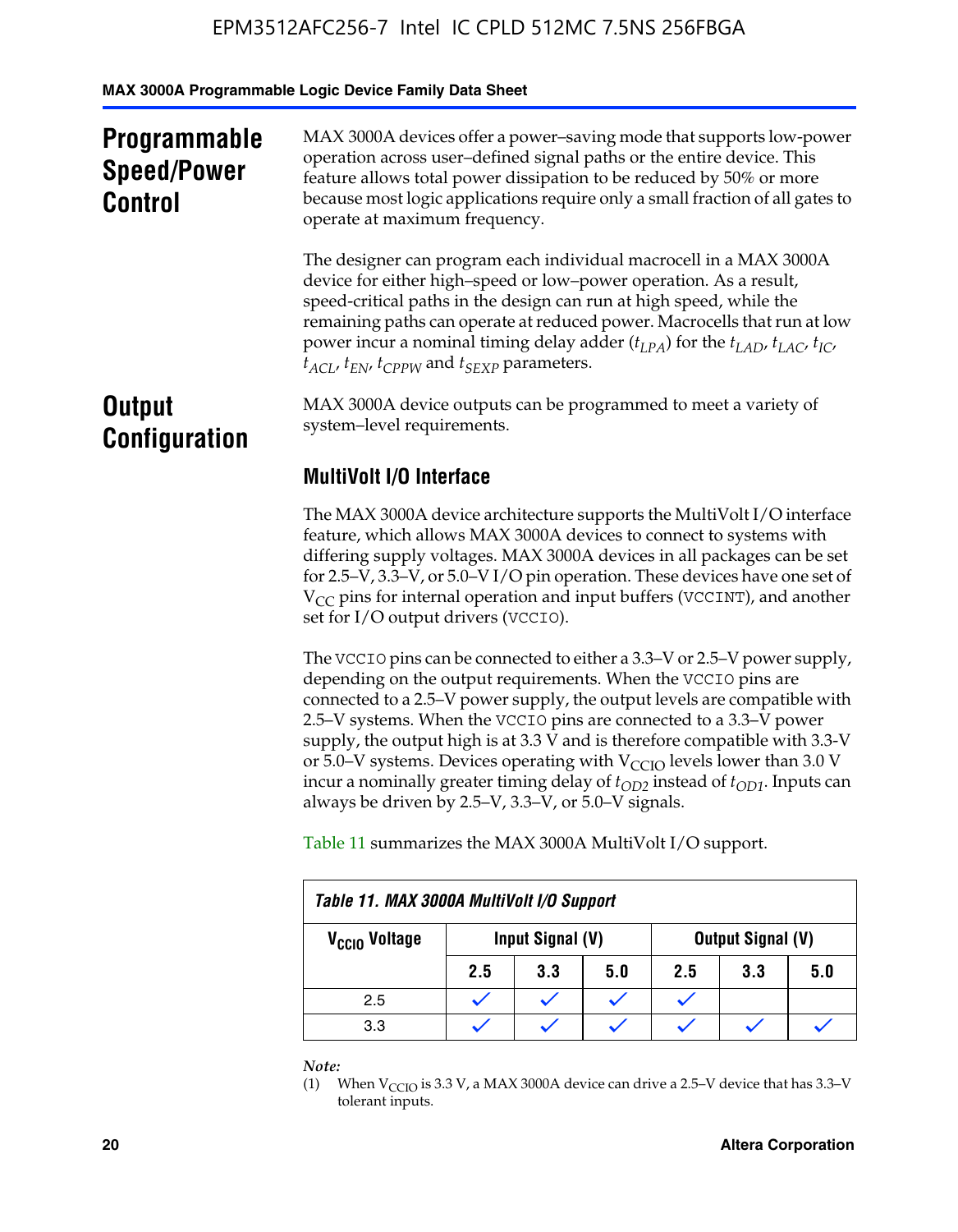## Programmable Speed/Power Control

MAX 3000A devices offer a power–saving mode that supports low-power operation across user–defined signal paths or the entire device. This feature allows total power dissipation to be reduced by 50% or more because most logic applications require only a small fraction of all gates to operate at maximum frequency.

The designer can program each individual macrocell in a MAX 3000A device for either high–speed or low–power operation. As a result, speed-critical paths in the design can run at high speed, while the remaining paths can operate at reduced power. Macrocells that run at low power incur a nominal timing delay adder ($t_{LPA}$) for the $t_{LAD}$, $t_{LAC}$, $t_{IC}$, $t_{ACL}$, $t_{EN}$, $t_{CPPW}$ and $t_{SEXP}$ parameters.

## Output Configuration

MAX 3000A device outputs can be programmed to meet a variety of system–level requirements.

### MultiVolt I/O Interface

The MAX 3000A device architecture supports the MultiVolt I/O interface feature, which allows MAX 3000A devices to connect to systems with differing supply voltages. MAX 3000A devices in all packages can be set for 2.5–V, 3.3–V, or 5.0–V I/O pin operation. These devices have one set of $V_{CC}$ pins for internal operation and input buffers (VCCINT), and another set for I/O output drivers (VCCIO).

The VCCIO pins can be connected to either a 3.3–V or 2.5–V power supply, depending on the output requirements. When the VCCIO pins are connected to a 2.5–V power supply, the output levels are compatible with 2.5–V systems. When the VCCIO pins are connected to a 3.3–V power supply, the output high is at 3.3 V and is therefore compatible with 3.3-V or 5.0–V systems. Devices operating with $V_{CCIO}$ levels lower than 3.0 V incur a nominally greater timing delay of $t_{OD2}$ instead of $t_{OD1}$. Inputs can always be driven by 2.5–V, 3.3–V, or 5.0–V signals.

Table 11 summarizes the MAX 3000A MultiVolt I/O support.

**Table 11. MAX 3000A MultiVolt I/O Support**

| $V_{CCIO}$ Voltage | Input Signal (V) | | | Output Signal (V) | | |
|---|---|---|---|---|---|---|
| | 2.5 | 3.3 | 5.0 | 2.5 | 3.3 | 5.0 |
| 2.5 | ✓ | ✓ | ✓ | ✓ | | |
| 3.3 | ✓ | ✓ | ✓ | ✓ | ✓ | ✓ |

*Note:*

(1) When $V_{CCIO}$ is 3.3 V, a MAX 3000A device can drive a 2.5–V device that has 3.3–V tolerant inputs.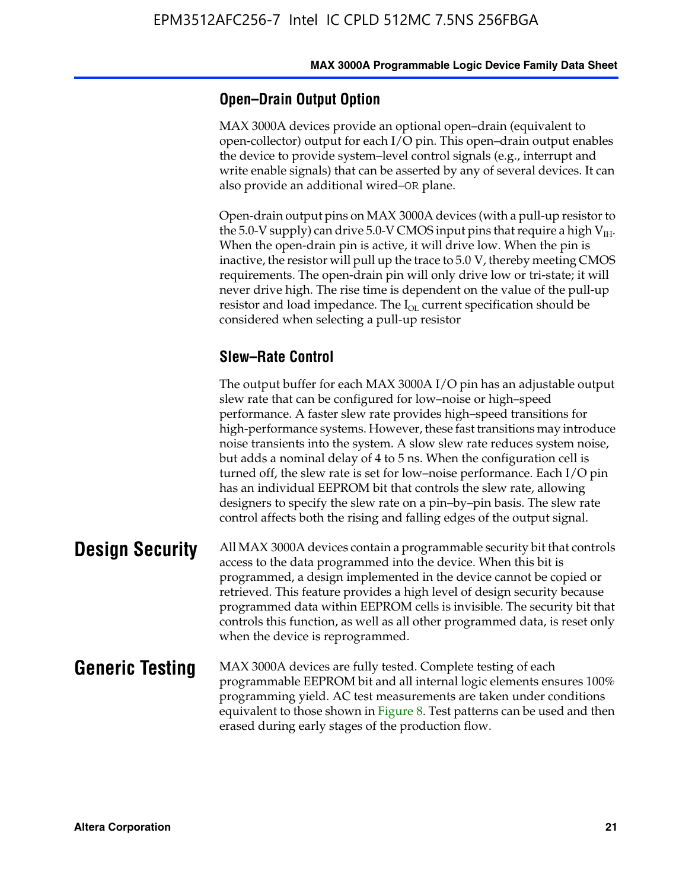### Open–Drain Output Option

MAX 3000A devices provide an optional open–drain (equivalent to open-collector) output for each I/O pin. This open–drain output enables the device to provide system–level control signals (e.g., interrupt and write enable signals) that can be asserted by any of several devices. It can also provide an additional wired–OR plane.

Open-drain output pins on MAX 3000A devices (with a pull-up resistor to the 5.0-V supply) can drive 5.0-V CMOS input pins that require a high $V_{IH}$. When the open-drain pin is active, it will drive low. When the pin is inactive, the resistor will pull up the trace to 5.0 V, thereby meeting CMOS requirements. The open-drain pin will only drive low or tri-state; it will never drive high. The rise time is dependent on the value of the pull-up resistor and load impedance. The $I_{OL}$ current specification should be considered when selecting a pull-up resistor

### Slew–Rate Control

The output buffer for each MAX 3000A I/O pin has an adjustable output slew rate that can be configured for low–noise or high–speed performance. A faster slew rate provides high–speed transitions for high-performance systems. However, these fast transitions may introduce noise transients into the system. A slow slew rate reduces system noise, but adds a nominal delay of 4 to 5 ns. When the configuration cell is turned off, the slew rate is set for low–noise performance. Each I/O pin has an individual EEPROM bit that controls the slew rate, allowing designers to specify the slew rate on a pin–by–pin basis. The slew rate control affects both the rising and falling edges of the output signal.

## Design Security

All MAX 3000A devices contain a programmable security bit that controls access to the data programmed into the device. When this bit is programmed, a design implemented in the device cannot be copied or retrieved. This feature provides a high level of design security because programmed data within EEPROM cells is invisible. The security bit that controls this function, as well as all other programmed data, is reset only when the device is reprogrammed.

## Generic Testing

MAX 3000A devices are fully tested. Complete testing of each programmable EEPROM bit and all internal logic elements ensures 100% programming yield. AC test measurements are taken under conditions equivalent to those shown in Figure 8. Test patterns can be used and then erased during early stages of the production flow.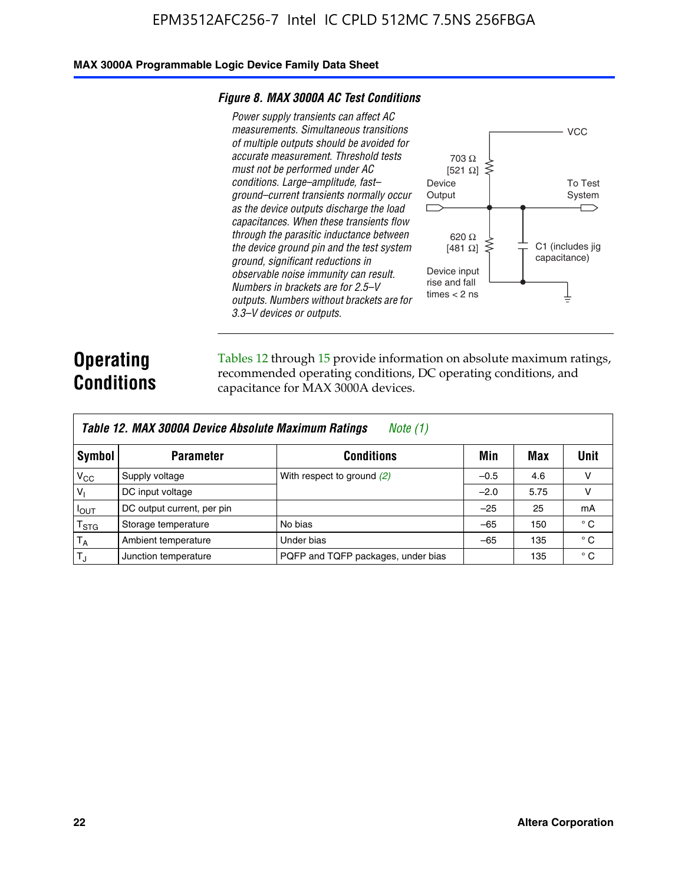**Figure 8. MAX 3000A AC Test Conditions**

*Power supply transients can affect AC measurements. Simultaneous transitions of multiple outputs should be avoided for accurate measurement. Threshold tests must not be performed under AC conditions. Large–amplitude, fast–ground–current transients normally occur as the device outputs discharge the load capacitances. When these transients flow through the parasitic inductance between the device ground pin and the test system ground, significant reductions in observable noise immunity can result. Numbers in brackets are for 2.5–V outputs. Numbers without brackets are for 3.3–V devices or outputs.*

VCC

703 Ω [521 Ω]

Device Output

To Test System

620 Ω [481 Ω]

C1 (includes jig capacitance)

Device input rise and fall times < 2 ns

# Operating Conditions

Tables 12 through 15 provide information on absolute maximum ratings, recommended operating conditions, DC operating conditions, and capacitance for MAX 3000A devices.

**Table 12. MAX 3000A Device Absolute Maximum Ratings** *Note (1)*

| Symbol | Parameter | Conditions | Min | Max | Unit |
|---|---|---|---|---|---|
| $V_{CC}$ | Supply voltage | With respect to ground *(2)* | –0.5 | 4.6 | V |
| $V_I$ | DC input voltage | | –2.0 | 5.75 | V |
| $I_{OUT}$ | DC output current, per pin | | –25 | 25 | mA |
| $T_{STG}$ | Storage temperature | No bias | –65 | 150 | ° C |
| $T_A$ | Ambient temperature | Under bias | –65 | 135 | ° C |
| $T_J$ | Junction temperature | PQFP and TQFP packages, under bias | | 135 | ° C |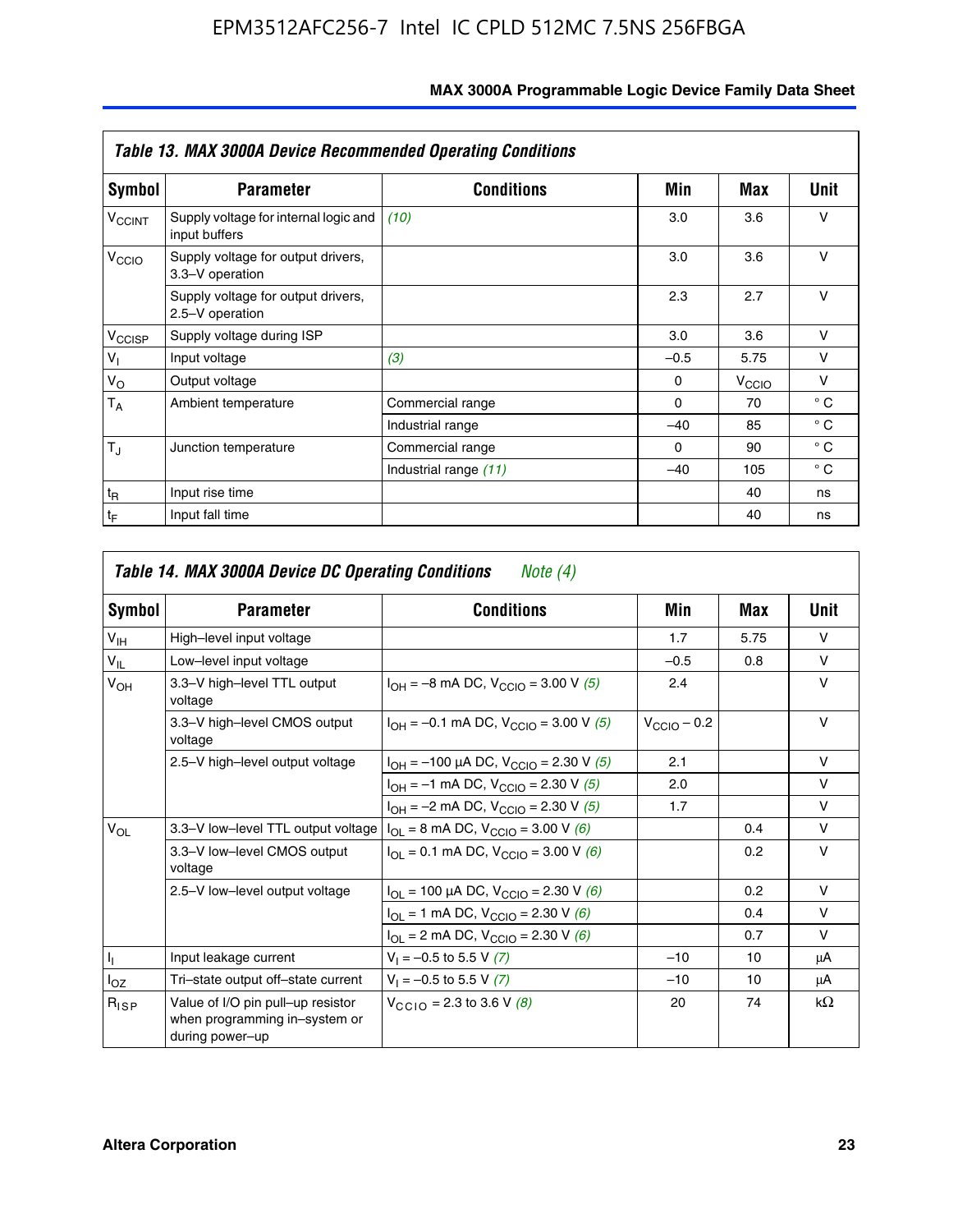**Table 13. MAX 3000A Device Recommended Operating Conditions**

| Symbol | Parameter | Conditions | Min | Max | Unit |
|---|---|---|---|---|---|
| $V_{CCINT}$ | Supply voltage for internal logic and input buffers | *(10)* | 3.0 | 3.6 | V |
| $V_{CCIO}$ | Supply voltage for output drivers, 3.3–V operation | | 3.0 | 3.6 | V |
| | Supply voltage for output drivers, 2.5–V operation | | 2.3 | 2.7 | V |
| $V_{CCISP}$ | Supply voltage during ISP | | 3.0 | 3.6 | V |
| $V_I$ | Input voltage | *(3)* | –0.5 | 5.75 | V |
| $V_O$ | Output voltage | | 0 | $V_{CCIO}$ | V |
| $T_A$ | Ambient temperature | Commercial range | 0 | 70 | ° C |
| | | Industrial range | –40 | 85 | ° C |
| $T_J$ | Junction temperature | Commercial range | 0 | 90 | ° C |
| | | Industrial range *(11)* | –40 | 105 | ° C |
| $t_R$ | Input rise time | | | 40 | ns |
| $t_F$ | Input fall time | | | 40 | ns |

**Table 14. MAX 3000A Device DC Operating Conditions** *Note (4)*

| Symbol | Parameter | Conditions | Min | Max | Unit |
|---|---|---|---|---|---|
| $V_{IH}$ | High–level input voltage | | 1.7 | 5.75 | V |
| $V_{IL}$ | Low–level input voltage | | –0.5 | 0.8 | V |
| $V_{OH}$ | 3.3–V high–level TTL output voltage | $I_{OH}$ = –8 mA DC, $V_{CCIO}$ = 3.00 V *(5)* | 2.4 | | V |
| | 3.3–V high–level CMOS output voltage | $I_{OH}$ = –0.1 mA DC, $V_{CCIO}$ = 3.00 V *(5)* | $V_{CCIO}$ – 0.2 | | V |
| | 2.5–V high–level output voltage | $I_{OH}$ = –100 μA DC, $V_{CCIO}$ = 2.30 V *(5)* | 2.1 | | V |
| | | $I_{OH}$ = –1 mA DC, $V_{CCIO}$ = 2.30 V *(5)* | 2.0 | | V |
| | | $I_{OH}$ = –2 mA DC, $V_{CCIO}$ = 2.30 V *(5)* | 1.7 | | V |
| $V_{OL}$ | 3.3–V low–level TTL output voltage | $I_{OL}$ = 8 mA DC, $V_{CCIO}$ = 3.00 V *(6)* | | 0.4 | V |
| | 3.3–V low–level CMOS output voltage | $I_{OL}$ = 0.1 mA DC, $V_{CCIO}$ = 3.00 V *(6)* | | 0.2 | V |
| | 2.5–V low–level output voltage | $I_{OL}$ = 100 μA DC, $V_{CCIO}$ = 2.30 V *(6)* | | 0.2 | V |
| | | $I_{OL}$ = 1 mA DC, $V_{CCIO}$ = 2.30 V *(6)* | | 0.4 | V |
| | | $I_{OL}$ = 2 mA DC, $V_{CCIO}$ = 2.30 V *(6)* | | 0.7 | V |
| $I_I$ | Input leakage current | $V_I$ = –0.5 to 5.5 V *(7)* | –10 | 10 | μA |
| $I_{OZ}$ | Tri–state output off–state current | $V_I$ = –0.5 to 5.5 V *(7)* | –10 | 10 | μA |
| $R_{ISP}$ | Value of I/O pin pull–up resistor when programming in–system or during power–up | $V_{CCIO}$ = 2.3 to 3.6 V *(8)* | 20 | 74 | kΩ |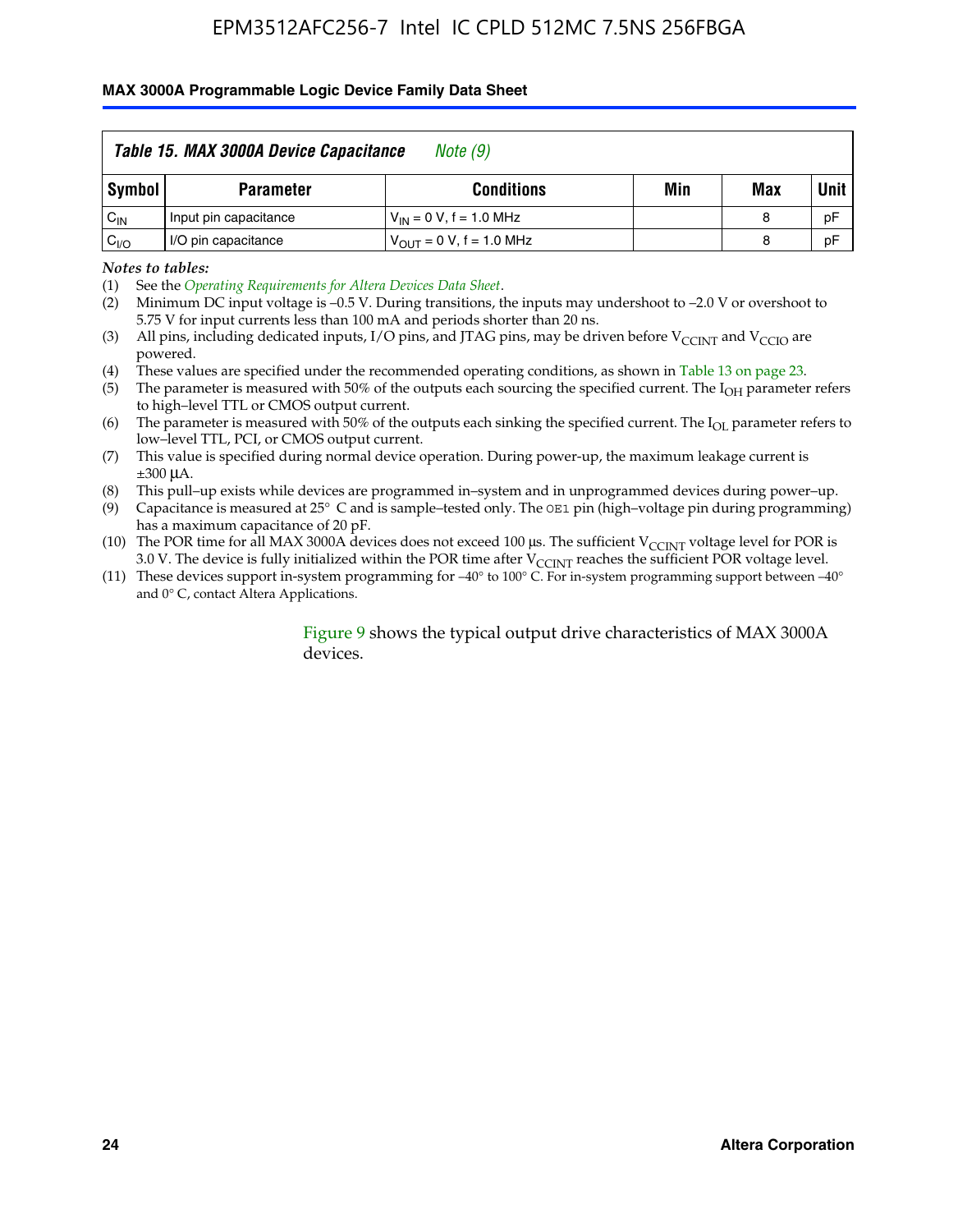| Table 15. MAX 3000A Device Capacitance *Note (9)* | | | | | |
|---|---|---|---|---|---|
| **Symbol** | **Parameter** | **Conditions** | **Min** | **Max** | **Unit** |
| $C_{IN}$ | Input pin capacitance | $V_{IN}$ = 0 V, f = 1.0 MHz | | 8 | pF |
| $C_{I/O}$ | I/O pin capacitance | $V_{OUT}$ = 0 V, f = 1.0 MHz | | 8 | pF |

*Notes to tables:*

(1) See the *Operating Requirements for Altera Devices Data Sheet*.

(2) Minimum DC input voltage is –0.5 V. During transitions, the inputs may undershoot to –2.0 V or overshoot to 5.75 V for input currents less than 100 mA and periods shorter than 20 ns.

(3) All pins, including dedicated inputs, I/O pins, and JTAG pins, may be driven before $V_{CCINT}$ and $V_{CCIO}$ are powered.

(4) These values are specified under the recommended operating conditions, as shown in Table 13 on page 23.

(5) The parameter is measured with 50% of the outputs each sourcing the specified current. The $I_{OH}$ parameter refers to high–level TTL or CMOS output current.

(6) The parameter is measured with 50% of the outputs each sinking the specified current. The $I_{OL}$ parameter refers to low–level TTL, PCI, or CMOS output current.

(7) This value is specified during normal device operation. During power-up, the maximum leakage current is ±300 μA.

(8) This pull–up exists while devices are programmed in–system and in unprogrammed devices during power–up.

(9) Capacitance is measured at 25° C and is sample–tested only. The `OE1` pin (high–voltage pin during programming) has a maximum capacitance of 20 pF.

(10) The POR time for all MAX 3000A devices does not exceed 100 μs. The sufficient $V_{CCINT}$ voltage level for POR is 3.0 V. The device is fully initialized within the POR time after $V_{CCINT}$ reaches the sufficient POR voltage level.

(11) These devices support in-system programming for –40° to 100° C. For in-system programming support between –40° and 0° C, contact Altera Applications.

Figure 9 shows the typical output drive characteristics of MAX 3000A devices.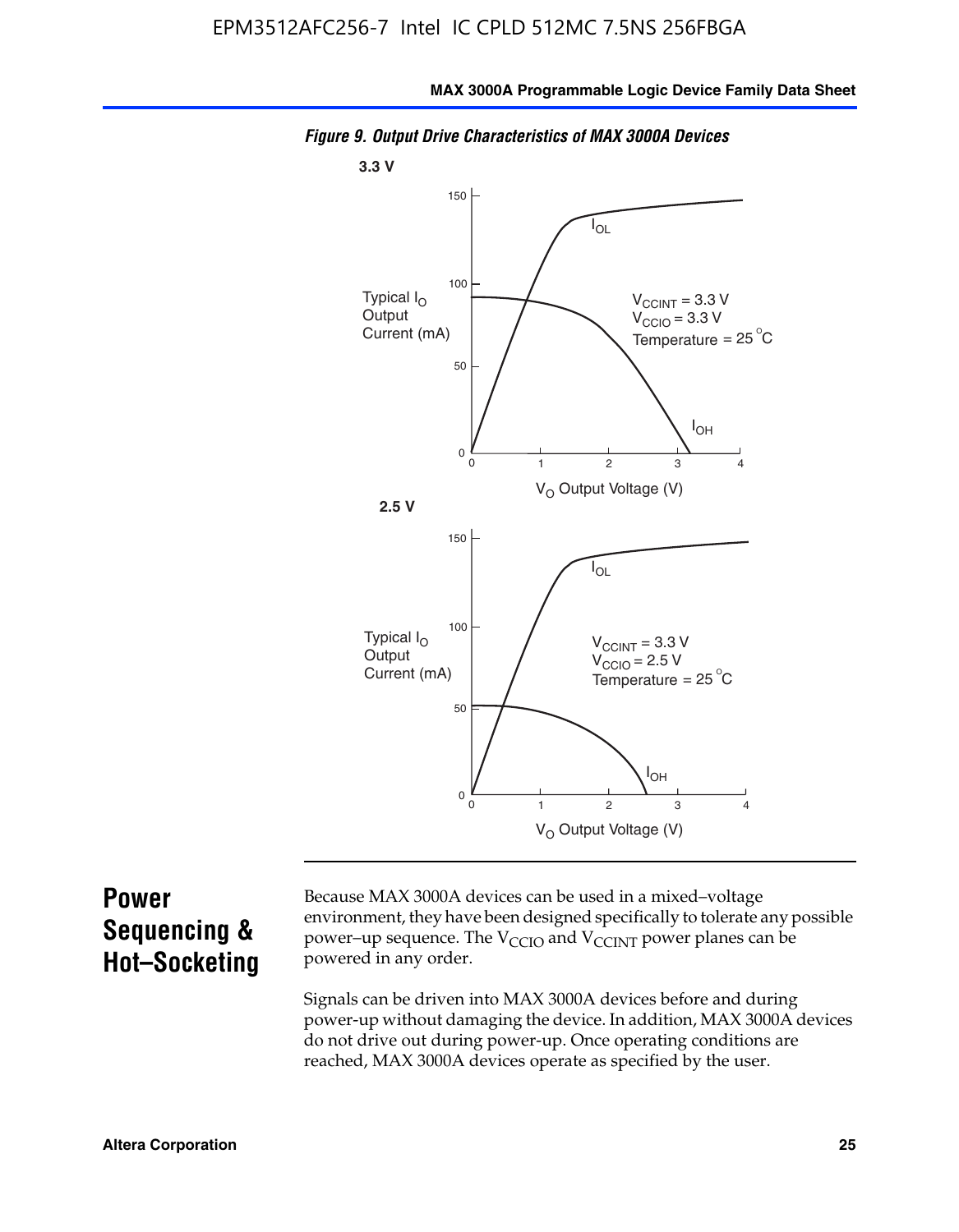*Figure 9. Output Drive Characteristics of MAX 3000A Devices*

3.3 V

Typical $I_O$ Output Current (mA)

$V_{CCINT}$ = 3.3 V
$V_{CCIO}$ = 3.3 V
Temperature = 25 °C

$I_{OL}$

$I_{OH}$

$V_O$ Output Voltage (V)

2.5 V

Typical $I_O$ Output Current (mA)

$V_{CCINT}$ = 3.3 V
$V_{CCIO}$ = 2.5 V
Temperature = 25 °C

$I_{OL}$

$I_{OH}$

$V_O$ Output Voltage (V)

## Power Sequencing & Hot–Socketing

Because MAX 3000A devices can be used in a mixed–voltage environment, they have been designed specifically to tolerate any possible power–up sequence. The $V_{CCIO}$ and $V_{CCINT}$ power planes can be powered in any order.

Signals can be driven into MAX 3000A devices before and during power-up without damaging the device. In addition, MAX 3000A devices do not drive out during power-up. Once operating conditions are reached, MAX 3000A devices operate as specified by the user.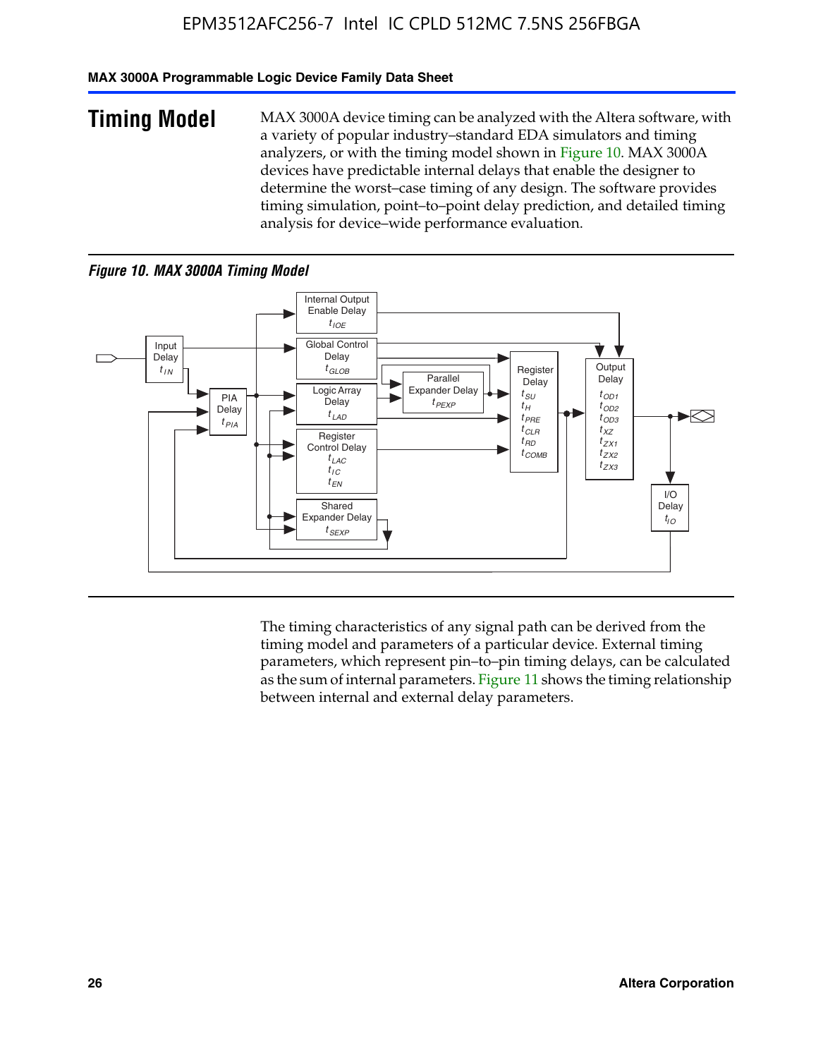## Timing Model

MAX 3000A device timing can be analyzed with the Altera software, with a variety of popular industry–standard EDA simulators and timing analyzers, or with the timing model shown in Figure 10. MAX 3000A devices have predictable internal delays that enable the designer to determine the worst–case timing of any design. The software provides timing simulation, point–to–point delay prediction, and detailed timing analysis for device–wide performance evaluation.

*Figure 10. MAX 3000A Timing Model*

The timing characteristics of any signal path can be derived from the timing model and parameters of a particular device. External timing parameters, which represent pin–to–pin timing delays, can be calculated as the sum of internal parameters. Figure 11 shows the timing relationship between internal and external delay parameters.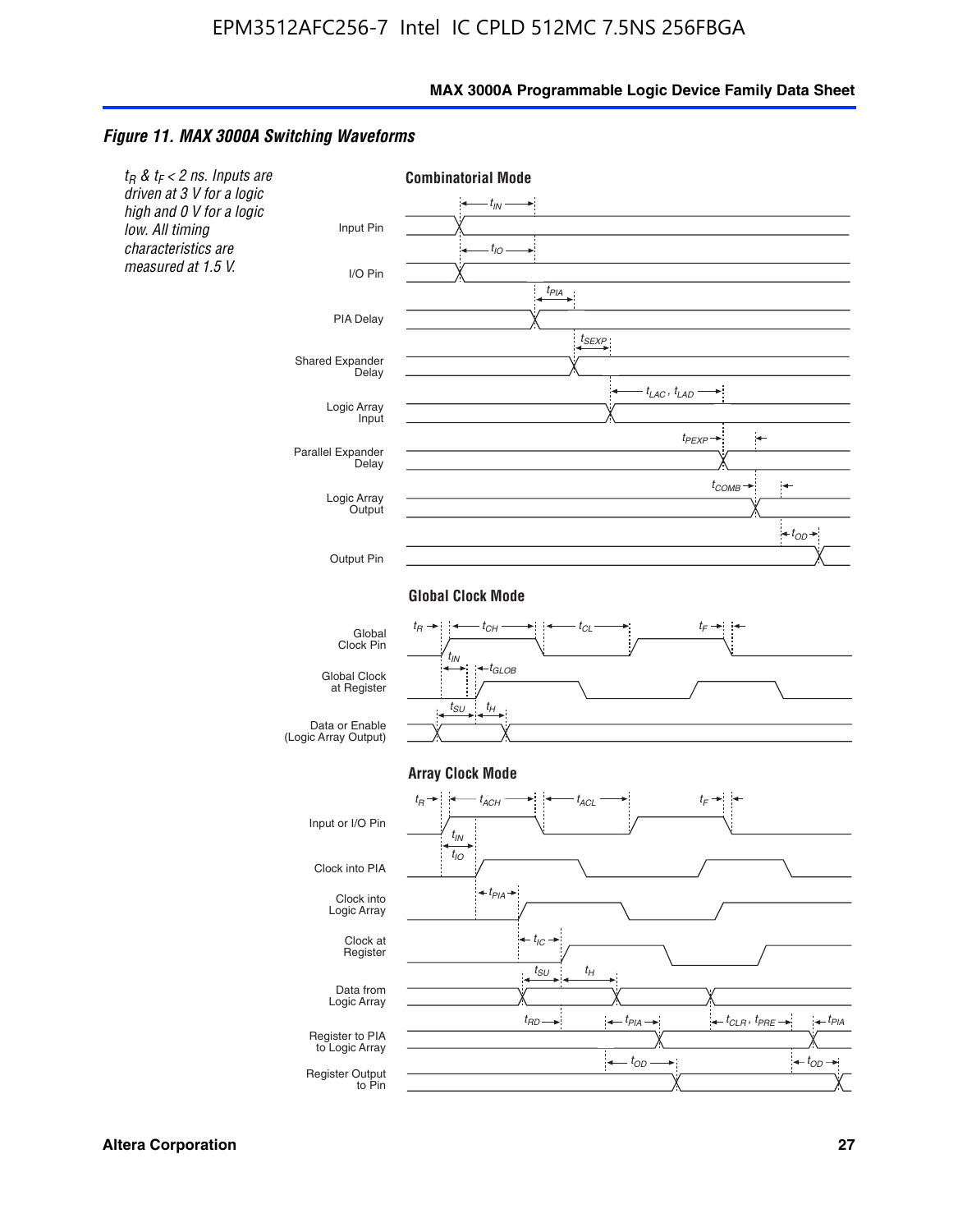*Figure 11. MAX 3000A Switching Waveforms*

*$t_R$ & $t_F$ < 2 ns. Inputs are driven at 3 V for a logic high and 0 V for a logic low. All timing characteristics are measured at 1.5 V.*

**Combinatorial Mode**

Input Pin — $t_{IN}$

I/O Pin — $t_{IO}$

PIA Delay — $t_{PIA}$

Shared Expander Delay — $t_{SEXP}$

Logic Array Input — $t_{LAC}$, $t_{LAD}$

Parallel Expander Delay — $t_{PEXP}$

Logic Array Output — $t_{COMB}$

Output Pin — $t_{OD}$

**Global Clock Mode**

Global Clock Pin — $t_R$, $t_{CH}$, $t_{CL}$, $t_F$

Global Clock at Register — $t_{IN}$, $t_{GLOB}$

Data or Enable (Logic Array Output) — $t_{SU}$, $t_H$

**Array Clock Mode**

Input or I/O Pin — $t_R$, $t_{ACH}$, $t_{ACL}$, $t_F$

Clock into PIA — $t_{IN}$, $t_{IO}$

Clock into Logic Array — $t_{PIA}$

Clock at Register — $t_{IC}$

Data from Logic Array — $t_{SU}$, $t_H$

Register to PIA to Logic Array — $t_{RD}$, $t_{PIA}$, $t_{CLR}$, $t_{PRE}$, $t_{PIA}$

Register Output to Pin — $t_{OD}$, $t_{OD}$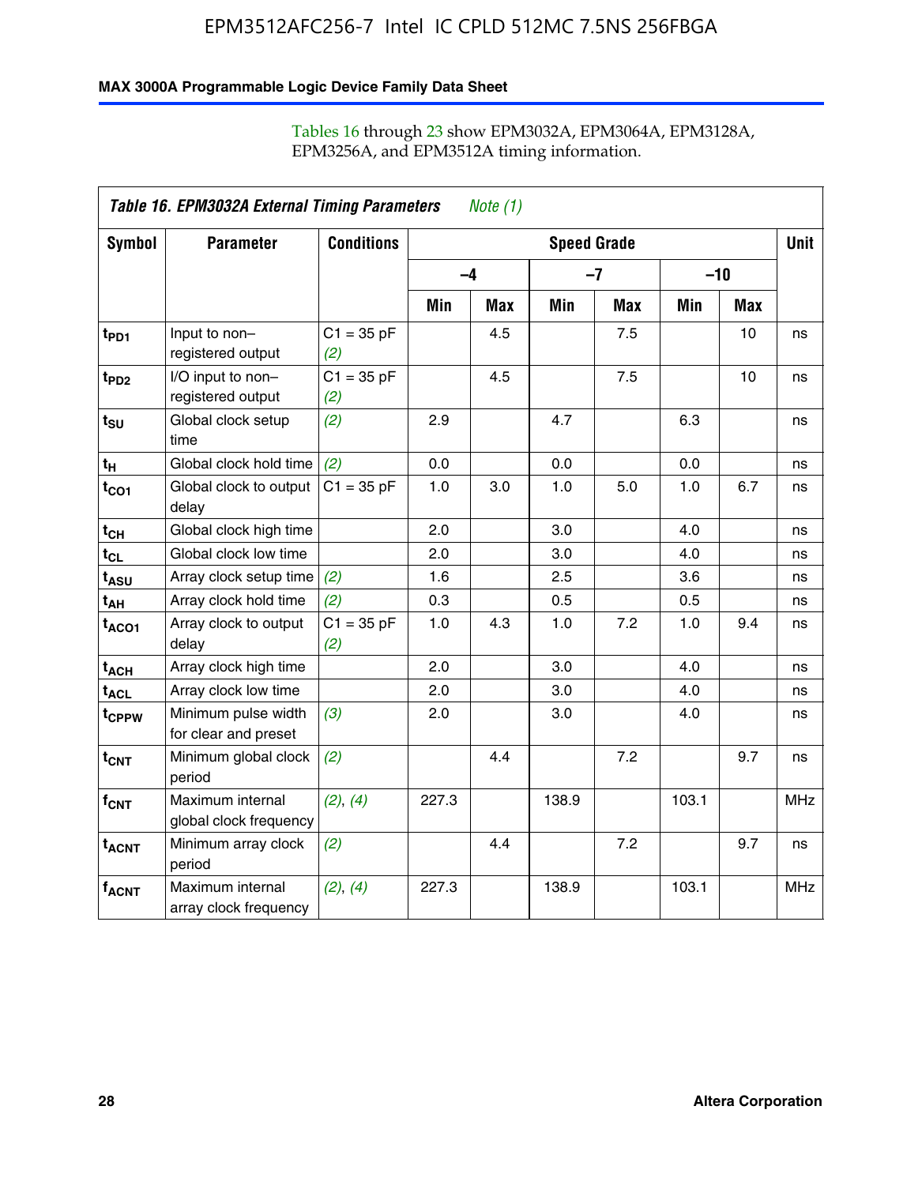Tables 16 through 23 show EPM3032A, EPM3064A, EPM3128A, EPM3256A, and EPM3512A timing information.

| *Table 16. EPM3032A External Timing Parameters* *Note (1)* | | | | | | | | | |
|---|---|---|---|---|---|---|---|---|---|
| **Symbol** | **Parameter** | **Conditions** | **Speed Grade** | | | | | | **Unit** |
| | | | **–4** | | **–7** | | **–10** | | |
| | | | **Min** | **Max** | **Min** | **Max** | **Min** | **Max** | |
| $t_{PD1}$ | Input to non–registered output | C1 = 35 pF *(2)* | | 4.5 | | 7.5 | | 10 | ns |
| $t_{PD2}$ | I/O input to non–registered output | C1 = 35 pF *(2)* | | 4.5 | | 7.5 | | 10 | ns |
| $t_{SU}$ | Global clock setup time | *(2)* | 2.9 | | 4.7 | | 6.3 | | ns |
| $t_{H}$ | Global clock hold time | *(2)* | 0.0 | | 0.0 | | 0.0 | | ns |
| $t_{CO1}$ | Global clock to output delay | C1 = 35 pF | 1.0 | 3.0 | 1.0 | 5.0 | 1.0 | 6.7 | ns |
| $t_{CH}$ | Global clock high time | | 2.0 | | 3.0 | | 4.0 | | ns |
| $t_{CL}$ | Global clock low time | | 2.0 | | 3.0 | | 4.0 | | ns |
| $t_{ASU}$ | Array clock setup time | *(2)* | 1.6 | | 2.5 | | 3.6 | | ns |
| $t_{AH}$ | Array clock hold time | *(2)* | 0.3 | | 0.5 | | 0.5 | | ns |
| $t_{ACO1}$ | Array clock to output delay | C1 = 35 pF *(2)* | 1.0 | 4.3 | 1.0 | 7.2 | 1.0 | 9.4 | ns |
| $t_{ACH}$ | Array clock high time | | 2.0 | | 3.0 | | 4.0 | | ns |
| $t_{ACL}$ | Array clock low time | | 2.0 | | 3.0 | | 4.0 | | ns |
| $t_{CPPW}$ | Minimum pulse width for clear and preset | *(3)* | 2.0 | | 3.0 | | 4.0 | | ns |
| $t_{CNT}$ | Minimum global clock period | *(2)* | | 4.4 | | 7.2 | | 9.7 | ns |
| $f_{CNT}$ | Maximum internal global clock frequency | *(2)*, *(4)* | 227.3 | | 138.9 | | 103.1 | | MHz |
| $t_{ACNT}$ | Minimum array clock period | *(2)* | | 4.4 | | 7.2 | | 9.7 | ns |
| $f_{ACNT}$ | Maximum internal array clock frequency | *(2)*, *(4)* | 227.3 | | 138.9 | | 103.1 | | MHz |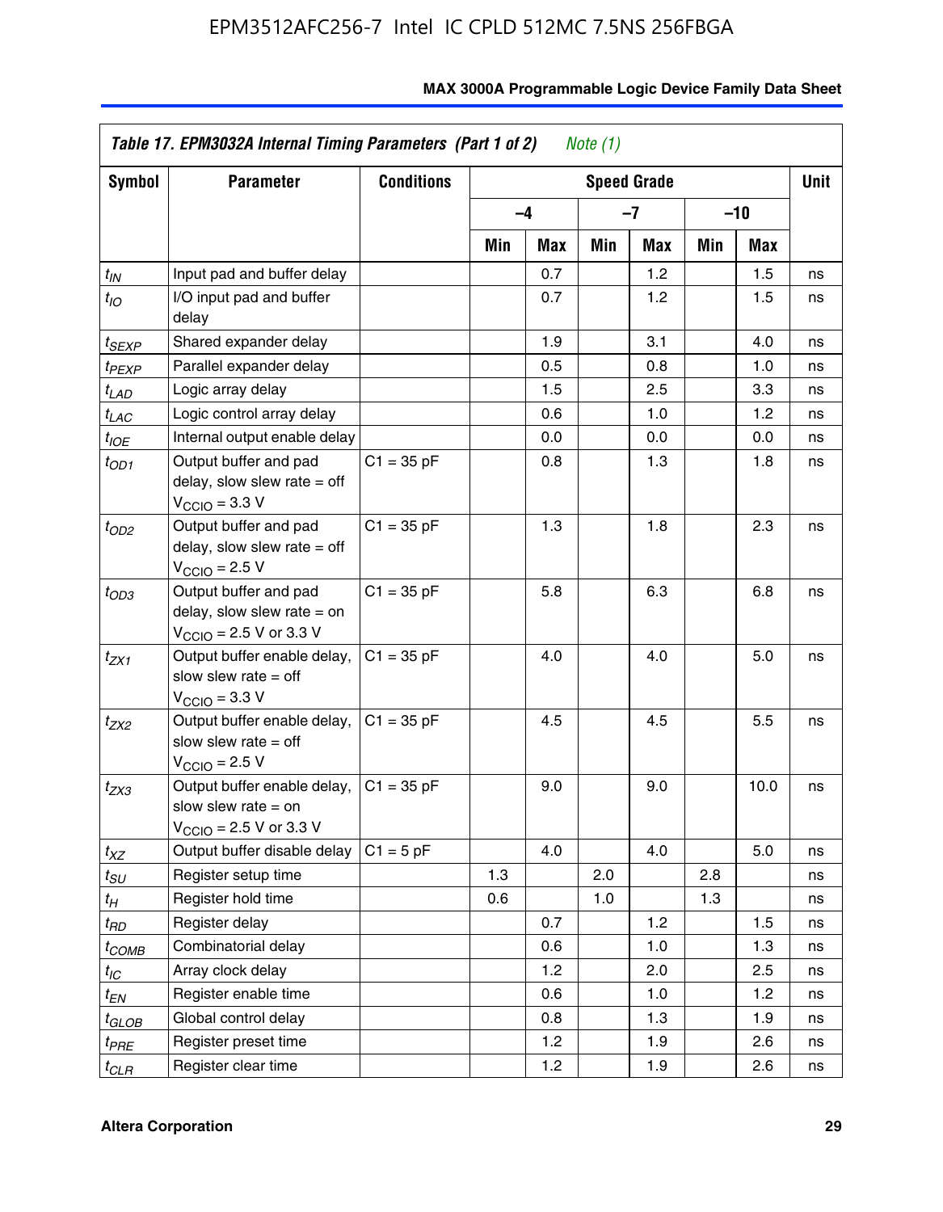**Table 17. EPM3032A Internal Timing Parameters (Part 1 of 2)** *Note (1)*

| Symbol | Parameter | Conditions | Speed Grade | | | | | | Unit |
|---|---|---|---|---|---|---|---|---|---|
| | | | –4 | | –7 | | –10 | | |
| | | | Min | Max | Min | Max | Min | Max | |
| $t_{IN}$ | Input pad and buffer delay | | | 0.7 | | 1.2 | | 1.5 | ns |
| $t_{IO}$ | I/O input pad and buffer delay | | | 0.7 | | 1.2 | | 1.5 | ns |
| $t_{SEXP}$ | Shared expander delay | | | 1.9 | | 3.1 | | 4.0 | ns |
| $t_{PEXP}$ | Parallel expander delay | | | 0.5 | | 0.8 | | 1.0 | ns |
| $t_{LAD}$ | Logic array delay | | | 1.5 | | 2.5 | | 3.3 | ns |
| $t_{LAC}$ | Logic control array delay | | | 0.6 | | 1.0 | | 1.2 | ns |
| $t_{IOE}$ | Internal output enable delay | | | 0.0 | | 0.0 | | 0.0 | ns |
| $t_{OD1}$ | Output buffer and pad delay, slow slew rate = off $V_{CCIO}$ = 3.3 V | C1 = 35 pF | | 0.8 | | 1.3 | | 1.8 | ns |
| $t_{OD2}$ | Output buffer and pad delay, slow slew rate = off $V_{CCIO}$ = 2.5 V | C1 = 35 pF | | 1.3 | | 1.8 | | 2.3 | ns |
| $t_{OD3}$ | Output buffer and pad delay, slow slew rate = on $V_{CCIO}$ = 2.5 V or 3.3 V | C1 = 35 pF | | 5.8 | | 6.3 | | 6.8 | ns |
| $t_{ZX1}$ | Output buffer enable delay, slow slew rate = off $V_{CCIO}$ = 3.3 V | C1 = 35 pF | | 4.0 | | 4.0 | | 5.0 | ns |
| $t_{ZX2}$ | Output buffer enable delay, slow slew rate = off $V_{CCIO}$ = 2.5 V | C1 = 35 pF | | 4.5 | | 4.5 | | 5.5 | ns |
| $t_{ZX3}$ | Output buffer enable delay, slow slew rate = on $V_{CCIO}$ = 2.5 V or 3.3 V | C1 = 35 pF | | 9.0 | | 9.0 | | 10.0 | ns |
| $t_{XZ}$ | Output buffer disable delay | C1 = 5 pF | | 4.0 | | 4.0 | | 5.0 | ns |
| $t_{SU}$ | Register setup time | | 1.3 | | 2.0 | | 2.8 | | ns |
| $t_{H}$ | Register hold time | | 0.6 | | 1.0 | | 1.3 | | ns |
| $t_{RD}$ | Register delay | | | 0.7 | | 1.2 | | 1.5 | ns |
| $t_{COMB}$ | Combinatorial delay | | | 0.6 | | 1.0 | | 1.3 | ns |
| $t_{IC}$ | Array clock delay | | | 1.2 | | 2.0 | | 2.5 | ns |
| $t_{EN}$ | Register enable time | | | 0.6 | | 1.0 | | 1.2 | ns |
| $t_{GLOB}$ | Global control delay | | | 0.8 | | 1.3 | | 1.9 | ns |
| $t_{PRE}$ | Register preset time | | | 1.2 | | 1.9 | | 2.6 | ns |
| $t_{CLR}$ | Register clear time | | | 1.2 | | 1.9 | | 2.6 | ns |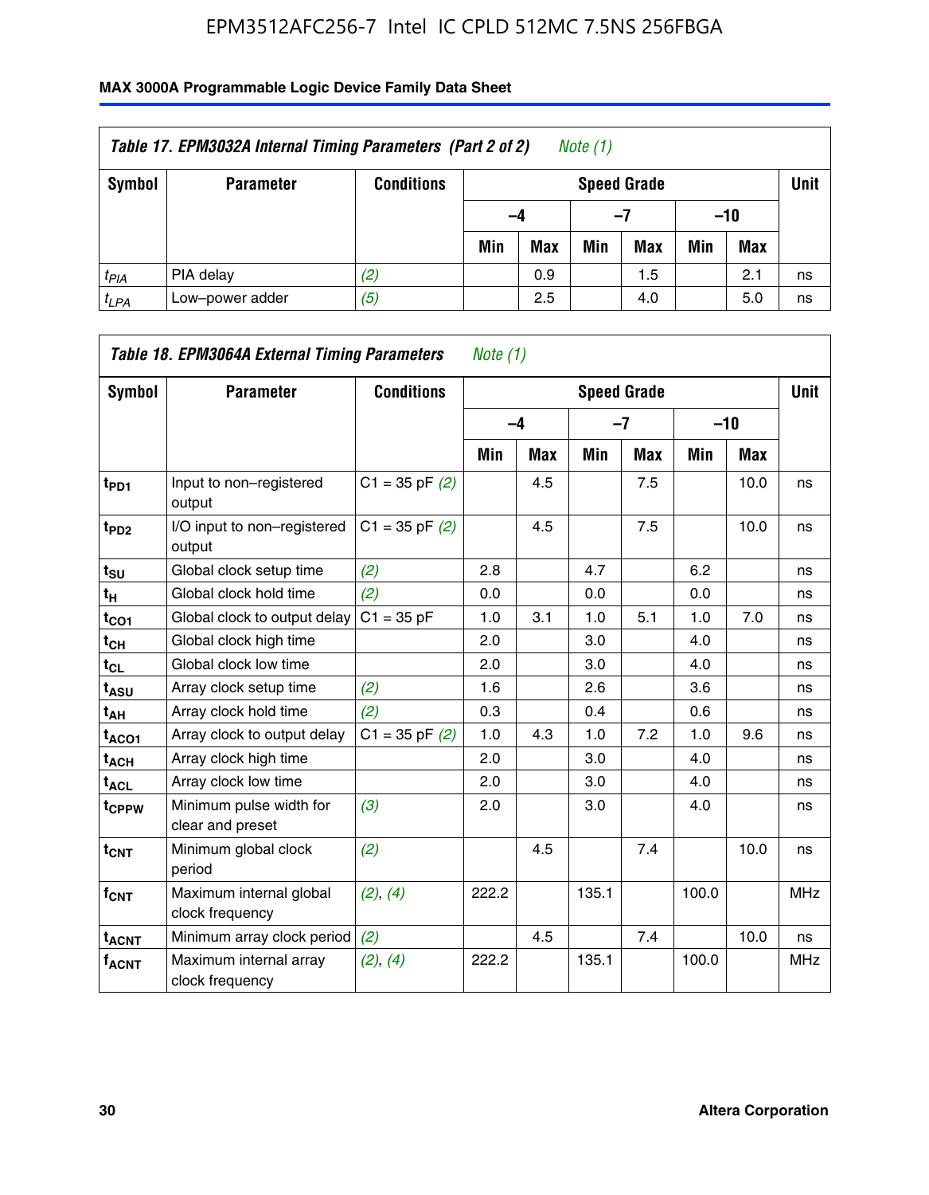**Table 17. EPM3032A Internal Timing Parameters (Part 2 of 2)** *Note (1)*

| Symbol | Parameter | Conditions | Speed Grade | | | | | | Unit |
|---|---|---|---|---|---|---|---|---|---|
| | | | –4 | | –7 | | –10 | | |
| | | | Min | Max | Min | Max | Min | Max | |
| $t_{PIA}$ | PIA delay | *(2)* | | 0.9 | | 1.5 | | 2.1 | ns |
| $t_{LPA}$ | Low–power adder | *(5)* | | 2.5 | | 4.0 | | 5.0 | ns |

**Table 18. EPM3064A External Timing Parameters** *Note (1)*

| Symbol | Parameter | Conditions | Speed Grade | | | | | | Unit |
|---|---|---|---|---|---|---|---|---|---|
| | | | –4 | | –7 | | –10 | | |
| | | | Min | Max | Min | Max | Min | Max | |
| $t_{PD1}$ | Input to non–registered output | C1 = 35 pF *(2)* | | 4.5 | | 7.5 | | 10.0 | ns |
| $t_{PD2}$ | I/O input to non–registered output | C1 = 35 pF *(2)* | | 4.5 | | 7.5 | | 10.0 | ns |
| $t_{SU}$ | Global clock setup time | *(2)* | 2.8 | | 4.7 | | 6.2 | | ns |
| $t_{H}$ | Global clock hold time | *(2)* | 0.0 | | 0.0 | | 0.0 | | ns |
| $t_{CO1}$ | Global clock to output delay | C1 = 35 pF | 1.0 | 3.1 | 1.0 | 5.1 | 1.0 | 7.0 | ns |
| $t_{CH}$ | Global clock high time | | 2.0 | | 3.0 | | 4.0 | | ns |
| $t_{CL}$ | Global clock low time | | 2.0 | | 3.0 | | 4.0 | | ns |
| $t_{ASU}$ | Array clock setup time | *(2)* | 1.6 | | 2.6 | | 3.6 | | ns |
| $t_{AH}$ | Array clock hold time | *(2)* | 0.3 | | 0.4 | | 0.6 | | ns |
| $t_{ACO1}$ | Array clock to output delay | C1 = 35 pF *(2)* | 1.0 | 4.3 | 1.0 | 7.2 | 1.0 | 9.6 | ns |
| $t_{ACH}$ | Array clock high time | | 2.0 | | 3.0 | | 4.0 | | ns |
| $t_{ACL}$ | Array clock low time | | 2.0 | | 3.0 | | 4.0 | | ns |
| $t_{CPPW}$ | Minimum pulse width for clear and preset | *(3)* | 2.0 | | 3.0 | | 4.0 | | ns |
| $t_{CNT}$ | Minimum global clock period | *(2)* | | 4.5 | | 7.4 | | 10.0 | ns |
| $f_{CNT}$ | Maximum internal global clock frequency | *(2)*, *(4)* | 222.2 | | 135.1 | | 100.0 | | MHz |
| $t_{ACNT}$ | Minimum array clock period | *(2)* | | 4.5 | | 7.4 | | 10.0 | ns |
| $f_{ACNT}$ | Maximum internal array clock frequency | *(2)*, *(4)* | 222.2 | | 135.1 | | 100.0 | | MHz |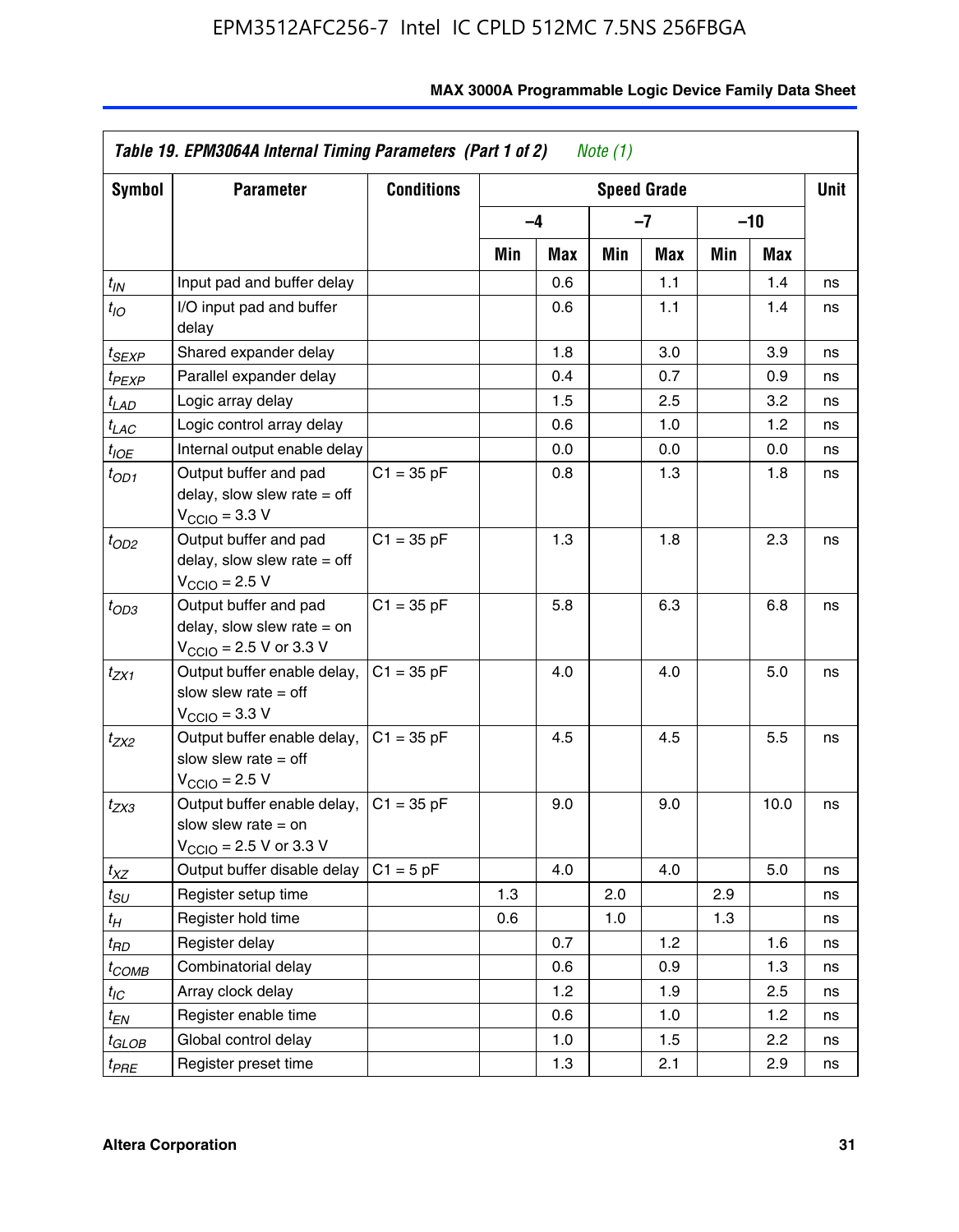**Table 19. EPM3064A Internal Timing Parameters (Part 1 of 2)** *Note (1)*

| Symbol | Parameter | Conditions | Speed Grade | | | | | | Unit |
|---|---|---|---|---|---|---|---|---|---|
| | | | –4 | | –7 | | –10 | | |
| | | | Min | Max | Min | Max | Min | Max | |
| $t_{IN}$ | Input pad and buffer delay | | | 0.6 | | 1.1 | | 1.4 | ns |
| $t_{IO}$ | I/O input pad and buffer delay | | | 0.6 | | 1.1 | | 1.4 | ns |
| $t_{SEXP}$ | Shared expander delay | | | 1.8 | | 3.0 | | 3.9 | ns |
| $t_{PEXP}$ | Parallel expander delay | | | 0.4 | | 0.7 | | 0.9 | ns |
| $t_{LAD}$ | Logic array delay | | | 1.5 | | 2.5 | | 3.2 | ns |
| $t_{LAC}$ | Logic control array delay | | | 0.6 | | 1.0 | | 1.2 | ns |
| $t_{IOE}$ | Internal output enable delay | | | 0.0 | | 0.0 | | 0.0 | ns |
| $t_{OD1}$ | Output buffer and pad delay, slow slew rate = off $V_{CCIO}$ = 3.3 V | C1 = 35 pF | | 0.8 | | 1.3 | | 1.8 | ns |
| $t_{OD2}$ | Output buffer and pad delay, slow slew rate = off $V_{CCIO}$ = 2.5 V | C1 = 35 pF | | 1.3 | | 1.8 | | 2.3 | ns |
| $t_{OD3}$ | Output buffer and pad delay, slow slew rate = on $V_{CCIO}$ = 2.5 V or 3.3 V | C1 = 35 pF | | 5.8 | | 6.3 | | 6.8 | ns |
| $t_{ZX1}$ | Output buffer enable delay, slow slew rate = off $V_{CCIO}$ = 3.3 V | C1 = 35 pF | | 4.0 | | 4.0 | | 5.0 | ns |
| $t_{ZX2}$ | Output buffer enable delay, slow slew rate = off $V_{CCIO}$ = 2.5 V | C1 = 35 pF | | 4.5 | | 4.5 | | 5.5 | ns |
| $t_{ZX3}$ | Output buffer enable delay, slow slew rate = on $V_{CCIO}$ = 2.5 V or 3.3 V | C1 = 35 pF | | 9.0 | | 9.0 | | 10.0 | ns |
| $t_{XZ}$ | Output buffer disable delay | C1 = 5 pF | | 4.0 | | 4.0 | | 5.0 | ns |
| $t_{SU}$ | Register setup time | | 1.3 | | 2.0 | | 2.9 | | ns |
| $t_{H}$ | Register hold time | | 0.6 | | 1.0 | | 1.3 | | ns |
| $t_{RD}$ | Register delay | | | 0.7 | | 1.2 | | 1.6 | ns |
| $t_{COMB}$ | Combinatorial delay | | | 0.6 | | 0.9 | | 1.3 | ns |
| $t_{IC}$ | Array clock delay | | | 1.2 | | 1.9 | | 2.5 | ns |
| $t_{EN}$ | Register enable time | | | 0.6 | | 1.0 | | 1.2 | ns |
| $t_{GLOB}$ | Global control delay | | | 1.0 | | 1.5 | | 2.2 | ns |
| $t_{PRE}$ | Register preset time | | | 1.3 | | 2.1 | | 2.9 | ns |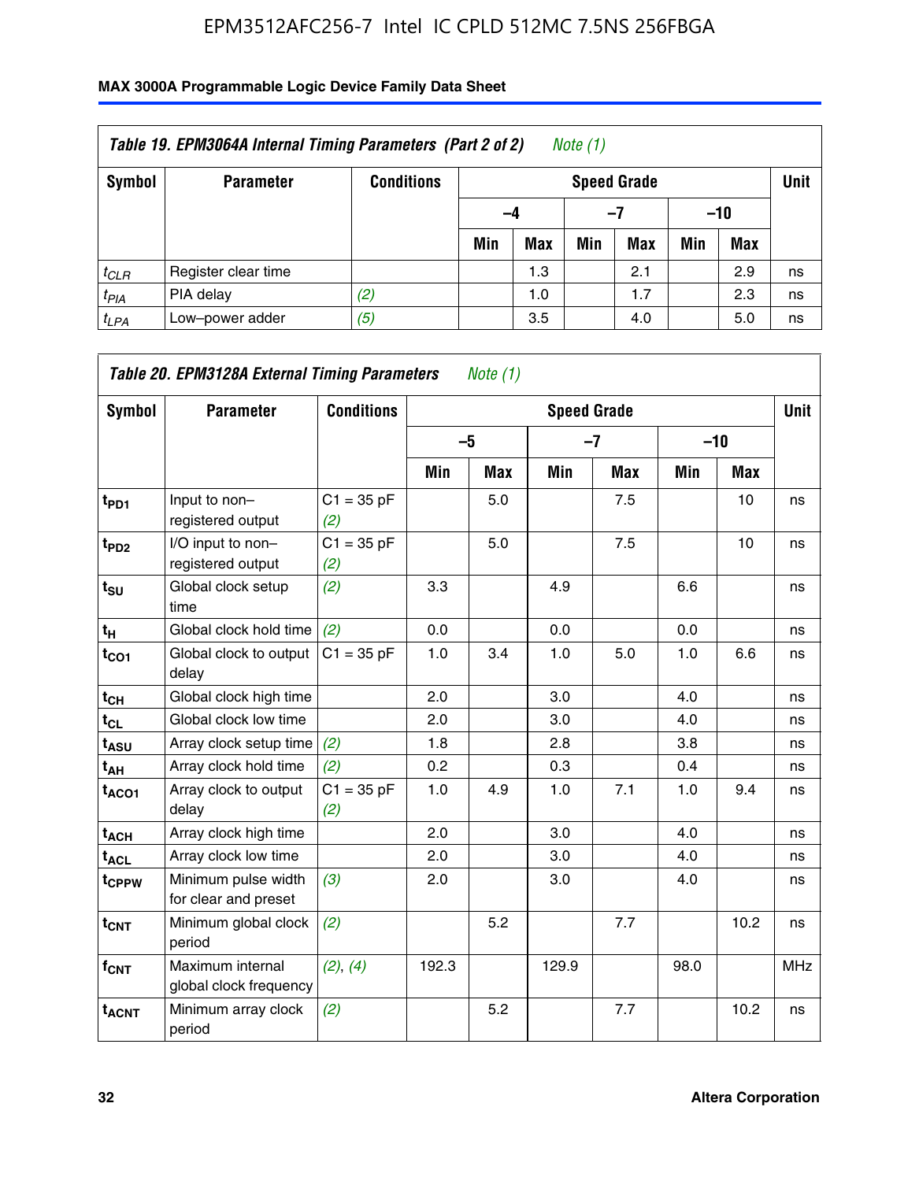**Table 19. EPM3064A Internal Timing Parameters (Part 2 of 2)** *Note (1)*

| Symbol | Parameter | Conditions | Speed Grade | | | | | | Unit |
|---|---|---|---|---|---|---|---|---|---|
| | | | –4 | | –7 | | –10 | | |
| | | | Min | Max | Min | Max | Min | Max | |
| $t_{CLR}$ | Register clear time | | | 1.3 | | 2.1 | | 2.9 | ns |
| $t_{PIA}$ | PIA delay | *(2)* | | 1.0 | | 1.7 | | 2.3 | ns |
| $t_{LPA}$ | Low–power adder | *(5)* | | 3.5 | | 4.0 | | 5.0 | ns |

**Table 20. EPM3128A External Timing Parameters** *Note (1)*

| Symbol | Parameter | Conditions | Speed Grade | | | | | | Unit |
|---|---|---|---|---|---|---|---|---|---|
| | | | –5 | | –7 | | –10 | | |
| | | | Min | Max | Min | Max | Min | Max | |
| $t_{PD1}$ | Input to non–registered output | C1 = 35 pF *(2)* | | 5.0 | | 7.5 | | 10 | ns |
| $t_{PD2}$ | I/O input to non–registered output | C1 = 35 pF *(2)* | | 5.0 | | 7.5 | | 10 | ns |
| $t_{SU}$ | Global clock setup time | *(2)* | 3.3 | | 4.9 | | 6.6 | | ns |
| $t_{H}$ | Global clock hold time | *(2)* | 0.0 | | 0.0 | | 0.0 | | ns |
| $t_{CO1}$ | Global clock to output delay | C1 = 35 pF | 1.0 | 3.4 | 1.0 | 5.0 | 1.0 | 6.6 | ns |
| $t_{CH}$ | Global clock high time | | 2.0 | | 3.0 | | 4.0 | | ns |
| $t_{CL}$ | Global clock low time | | 2.0 | | 3.0 | | 4.0 | | ns |
| $t_{ASU}$ | Array clock setup time | *(2)* | 1.8 | | 2.8 | | 3.8 | | ns |
| $t_{AH}$ | Array clock hold time | *(2)* | 0.2 | | 0.3 | | 0.4 | | ns |
| $t_{ACO1}$ | Array clock to output delay | C1 = 35 pF *(2)* | 1.0 | 4.9 | 1.0 | 7.1 | 1.0 | 9.4 | ns |
| $t_{ACH}$ | Array clock high time | | 2.0 | | 3.0 | | 4.0 | | ns |
| $t_{ACL}$ | Array clock low time | | 2.0 | | 3.0 | | 4.0 | | ns |
| $t_{CPPW}$ | Minimum pulse width for clear and preset | *(3)* | 2.0 | | 3.0 | | 4.0 | | ns |
| $t_{CNT}$ | Minimum global clock period | *(2)* | | 5.2 | | 7.7 | | 10.2 | ns |
| $f_{CNT}$ | Maximum internal global clock frequency | *(2)*, *(4)* | 192.3 | | 129.9 | | 98.0 | | MHz |
| $t_{ACNT}$ | Minimum array clock period | *(2)* | | 5.2 | | 7.7 | | 10.2 | ns |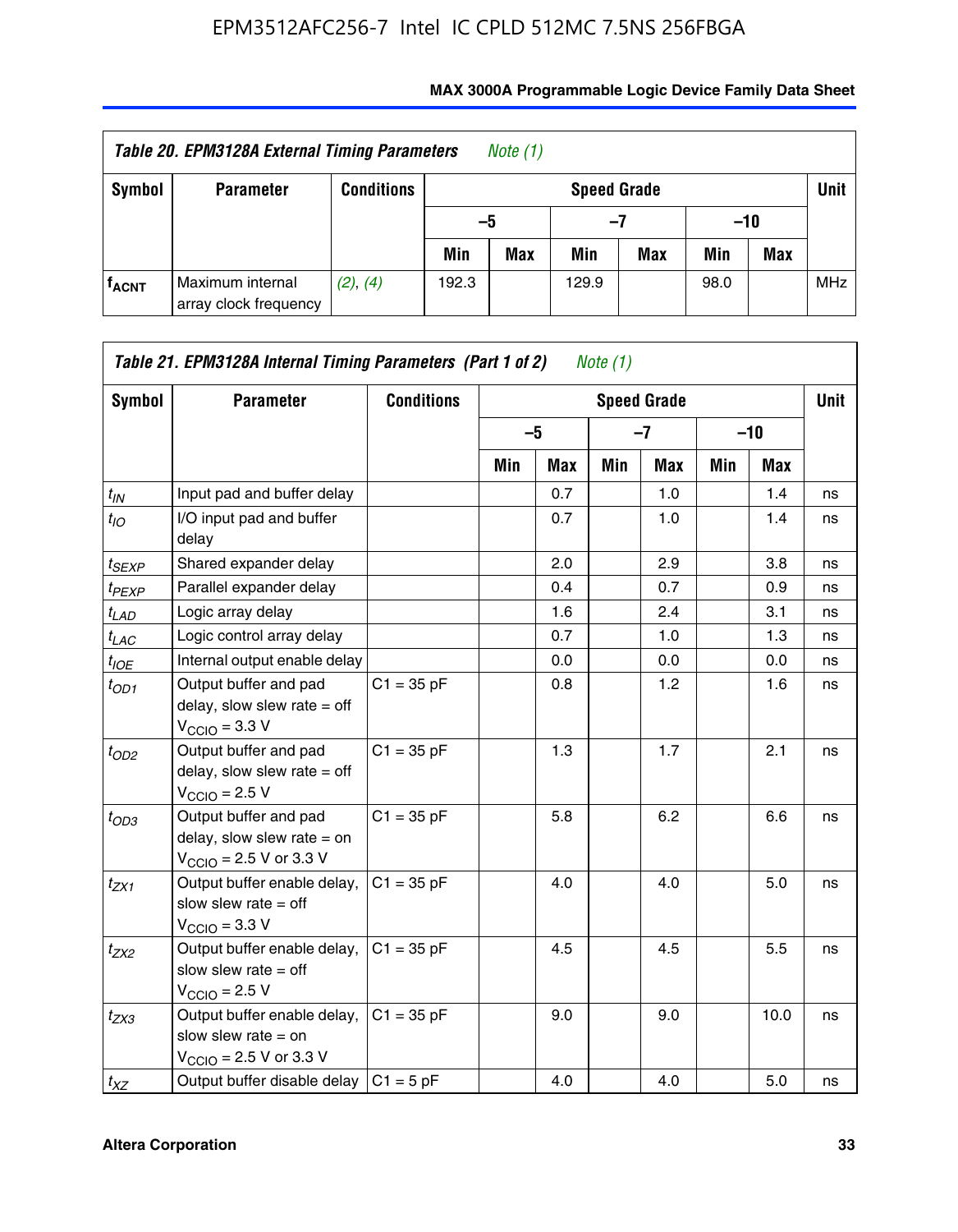| Table 20. EPM3128A External Timing Parameters *Note (1)* | | | | | | | | | |
|---|---|---|---|---|---|---|---|---|---|
| Symbol | Parameter | Conditions | Speed Grade | | | | | | Unit |
| | | | –5 | | –7 | | –10 | | |
| | | | Min | Max | Min | Max | Min | Max | |
| $f_{ACNT}$ | Maximum internal array clock frequency | *(2)*, *(4)* | 192.3 | | 129.9 | | 98.0 | | MHz |

| Table 21. EPM3128A Internal Timing Parameters (Part 1 of 2) *Note (1)* | | | | | | | | | |
|---|---|---|---|---|---|---|---|---|---|
| Symbol | Parameter | Conditions | Speed Grade | | | | | | Unit |
| | | | –5 | | –7 | | –10 | | |
| | | | Min | Max | Min | Max | Min | Max | |
| $t_{IN}$ | Input pad and buffer delay | | | 0.7 | | 1.0 | | 1.4 | ns |
| $t_{IO}$ | I/O input pad and buffer delay | | | 0.7 | | 1.0 | | 1.4 | ns |
| $t_{SEXP}$ | Shared expander delay | | | 2.0 | | 2.9 | | 3.8 | ns |
| $t_{PEXP}$ | Parallel expander delay | | | 0.4 | | 0.7 | | 0.9 | ns |
| $t_{LAD}$ | Logic array delay | | | 1.6 | | 2.4 | | 3.1 | ns |
| $t_{LAC}$ | Logic control array delay | | | 0.7 | | 1.0 | | 1.3 | ns |
| $t_{IOE}$ | Internal output enable delay | | | 0.0 | | 0.0 | | 0.0 | ns |
| $t_{OD1}$ | Output buffer and pad delay, slow slew rate = off $V_{CCIO}$ = 3.3 V | C1 = 35 pF | | 0.8 | | 1.2 | | 1.6 | ns |
| $t_{OD2}$ | Output buffer and pad delay, slow slew rate = off $V_{CCIO}$ = 2.5 V | C1 = 35 pF | | 1.3 | | 1.7 | | 2.1 | ns |
| $t_{OD3}$ | Output buffer and pad delay, slow slew rate = on $V_{CCIO}$ = 2.5 V or 3.3 V | C1 = 35 pF | | 5.8 | | 6.2 | | 6.6 | ns |
| $t_{ZX1}$ | Output buffer enable delay, slow slew rate = off $V_{CCIO}$ = 3.3 V | C1 = 35 pF | | 4.0 | | 4.0 | | 5.0 | ns |
| $t_{ZX2}$ | Output buffer enable delay, slow slew rate = off $V_{CCIO}$ = 2.5 V | C1 = 35 pF | | 4.5 | | 4.5 | | 5.5 | ns |
| $t_{ZX3}$ | Output buffer enable delay, slow slew rate = on $V_{CCIO}$ = 2.5 V or 3.3 V | C1 = 35 pF | | 9.0 | | 9.0 | | 10.0 | ns |
| $t_{XZ}$ | Output buffer disable delay | C1 = 5 pF | | 4.0 | | 4.0 | | 5.0 | ns |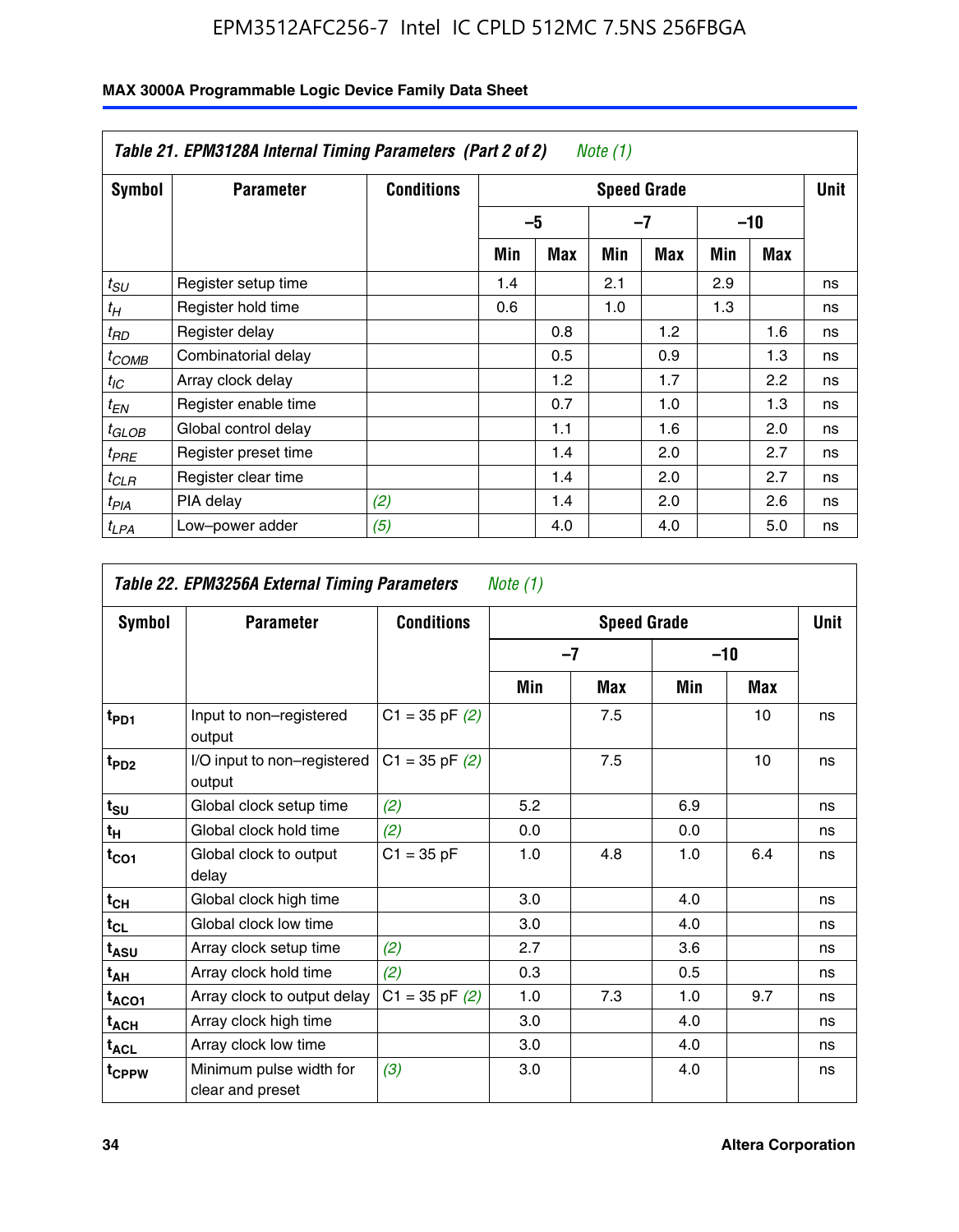**Table 21. EPM3128A Internal Timing Parameters (Part 2 of 2)** *Note (1)*

| Symbol | Parameter | Conditions | Speed Grade | | | | | | Unit |
|---|---|---|---|---|---|---|---|---|---|
| | | | –5 | | –7 | | –10 | | |
| | | | Min | Max | Min | Max | Min | Max | |
| $t_{SU}$ | Register setup time | | 1.4 | | 2.1 | | 2.9 | | ns |
| $t_{H}$ | Register hold time | | 0.6 | | 1.0 | | 1.3 | | ns |
| $t_{RD}$ | Register delay | | | 0.8 | | 1.2 | | 1.6 | ns |
| $t_{COMB}$ | Combinatorial delay | | | 0.5 | | 0.9 | | 1.3 | ns |
| $t_{IC}$ | Array clock delay | | | 1.2 | | 1.7 | | 2.2 | ns |
| $t_{EN}$ | Register enable time | | | 0.7 | | 1.0 | | 1.3 | ns |
| $t_{GLOB}$ | Global control delay | | | 1.1 | | 1.6 | | 2.0 | ns |
| $t_{PRE}$ | Register preset time | | | 1.4 | | 2.0 | | 2.7 | ns |
| $t_{CLR}$ | Register clear time | | | 1.4 | | 2.0 | | 2.7 | ns |
| $t_{PIA}$ | PIA delay | *(2)* | | 1.4 | | 2.0 | | 2.6 | ns |
| $t_{LPA}$ | Low–power adder | *(5)* | | 4.0 | | 4.0 | | 5.0 | ns |

**Table 22. EPM3256A External Timing Parameters** *Note (1)*

| Symbol | Parameter | Conditions | Speed Grade | | | | Unit |
|---|---|---|---|---|---|---|---|
| | | | –7 | | –10 | | |
| | | | Min | Max | Min | Max | |
| $t_{PD1}$ | Input to non–registered output | C1 = 35 pF *(2)* | | 7.5 | | 10 | ns |
| $t_{PD2}$ | I/O input to non–registered output | C1 = 35 pF *(2)* | | 7.5 | | 10 | ns |
| $t_{SU}$ | Global clock setup time | *(2)* | 5.2 | | 6.9 | | ns |
| $t_{H}$ | Global clock hold time | *(2)* | 0.0 | | 0.0 | | ns |
| $t_{CO1}$ | Global clock to output delay | C1 = 35 pF | 1.0 | 4.8 | 1.0 | 6.4 | ns |
| $t_{CH}$ | Global clock high time | | 3.0 | | 4.0 | | ns |
| $t_{CL}$ | Global clock low time | | 3.0 | | 4.0 | | ns |
| $t_{ASU}$ | Array clock setup time | *(2)* | 2.7 | | 3.6 | | ns |
| $t_{AH}$ | Array clock hold time | *(2)* | 0.3 | | 0.5 | | ns |
| $t_{ACO1}$ | Array clock to output delay | C1 = 35 pF *(2)* | 1.0 | 7.3 | 1.0 | 9.7 | ns |
| $t_{ACH}$ | Array clock high time | | 3.0 | | 4.0 | | ns |
| $t_{ACL}$ | Array clock low time | | 3.0 | | 4.0 | | ns |
| $t_{CPPW}$ | Minimum pulse width for clear and preset | *(3)* | 3.0 | | 4.0 | | ns |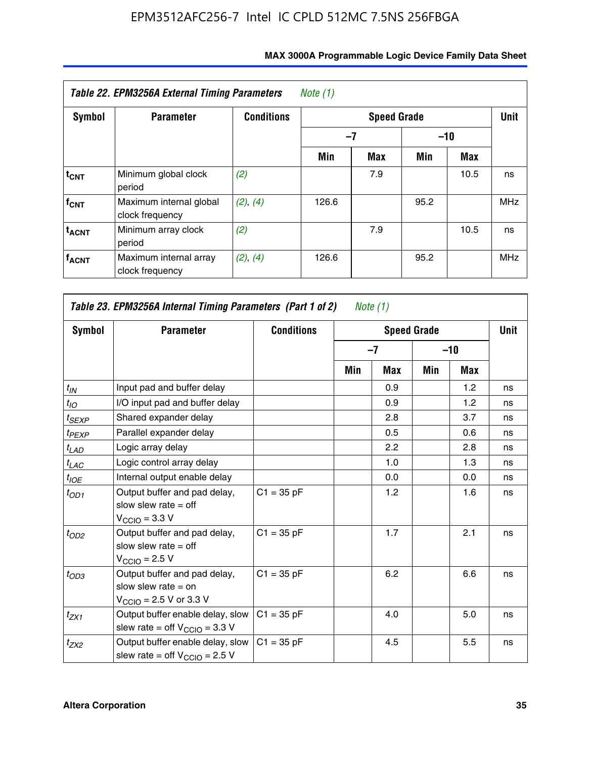**Table 22. EPM3256A External Timing Parameters** *Note (1)*

| Symbol | Parameter | Conditions | Speed Grade | | | | Unit |
|---|---|---|---|---|---|---|---|
| | | | –7 | | –10 | | |
| | | | Min | Max | Min | Max | |
| $t_{CNT}$ | Minimum global clock period | *(2)* | | 7.9 | | 10.5 | ns |
| $f_{CNT}$ | Maximum internal global clock frequency | *(2)*, *(4)* | 126.6 | | 95.2 | | MHz |
| $t_{ACNT}$ | Minimum array clock period | *(2)* | | 7.9 | | 10.5 | ns |
| $f_{ACNT}$ | Maximum internal array clock frequency | *(2)*, *(4)* | 126.6 | | 95.2 | | MHz |

**Table 23. EPM3256A Internal Timing Parameters (Part 1 of 2)** *Note (1)*

| Symbol | Parameter | Conditions | Speed Grade | | | | Unit |
|---|---|---|---|---|---|---|---|
| | | | –7 | | –10 | | |
| | | | Min | Max | Min | Max | |
| $t_{IN}$ | Input pad and buffer delay | | | 0.9 | | 1.2 | ns |
| $t_{IO}$ | I/O input pad and buffer delay | | | 0.9 | | 1.2 | ns |
| $t_{SEXP}$ | Shared expander delay | | | 2.8 | | 3.7 | ns |
| $t_{PEXP}$ | Parallel expander delay | | | 0.5 | | 0.6 | ns |
| $t_{LAD}$ | Logic array delay | | | 2.2 | | 2.8 | ns |
| $t_{LAC}$ | Logic control array delay | | | 1.0 | | 1.3 | ns |
| $t_{IOE}$ | Internal output enable delay | | | 0.0 | | 0.0 | ns |
| $t_{OD1}$ | Output buffer and pad delay, slow slew rate = off $V_{CCIO}$ = 3.3 V | C1 = 35 pF | | 1.2 | | 1.6 | ns |
| $t_{OD2}$ | Output buffer and pad delay, slow slew rate = off $V_{CCIO}$ = 2.5 V | C1 = 35 pF | | 1.7 | | 2.1 | ns |
| $t_{OD3}$ | Output buffer and pad delay, slow slew rate = on $V_{CCIO}$ = 2.5 V or 3.3 V | C1 = 35 pF | | 6.2 | | 6.6 | ns |
| $t_{ZX1}$ | Output buffer enable delay, slow slew rate = off $V_{CCIO}$ = 3.3 V | C1 = 35 pF | | 4.0 | | 5.0 | ns |
| $t_{ZX2}$ | Output buffer enable delay, slow slew rate = off $V_{CCIO}$ = 2.5 V | C1 = 35 pF | | 4.5 | | 5.5 | ns |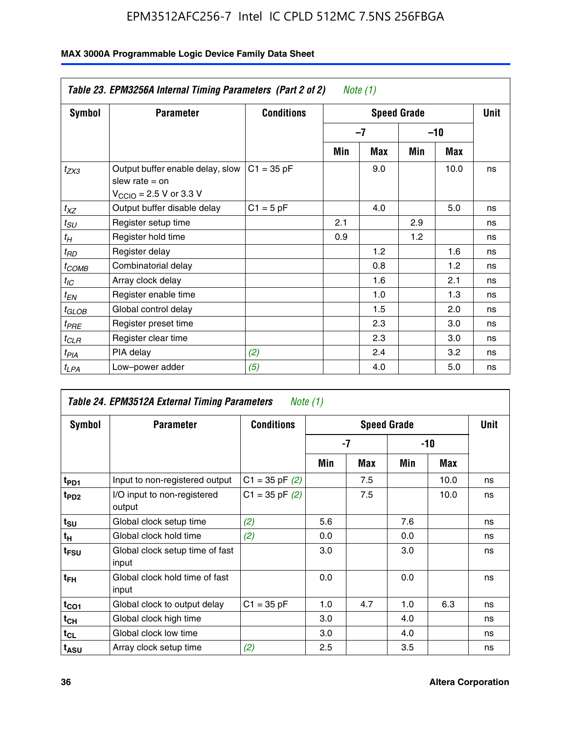**Table 23. EPM3256A Internal Timing Parameters (Part 2 of 2)** *Note (1)*

| Symbol | Parameter | Conditions | Speed Grade | | | | Unit |
|---|---|---|---|---|---|---|---|
| | | | –7 | | –10 | | |
| | | | Min | Max | Min | Max | |
| $t_{ZX3}$ | Output buffer enable delay, slow slew rate = on $V_{CCIO}$ = 2.5 V or 3.3 V | C1 = 35 pF | | 9.0 | | 10.0 | ns |
| $t_{XZ}$ | Output buffer disable delay | C1 = 5 pF | | 4.0 | | 5.0 | ns |
| $t_{SU}$ | Register setup time | | 2.1 | | 2.9 | | ns |
| $t_{H}$ | Register hold time | | 0.9 | | 1.2 | | ns |
| $t_{RD}$ | Register delay | | | 1.2 | | 1.6 | ns |
| $t_{COMB}$ | Combinatorial delay | | | 0.8 | | 1.2 | ns |
| $t_{IC}$ | Array clock delay | | | 1.6 | | 2.1 | ns |
| $t_{EN}$ | Register enable time | | | 1.0 | | 1.3 | ns |
| $t_{GLOB}$ | Global control delay | | | 1.5 | | 2.0 | ns |
| $t_{PRE}$ | Register preset time | | | 2.3 | | 3.0 | ns |
| $t_{CLR}$ | Register clear time | | | 2.3 | | 3.0 | ns |
| $t_{PIA}$ | PIA delay | *(2)* | | 2.4 | | 3.2 | ns |
| $t_{LPA}$ | Low–power adder | *(5)* | | 4.0 | | 5.0 | ns |

**Table 24. EPM3512A External Timing Parameters** *Note (1)*

| Symbol | Parameter | Conditions | Speed Grade | | | | Unit |
|---|---|---|---|---|---|---|---|
| | | | -7 | | -10 | | |
| | | | Min | Max | Min | Max | |
| $t_{PD1}$ | Input to non-registered output | C1 = 35 pF *(2)* | | 7.5 | | 10.0 | ns |
| $t_{PD2}$ | I/O input to non-registered output | C1 = 35 pF *(2)* | | 7.5 | | 10.0 | ns |
| $t_{SU}$ | Global clock setup time | *(2)* | 5.6 | | 7.6 | | ns |
| $t_{H}$ | Global clock hold time | *(2)* | 0.0 | | 0.0 | | ns |
| $t_{FSU}$ | Global clock setup time of fast input | | 3.0 | | 3.0 | | ns |
| $t_{FH}$ | Global clock hold time of fast input | | 0.0 | | 0.0 | | ns |
| $t_{CO1}$ | Global clock to output delay | C1 = 35 pF | 1.0 | 4.7 | 1.0 | 6.3 | ns |
| $t_{CH}$ | Global clock high time | | 3.0 | | 4.0 | | ns |
| $t_{CL}$ | Global clock low time | | 3.0 | | 4.0 | | ns |
| $t_{ASU}$ | Array clock setup time | *(2)* | 2.5 | | 3.5 | | ns |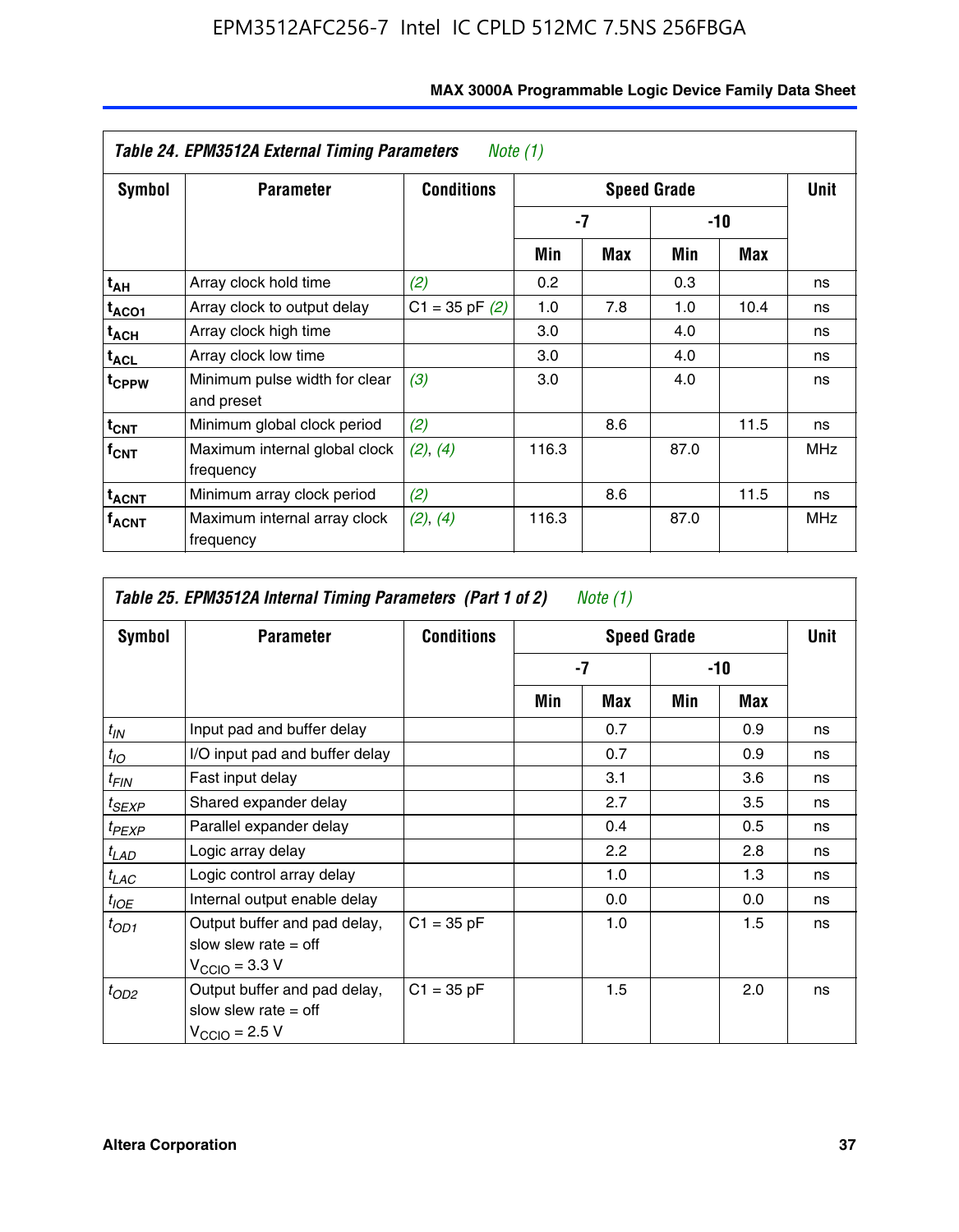**Table 24. EPM3512A External Timing Parameters** *Note (1)*

| Symbol | Parameter | Conditions | Speed Grade | | | | Unit |
|---|---|---|---|---|---|---|---|
| | | | -7 | | -10 | | |
| | | | Min | Max | Min | Max | |
| $t_{AH}$ | Array clock hold time | *(2)* | 0.2 | | 0.3 | | ns |
| $t_{ACO1}$ | Array clock to output delay | C1 = 35 pF *(2)* | 1.0 | 7.8 | 1.0 | 10.4 | ns |
| $t_{ACH}$ | Array clock high time | | 3.0 | | 4.0 | | ns |
| $t_{ACL}$ | Array clock low time | | 3.0 | | 4.0 | | ns |
| $t_{CPPW}$ | Minimum pulse width for clear and preset | *(3)* | 3.0 | | 4.0 | | ns |
| $t_{CNT}$ | Minimum global clock period | *(2)* | | 8.6 | | 11.5 | ns |
| $f_{CNT}$ | Maximum internal global clock frequency | *(2)*, *(4)* | 116.3 | | 87.0 | | MHz |
| $t_{ACNT}$ | Minimum array clock period | *(2)* | | 8.6 | | 11.5 | ns |
| $f_{ACNT}$ | Maximum internal array clock frequency | *(2)*, *(4)* | 116.3 | | 87.0 | | MHz |

**Table 25. EPM3512A Internal Timing Parameters (Part 1 of 2)** *Note (1)*

| Symbol | Parameter | Conditions | Speed Grade | | | | Unit |
|---|---|---|---|---|---|---|---|
| | | | -7 | | -10 | | |
| | | | Min | Max | Min | Max | |
| $t_{IN}$ | Input pad and buffer delay | | | 0.7 | | 0.9 | ns |
| $t_{IO}$ | I/O input pad and buffer delay | | | 0.7 | | 0.9 | ns |
| $t_{FIN}$ | Fast input delay | | | 3.1 | | 3.6 | ns |
| $t_{SEXP}$ | Shared expander delay | | | 2.7 | | 3.5 | ns |
| $t_{PEXP}$ | Parallel expander delay | | | 0.4 | | 0.5 | ns |
| $t_{LAD}$ | Logic array delay | | | 2.2 | | 2.8 | ns |
| $t_{LAC}$ | Logic control array delay | | | 1.0 | | 1.3 | ns |
| $t_{IOE}$ | Internal output enable delay | | | 0.0 | | 0.0 | ns |
| $t_{OD1}$ | Output buffer and pad delay, slow slew rate = off $V_{CCIO}$ = 3.3 V | C1 = 35 pF | | 1.0 | | 1.5 | ns |
| $t_{OD2}$ | Output buffer and pad delay, slow slew rate = off $V_{CCIO}$ = 2.5 V | C1 = 35 pF | | 1.5 | | 2.0 | ns |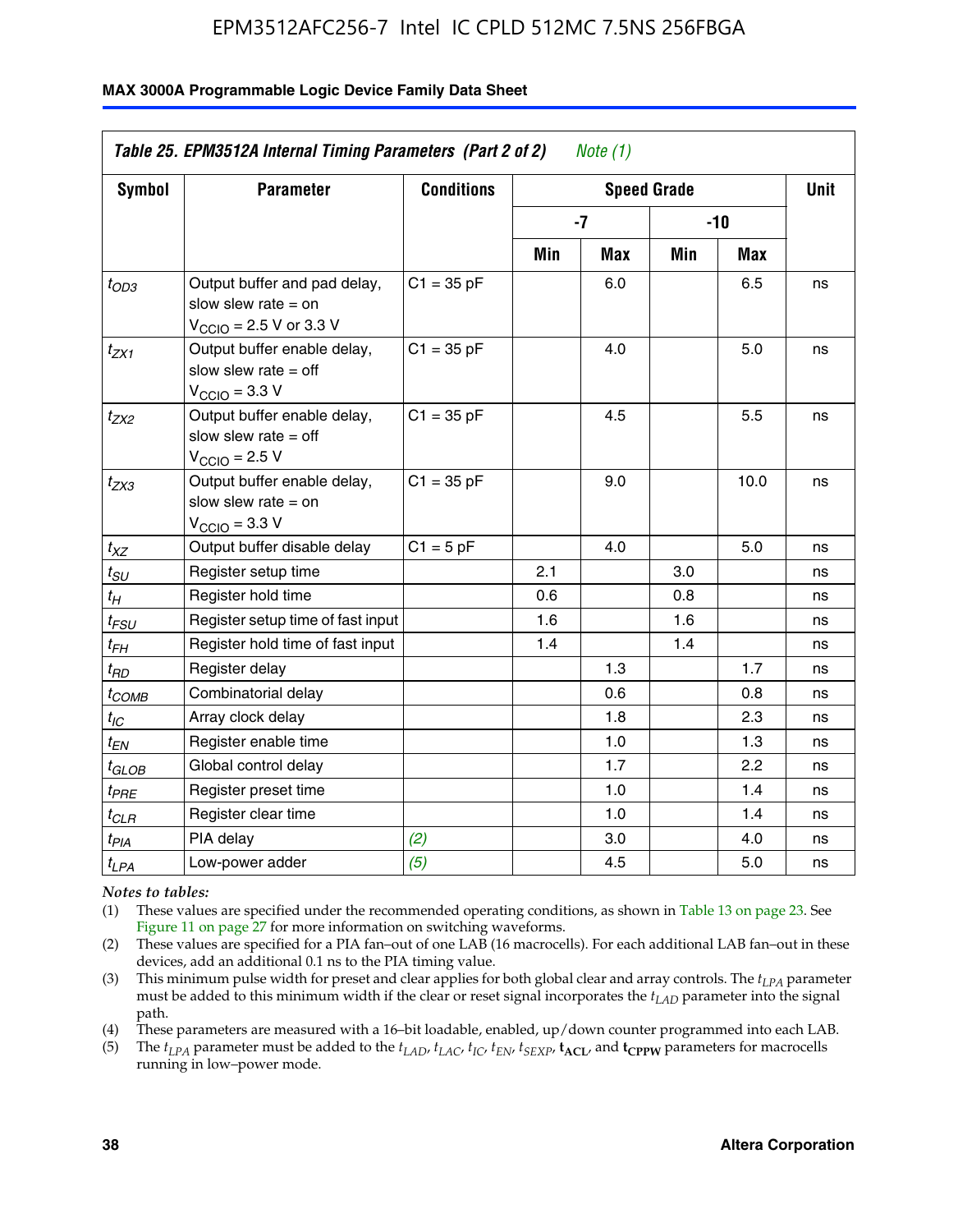**Table 25. EPM3512A Internal Timing Parameters (Part 2 of 2)** *Note (1)*

| Symbol | Parameter | Conditions | Speed Grade | | | | Unit |
|---|---|---|---|---|---|---|---|
| | | | -7 | | -10 | | |
| | | | Min | Max | Min | Max | |
| $t_{OD3}$ | Output buffer and pad delay, slow slew rate = on $V_{CCIO}$ = 2.5 V or 3.3 V | C1 = 35 pF | | 6.0 | | 6.5 | ns |
| $t_{ZX1}$ | Output buffer enable delay, slow slew rate = off $V_{CCIO}$ = 3.3 V | C1 = 35 pF | | 4.0 | | 5.0 | ns |
| $t_{ZX2}$ | Output buffer enable delay, slow slew rate = off $V_{CCIO}$ = 2.5 V | C1 = 35 pF | | 4.5 | | 5.5 | ns |
| $t_{ZX3}$ | Output buffer enable delay, slow slew rate = on $V_{CCIO}$ = 3.3 V | C1 = 35 pF | | 9.0 | | 10.0 | ns |
| $t_{XZ}$ | Output buffer disable delay | C1 = 5 pF | | 4.0 | | 5.0 | ns |
| $t_{SU}$ | Register setup time | | 2.1 | | 3.0 | | ns |
| $t_{H}$ | Register hold time | | 0.6 | | 0.8 | | ns |
| $t_{FSU}$ | Register setup time of fast input | | 1.6 | | 1.6 | | ns |
| $t_{FH}$ | Register hold time of fast input | | 1.4 | | 1.4 | | ns |
| $t_{RD}$ | Register delay | | | 1.3 | | 1.7 | ns |
| $t_{COMB}$ | Combinatorial delay | | | 0.6 | | 0.8 | ns |
| $t_{IC}$ | Array clock delay | | | 1.8 | | 2.3 | ns |
| $t_{EN}$ | Register enable time | | | 1.0 | | 1.3 | ns |
| $t_{GLOB}$ | Global control delay | | | 1.7 | | 2.2 | ns |
| $t_{PRE}$ | Register preset time | | | 1.0 | | 1.4 | ns |
| $t_{CLR}$ | Register clear time | | | 1.0 | | 1.4 | ns |
| $t_{PIA}$ | PIA delay | *(2)* | | 3.0 | | 4.0 | ns |
| $t_{LPA}$ | Low-power adder | *(5)* | | 4.5 | | 5.0 | ns |

*Notes to tables:*

(1) These values are specified under the recommended operating conditions, as shown in Table 13 on page 23. See Figure 11 on page 27 for more information on switching waveforms.

(2) These values are specified for a PIA fan–out of one LAB (16 macrocells). For each additional LAB fan–out in these devices, add an additional 0.1 ns to the PIA timing value.

(3) This minimum pulse width for preset and clear applies for both global clear and array controls. The $t_{LPA}$ parameter must be added to this minimum width if the clear or reset signal incorporates the $t_{LAD}$ parameter into the signal path.

(4) These parameters are measured with a 16–bit loadable, enabled, up/down counter programmed into each LAB.

(5) The $t_{LPA}$ parameter must be added to the $t_{LAD}$, $t_{LAC}$, $t_{IC}$, $t_{EN}$, $t_{SEXP}$, $\mathbf{t_{ACL}}$, and $\mathbf{t_{CPPW}}$ parameters for macrocells running in low–power mode.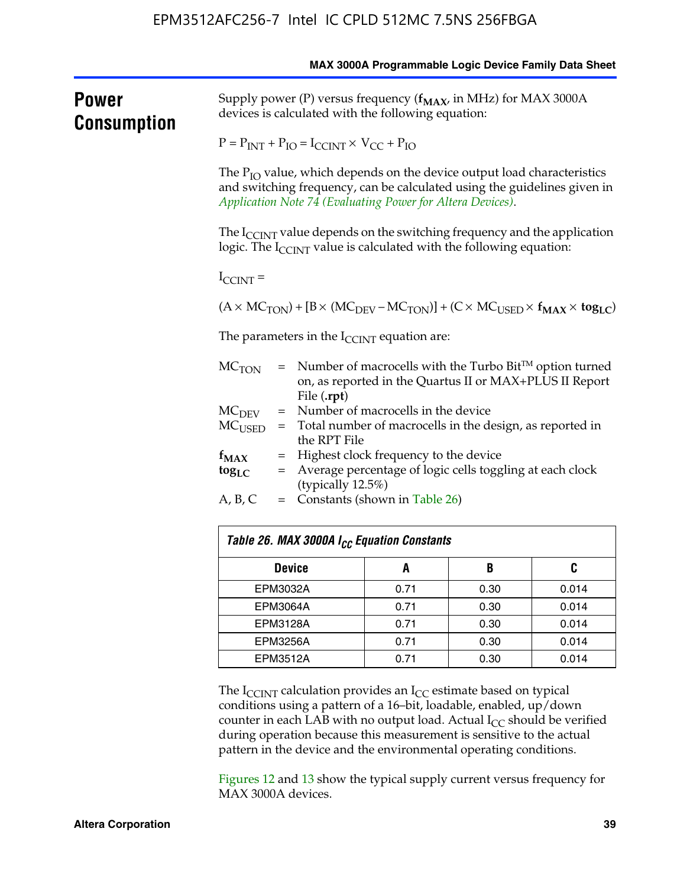## Power Consumption

Supply power (P) versus frequency (**$f_{MAX}$**, in MHz) for MAX 3000A devices is calculated with the following equation:

$$P = P_{INT} + P_{IO} = I_{CCINT} \times V_{CC} + P_{IO}$$

The $P_{IO}$ value, which depends on the device output load characteristics and switching frequency, can be calculated using the guidelines given in *Application Note 74 (Evaluating Power for Altera Devices)*.

The $I_{CCINT}$ value depends on the switching frequency and the application logic. The $I_{CCINT}$ value is calculated with the following equation:

$I_{CCINT}$ =

$$(A \times MC_{TON}) + [B \times (MC_{DEV} - MC_{TON})] + (C \times MC_{USED} \times \mathbf{f_{MAX}} \times \mathbf{tog_{LC}})$$

The parameters in the $I_{CCINT}$ equation are:

- $MC_{TON}$ = Number of macrocells with the Turbo Bit™ option turned on, as reported in the Quartus II or MAX+PLUS II Report File (**.rpt**)
- $MC_{DEV}$ = Number of macrocells in the device
- $MC_{USED}$ = Total number of macrocells in the design, as reported in the RPT File
- $\mathbf{f_{MAX}}$ = Highest clock frequency to the device
- $\mathbf{tog_{LC}}$ = Average percentage of logic cells toggling at each clock (typically 12.5%)
- A, B, C = Constants (shown in Table 26)

*Table 26. MAX 3000A $I_{CC}$ Equation Constants*

| Device | A | B | C |
|---|---|---|---|
| EPM3032A | 0.71 | 0.30 | 0.014 |
| EPM3064A | 0.71 | 0.30 | 0.014 |
| EPM3128A | 0.71 | 0.30 | 0.014 |
| EPM3256A | 0.71 | 0.30 | 0.014 |
| EPM3512A | 0.71 | 0.30 | 0.014 |

The $I_{CCINT}$ calculation provides an $I_{CC}$ estimate based on typical conditions using a pattern of a 16–bit, loadable, enabled, up/down counter in each LAB with no output load. Actual $I_{CC}$ should be verified during operation because this measurement is sensitive to the actual pattern in the device and the environmental operating conditions.

Figures 12 and 13 show the typical supply current versus frequency for MAX 3000A devices.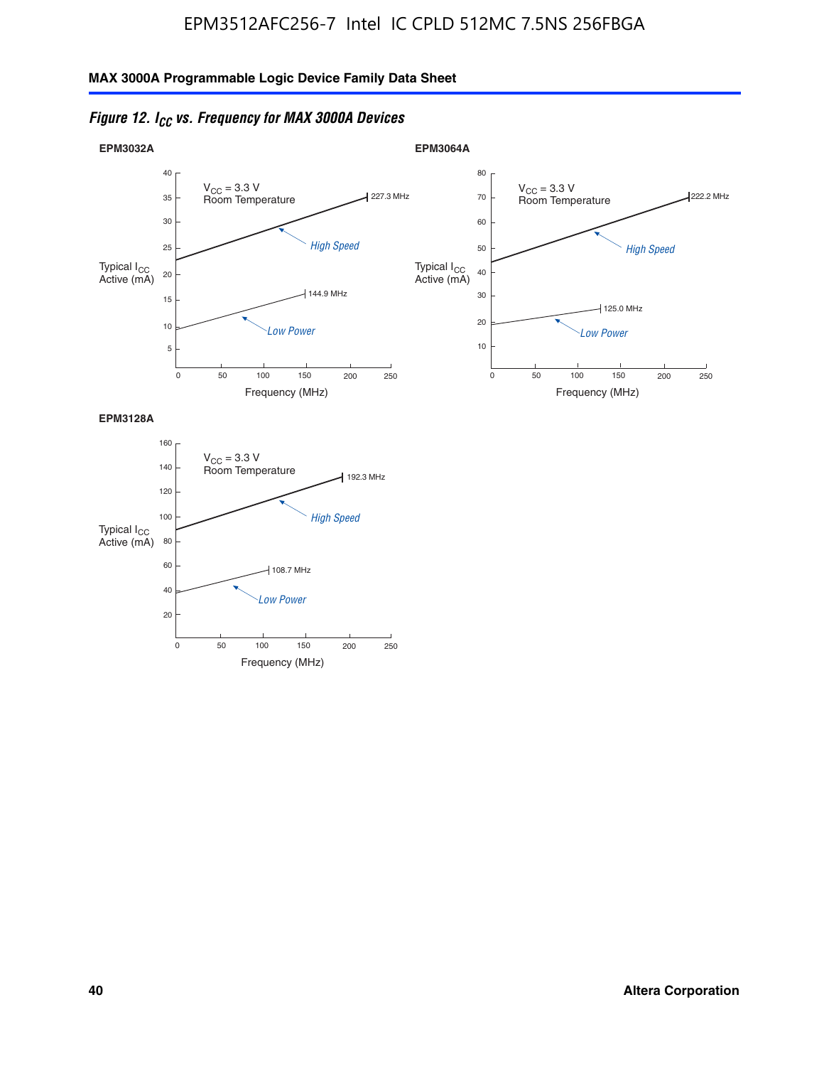*Figure 12. $I_{CC}$ vs. Frequency for MAX 3000A Devices*

**EPM3032A**

$V_{CC}$ = 3.3 V
Room Temperature

Typical $I_{CC}$ Active (mA)

High Speed — 227.3 MHz

Low Power — 144.9 MHz

Frequency (MHz)

**EPM3064A**

$V_{CC}$ = 3.3 V
Room Temperature

Typical $I_{CC}$ Active (mA)

High Speed — 222.2 MHz

Low Power — 125.0 MHz

Frequency (MHz)

**EPM3128A**

$V_{CC}$ = 3.3 V
Room Temperature

Typical $I_{CC}$ Active (mA)

High Speed — 192.3 MHz

Low Power — 108.7 MHz

Frequency (MHz)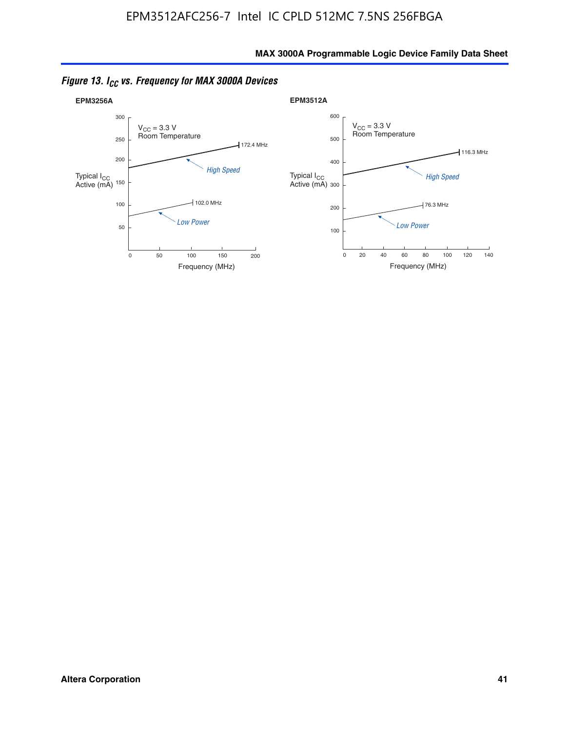*Figure 13. $I_{CC}$ vs. Frequency for MAX 3000A Devices*

**EPM3256A**

$V_{CC}$ = 3.3 V
Room Temperature

Typical $I_{CC}$ Active (mA)

300
250
200
150
100
50

172.4 MHz

*High Speed*

102.0 MHz

*Low Power*

0 50 100 150 200

Frequency (MHz)

**EPM3512A**

$V_{CC}$ = 3.3 V
Room Temperature

Typical $I_{CC}$ Active (mA)

600
500
400
300
200
100

116.3 MHz

*High Speed*

76.3 MHz

*Low Power*

0 20 40 60 80 100 120 140

Frequency (MHz)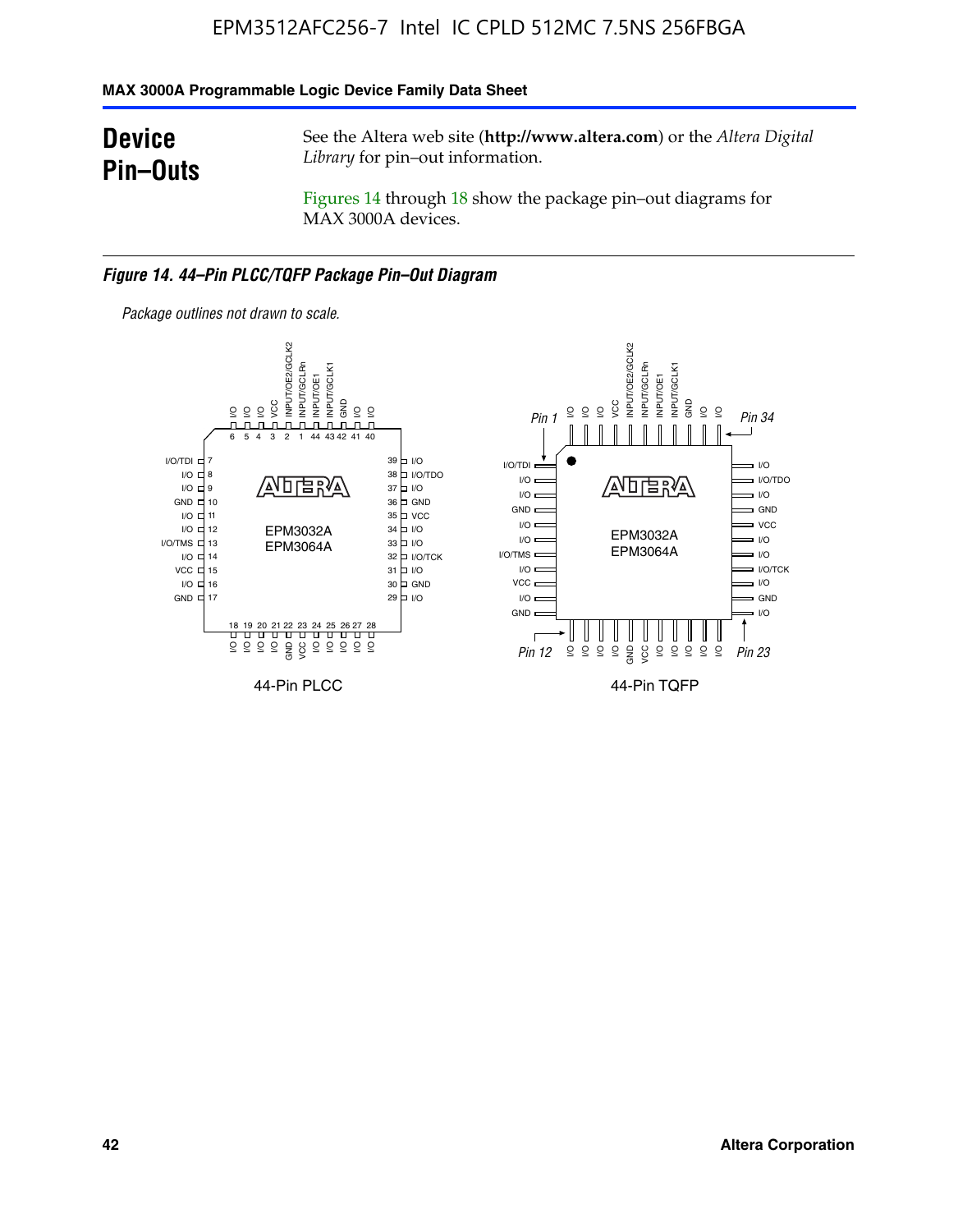## Device Pin–Outs

See the Altera web site (**http://www.altera.com**) or the *Altera Digital Library* for pin–out information.

Figures 14 through 18 show the package pin–out diagrams for MAX 3000A devices.

*Figure 14. 44–Pin PLCC/TQFP Package Pin–Out Diagram*

*Package outlines not drawn to scale.*

44-Pin PLCC

44-Pin TQFP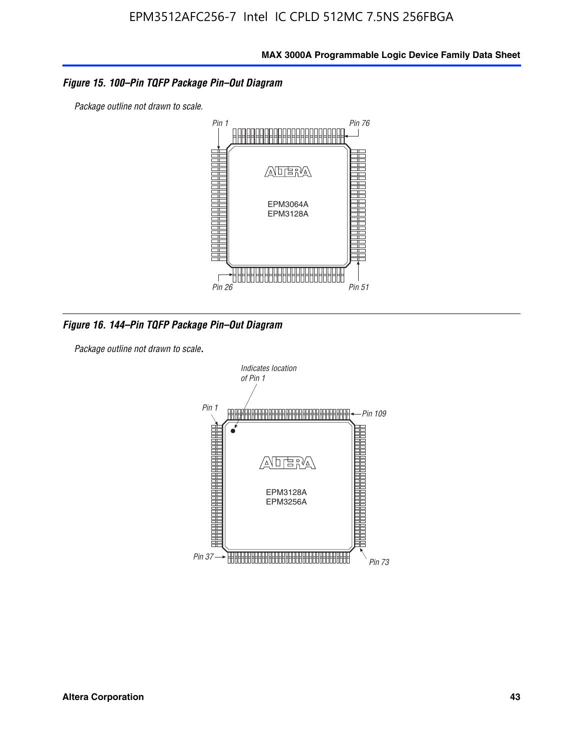*Figure 15. 100–Pin TQFP Package Pin–Out Diagram*

*Package outline not drawn to scale.*

Pin 1

Pin 76

EPM3064A
EPM3128A

Pin 26

Pin 51

*Figure 16. 144–Pin TQFP Package Pin–Out Diagram*

*Package outline not drawn to scale.*

Indicates location of Pin 1

Pin 1

Pin 109

EPM3128A
EPM3256A

Pin 37

Pin 73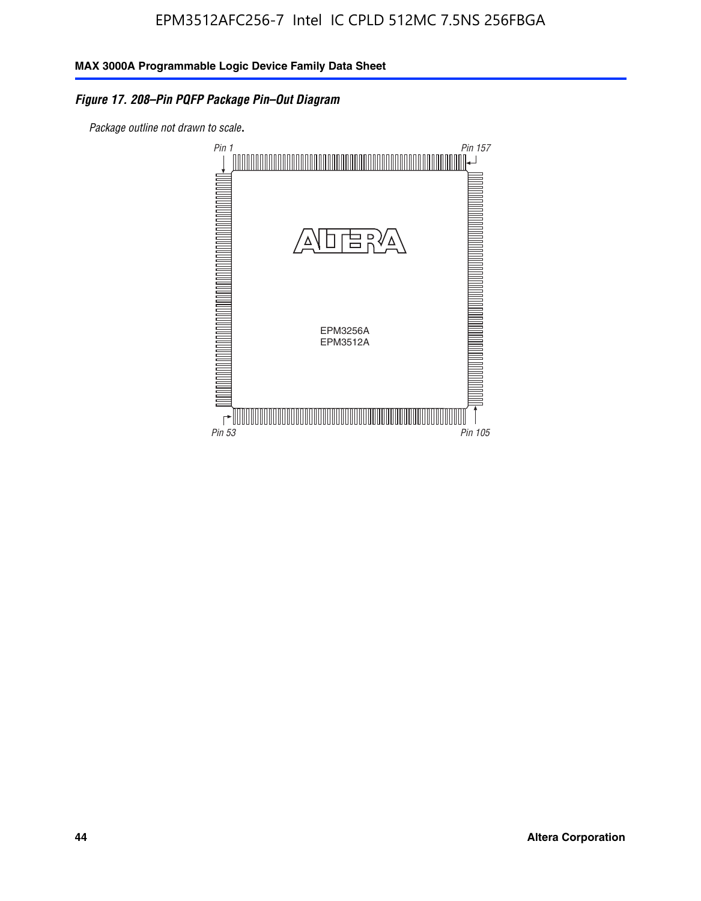*Figure 17. 208–Pin PQFP Package Pin–Out Diagram*

*Package outline not drawn to scale.*

Pin 1

Pin 157

EPM3256A
EPM3512A

Pin 53

Pin 105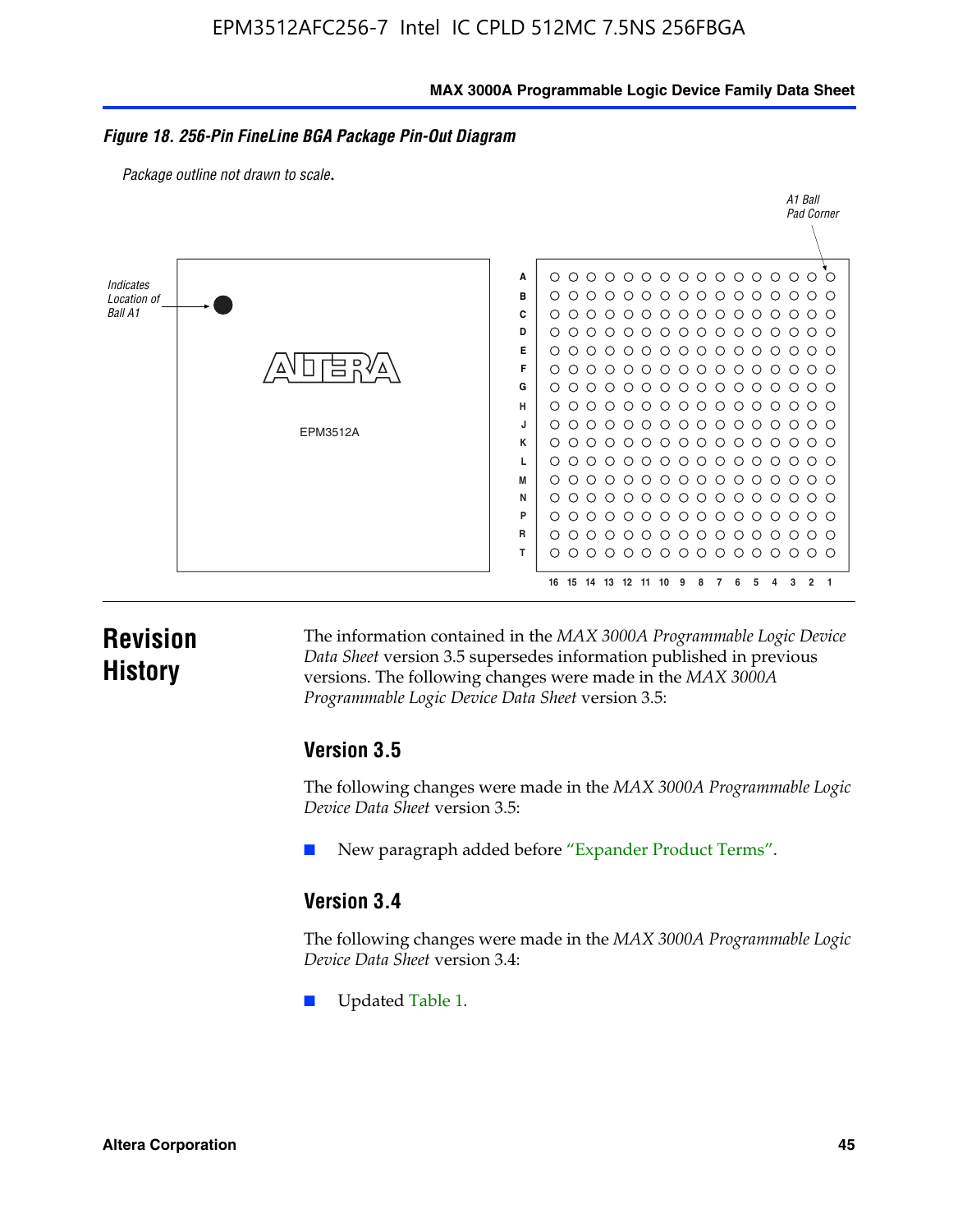**Figure 18. 256-Pin FineLine BGA Package Pin-Out Diagram**

*Package outline not drawn to scale.*

# Revision History

The information contained in the *MAX 3000A Programmable Logic Device Data Sheet* version 3.5 supersedes information published in previous versions. The following changes were made in the *MAX 3000A Programmable Logic Device Data Sheet* version 3.5:

## Version 3.5

The following changes were made in the *MAX 3000A Programmable Logic Device Data Sheet* version 3.5:

- New paragraph added before "Expander Product Terms".

## Version 3.4

The following changes were made in the *MAX 3000A Programmable Logic Device Data Sheet* version 3.4:

- Updated Table 1.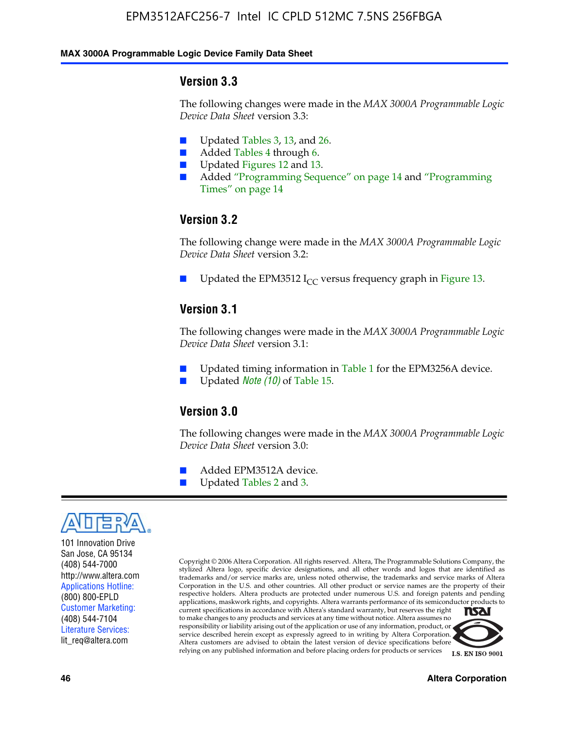## Version 3.3

The following changes were made in the *MAX 3000A Programmable Logic Device Data Sheet* version 3.3:

- Updated Tables 3, 13, and 26.
- Added Tables 4 through 6.
- Updated Figures 12 and 13.
- Added "Programming Sequence" on page 14 and "Programming Times" on page 14

## Version 3.2

The following change were made in the *MAX 3000A Programmable Logic Device Data Sheet* version 3.2:

- Updated the EPM3512 $I_{CC}$ versus frequency graph in Figure 13.

## Version 3.1

The following changes were made in the *MAX 3000A Programmable Logic Device Data Sheet* version 3.1:

- Updated timing information in Table 1 for the EPM3256A device.
- Updated *Note (10)* of Table 15.

## Version 3.0

The following changes were made in the *MAX 3000A Programmable Logic Device Data Sheet* version 3.0:

- Added EPM3512A device.
- Updated Tables 2 and 3.

101 Innovation Drive
San Jose, CA 95134
(408) 544-7000
http://www.altera.com
Applications Hotline:
(800) 800-EPLD
Customer Marketing:
(408) 544-7104
Literature Services:
lit_req@altera.com

Copyright © 2006 Altera Corporation. All rights reserved. Altera, The Programmable Solutions Company, the stylized Altera logo, specific device designations, and all other words and logos that are identified as trademarks and/or service marks are, unless noted otherwise, the trademarks and service marks of Altera Corporation in the U.S. and other countries. All other product or service names are the property of their respective holders. Altera products are protected under numerous U.S. and foreign patents and pending applications, maskwork rights, and copyrights. Altera warrants performance of its semiconductor products to current specifications in accordance with Altera's standard warranty, but reserves the right to make changes to any products and services at any time without notice. Altera assumes no responsibility or liability arising out of the application or use of any information, product, or service described herein except as expressly agreed to in writing by Altera Corporation. Altera customers are advised to obtain the latest version of device specifications before relying on any published information and before placing orders for products or services

I.S. EN ISO 9001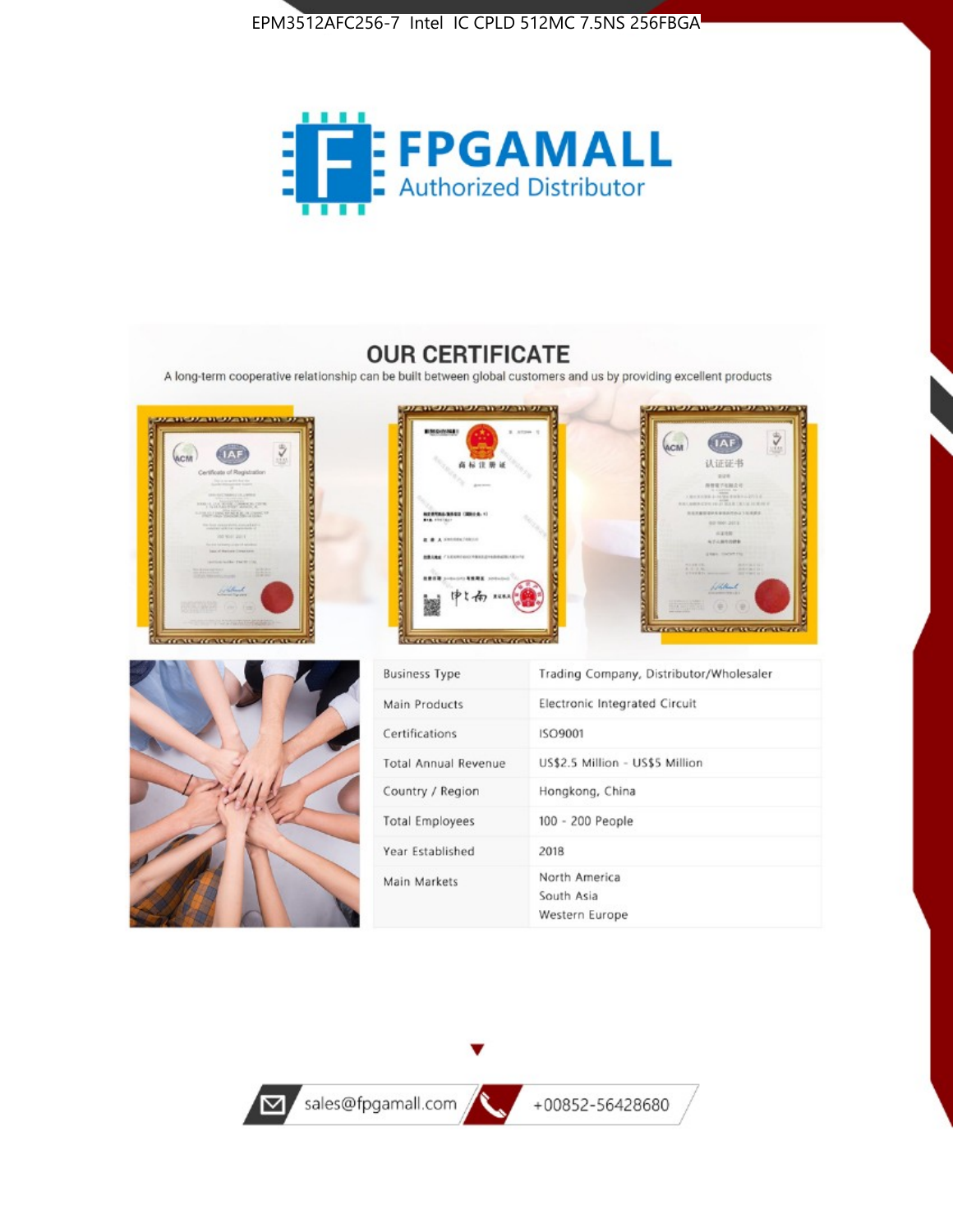FPGAMALL
Authorized Distributor

## OUR CERTIFICATE

A long-term cooperative relationship can be built between global customers and us by providing excellent products

| | |
|---|---|
| Business Type | Trading Company, Distributor/Wholesaler |
| Main Products | Electronic Integrated Circuit |
| Certifications | ISO9001 |
| Total Annual Revenue | US$2.5 Million - US$5 Million |
| Country / Region | Hongkong, China |
| Total Employees | 100 - 200 People |
| Year Established | 2018 |
| Main Markets | North America<br>South Asia<br>Western Europe |

sales@fpgamall.com +00852-56428680